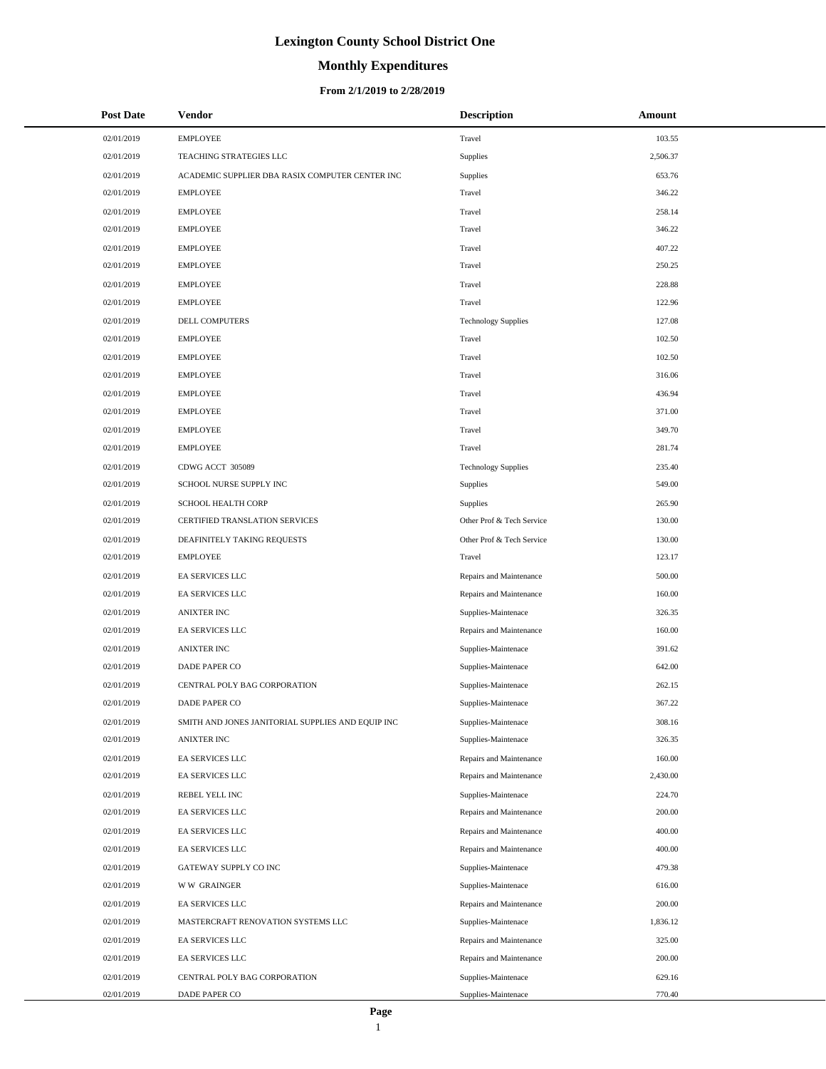# Lexington County School District One

## Monthly Expenditures

### From 2/1/2019 to 2/28/2019

| Post Date | Vendor | Description | Amount |
|---|---|---|---|
| 02/01/2019 | EMPLOYEE | Travel | 103.55 |
| 02/01/2019 | TEACHING STRATEGIES LLC | Supplies | 2,506.37 |
| 02/01/2019 | ACADEMIC SUPPLIER DBA RASIX COMPUTER CENTER INC | Supplies | 653.76 |
| 02/01/2019 | EMPLOYEE | Travel | 346.22 |
| 02/01/2019 | EMPLOYEE | Travel | 258.14 |
| 02/01/2019 | EMPLOYEE | Travel | 346.22 |
| 02/01/2019 | EMPLOYEE | Travel | 407.22 |
| 02/01/2019 | EMPLOYEE | Travel | 250.25 |
| 02/01/2019 | EMPLOYEE | Travel | 228.88 |
| 02/01/2019 | EMPLOYEE | Travel | 122.96 |
| 02/01/2019 | DELL COMPUTERS | Technology Supplies | 127.08 |
| 02/01/2019 | EMPLOYEE | Travel | 102.50 |
| 02/01/2019 | EMPLOYEE | Travel | 102.50 |
| 02/01/2019 | EMPLOYEE | Travel | 316.06 |
| 02/01/2019 | EMPLOYEE | Travel | 436.94 |
| 02/01/2019 | EMPLOYEE | Travel | 371.00 |
| 02/01/2019 | EMPLOYEE | Travel | 349.70 |
| 02/01/2019 | EMPLOYEE | Travel | 281.74 |
| 02/01/2019 | CDWG ACCT 305089 | Technology Supplies | 235.40 |
| 02/01/2019 | SCHOOL NURSE SUPPLY INC | Supplies | 549.00 |
| 02/01/2019 | SCHOOL HEALTH CORP | Supplies | 265.90 |
| 02/01/2019 | CERTIFIED TRANSLATION SERVICES | Other Prof & Tech Service | 130.00 |
| 02/01/2019 | DEAFINITELY TAKING REQUESTS | Other Prof & Tech Service | 130.00 |
| 02/01/2019 | EMPLOYEE | Travel | 123.17 |
| 02/01/2019 | EA SERVICES LLC | Repairs and Maintenance | 500.00 |
| 02/01/2019 | EA SERVICES LLC | Repairs and Maintenance | 160.00 |
| 02/01/2019 | ANIXTER INC | Supplies-Maintenace | 326.35 |
| 02/01/2019 | EA SERVICES LLC | Repairs and Maintenance | 160.00 |
| 02/01/2019 | ANIXTER INC | Supplies-Maintenace | 391.62 |
| 02/01/2019 | DADE PAPER CO | Supplies-Maintenace | 642.00 |
| 02/01/2019 | CENTRAL POLY BAG CORPORATION | Supplies-Maintenace | 262.15 |
| 02/01/2019 | DADE PAPER CO | Supplies-Maintenace | 367.22 |
| 02/01/2019 | SMITH AND JONES JANITORIAL SUPPLIES AND EQUIP INC | Supplies-Maintenace | 308.16 |
| 02/01/2019 | ANIXTER INC | Supplies-Maintenace | 326.35 |
| 02/01/2019 | EA SERVICES LLC | Repairs and Maintenance | 160.00 |
| 02/01/2019 | EA SERVICES LLC | Repairs and Maintenance | 2,430.00 |
| 02/01/2019 | REBEL YELL INC | Supplies-Maintenace | 224.70 |
| 02/01/2019 | EA SERVICES LLC | Repairs and Maintenance | 200.00 |
| 02/01/2019 | EA SERVICES LLC | Repairs and Maintenance | 400.00 |
| 02/01/2019 | EA SERVICES LLC | Repairs and Maintenance | 400.00 |
| 02/01/2019 | GATEWAY SUPPLY CO INC | Supplies-Maintenace | 479.38 |
| 02/01/2019 | W W GRAINGER | Supplies-Maintenace | 616.00 |
| 02/01/2019 | EA SERVICES LLC | Repairs and Maintenance | 200.00 |
| 02/01/2019 | MASTERCRAFT RENOVATION SYSTEMS LLC | Supplies-Maintenace | 1,836.12 |
| 02/01/2019 | EA SERVICES LLC | Repairs and Maintenance | 325.00 |
| 02/01/2019 | EA SERVICES LLC | Repairs and Maintenance | 200.00 |
| 02/01/2019 | CENTRAL POLY BAG CORPORATION | Supplies-Maintenace | 629.16 |
| 02/01/2019 | DADE PAPER CO | Supplies-Maintenace | 770.40 |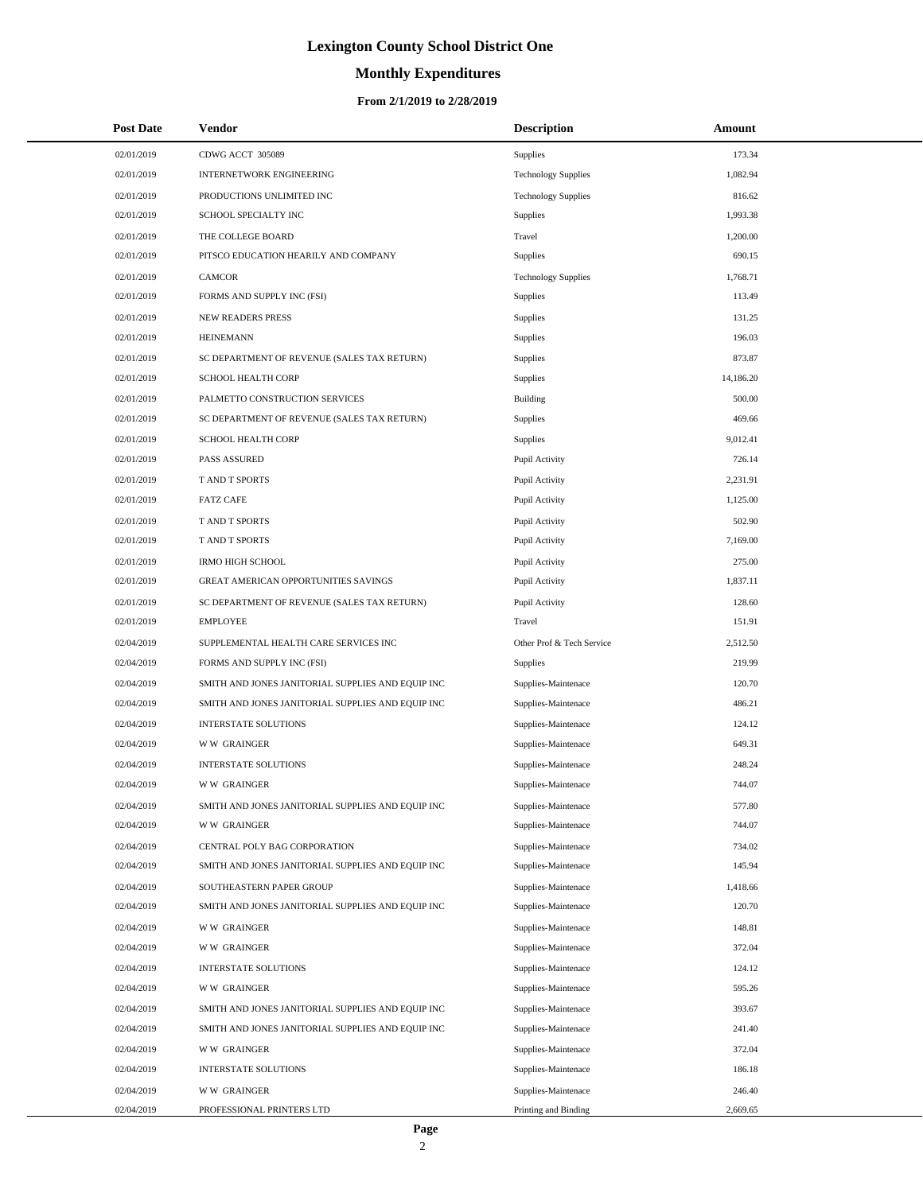# Lexington County School District One

## Monthly Expenditures

### From 2/1/2019 to 2/28/2019

| Post Date | Vendor | Description | Amount |
|---|---|---|---|
| 02/01/2019 | CDWG ACCT 305089 | Supplies | 173.34 |
| 02/01/2019 | INTERNETWORK ENGINEERING | Technology Supplies | 1,082.94 |
| 02/01/2019 | PRODUCTIONS UNLIMITED INC | Technology Supplies | 816.62 |
| 02/01/2019 | SCHOOL SPECIALTY INC | Supplies | 1,993.38 |
| 02/01/2019 | THE COLLEGE BOARD | Travel | 1,200.00 |
| 02/01/2019 | PITSCO EDUCATION HEARILY AND COMPANY | Supplies | 690.15 |
| 02/01/2019 | CAMCOR | Technology Supplies | 1,768.71 |
| 02/01/2019 | FORMS AND SUPPLY INC (FSI) | Supplies | 113.49 |
| 02/01/2019 | NEW READERS PRESS | Supplies | 131.25 |
| 02/01/2019 | HEINEMANN | Supplies | 196.03 |
| 02/01/2019 | SC DEPARTMENT OF REVENUE (SALES TAX RETURN) | Supplies | 873.87 |
| 02/01/2019 | SCHOOL HEALTH CORP | Supplies | 14,186.20 |
| 02/01/2019 | PALMETTO CONSTRUCTION SERVICES | Building | 500.00 |
| 02/01/2019 | SC DEPARTMENT OF REVENUE (SALES TAX RETURN) | Supplies | 469.66 |
| 02/01/2019 | SCHOOL HEALTH CORP | Supplies | 9,012.41 |
| 02/01/2019 | PASS ASSURED | Pupil Activity | 726.14 |
| 02/01/2019 | T AND T SPORTS | Pupil Activity | 2,231.91 |
| 02/01/2019 | FATZ CAFE | Pupil Activity | 1,125.00 |
| 02/01/2019 | T AND T SPORTS | Pupil Activity | 502.90 |
| 02/01/2019 | T AND T SPORTS | Pupil Activity | 7,169.00 |
| 02/01/2019 | IRMO HIGH SCHOOL | Pupil Activity | 275.00 |
| 02/01/2019 | GREAT AMERICAN OPPORTUNITIES SAVINGS | Pupil Activity | 1,837.11 |
| 02/01/2019 | SC DEPARTMENT OF REVENUE (SALES TAX RETURN) | Pupil Activity | 128.60 |
| 02/01/2019 | EMPLOYEE | Travel | 151.91 |
| 02/04/2019 | SUPPLEMENTAL HEALTH CARE SERVICES INC | Other Prof & Tech Service | 2,512.50 |
| 02/04/2019 | FORMS AND SUPPLY INC (FSI) | Supplies | 219.99 |
| 02/04/2019 | SMITH AND JONES JANITORIAL SUPPLIES AND EQUIP INC | Supplies-Maintenace | 120.70 |
| 02/04/2019 | SMITH AND JONES JANITORIAL SUPPLIES AND EQUIP INC | Supplies-Maintenace | 486.21 |
| 02/04/2019 | INTERSTATE SOLUTIONS | Supplies-Maintenace | 124.12 |
| 02/04/2019 | W W GRAINGER | Supplies-Maintenace | 649.31 |
| 02/04/2019 | INTERSTATE SOLUTIONS | Supplies-Maintenace | 248.24 |
| 02/04/2019 | W W GRAINGER | Supplies-Maintenace | 744.07 |
| 02/04/2019 | SMITH AND JONES JANITORIAL SUPPLIES AND EQUIP INC | Supplies-Maintenace | 577.80 |
| 02/04/2019 | W W GRAINGER | Supplies-Maintenace | 744.07 |
| 02/04/2019 | CENTRAL POLY BAG CORPORATION | Supplies-Maintenace | 734.02 |
| 02/04/2019 | SMITH AND JONES JANITORIAL SUPPLIES AND EQUIP INC | Supplies-Maintenace | 145.94 |
| 02/04/2019 | SOUTHEASTERN PAPER GROUP | Supplies-Maintenace | 1,418.66 |
| 02/04/2019 | SMITH AND JONES JANITORIAL SUPPLIES AND EQUIP INC | Supplies-Maintenace | 120.70 |
| 02/04/2019 | W W GRAINGER | Supplies-Maintenace | 148.81 |
| 02/04/2019 | W W GRAINGER | Supplies-Maintenace | 372.04 |
| 02/04/2019 | INTERSTATE SOLUTIONS | Supplies-Maintenace | 124.12 |
| 02/04/2019 | W W GRAINGER | Supplies-Maintenace | 595.26 |
| 02/04/2019 | SMITH AND JONES JANITORIAL SUPPLIES AND EQUIP INC | Supplies-Maintenace | 393.67 |
| 02/04/2019 | SMITH AND JONES JANITORIAL SUPPLIES AND EQUIP INC | Supplies-Maintenace | 241.40 |
| 02/04/2019 | W W GRAINGER | Supplies-Maintenace | 372.04 |
| 02/04/2019 | INTERSTATE SOLUTIONS | Supplies-Maintenace | 186.18 |
| 02/04/2019 | W W GRAINGER | Supplies-Maintenace | 246.40 |
| 02/04/2019 | PROFESSIONAL PRINTERS LTD | Printing and Binding | 2,669.65 |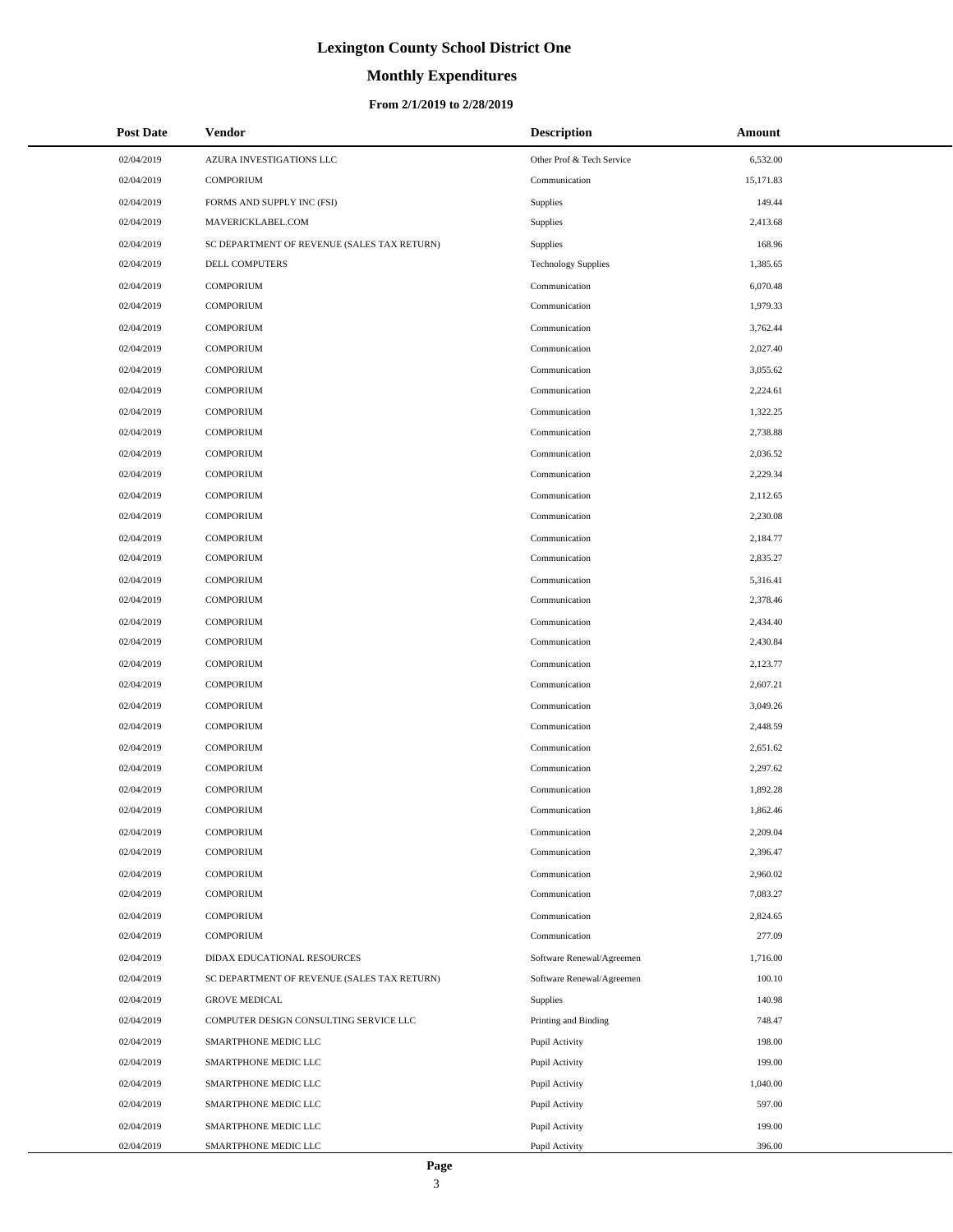# Lexington County School District One

## Monthly Expenditures

### From 2/1/2019 to 2/28/2019

| Post Date | Vendor | Description | Amount |
|---|---|---|---|
| 02/04/2019 | AZURA INVESTIGATIONS LLC | Other Prof & Tech Service | 6,532.00 |
| 02/04/2019 | COMPORIUM | Communication | 15,171.83 |
| 02/04/2019 | FORMS AND SUPPLY INC (FSI) | Supplies | 149.44 |
| 02/04/2019 | MAVERICKLABEL.COM | Supplies | 2,413.68 |
| 02/04/2019 | SC DEPARTMENT OF REVENUE (SALES TAX RETURN) | Supplies | 168.96 |
| 02/04/2019 | DELL COMPUTERS | Technology Supplies | 1,385.65 |
| 02/04/2019 | COMPORIUM | Communication | 6,070.48 |
| 02/04/2019 | COMPORIUM | Communication | 1,979.33 |
| 02/04/2019 | COMPORIUM | Communication | 3,762.44 |
| 02/04/2019 | COMPORIUM | Communication | 2,027.40 |
| 02/04/2019 | COMPORIUM | Communication | 3,055.62 |
| 02/04/2019 | COMPORIUM | Communication | 2,224.61 |
| 02/04/2019 | COMPORIUM | Communication | 1,322.25 |
| 02/04/2019 | COMPORIUM | Communication | 2,738.88 |
| 02/04/2019 | COMPORIUM | Communication | 2,036.52 |
| 02/04/2019 | COMPORIUM | Communication | 2,229.34 |
| 02/04/2019 | COMPORIUM | Communication | 2,112.65 |
| 02/04/2019 | COMPORIUM | Communication | 2,230.08 |
| 02/04/2019 | COMPORIUM | Communication | 2,184.77 |
| 02/04/2019 | COMPORIUM | Communication | 2,835.27 |
| 02/04/2019 | COMPORIUM | Communication | 5,316.41 |
| 02/04/2019 | COMPORIUM | Communication | 2,378.46 |
| 02/04/2019 | COMPORIUM | Communication | 2,434.40 |
| 02/04/2019 | COMPORIUM | Communication | 2,430.84 |
| 02/04/2019 | COMPORIUM | Communication | 2,123.77 |
| 02/04/2019 | COMPORIUM | Communication | 2,607.21 |
| 02/04/2019 | COMPORIUM | Communication | 3,049.26 |
| 02/04/2019 | COMPORIUM | Communication | 2,448.59 |
| 02/04/2019 | COMPORIUM | Communication | 2,651.62 |
| 02/04/2019 | COMPORIUM | Communication | 2,297.62 |
| 02/04/2019 | COMPORIUM | Communication | 1,892.28 |
| 02/04/2019 | COMPORIUM | Communication | 1,862.46 |
| 02/04/2019 | COMPORIUM | Communication | 2,209.04 |
| 02/04/2019 | COMPORIUM | Communication | 2,396.47 |
| 02/04/2019 | COMPORIUM | Communication | 2,960.02 |
| 02/04/2019 | COMPORIUM | Communication | 7,083.27 |
| 02/04/2019 | COMPORIUM | Communication | 2,824.65 |
| 02/04/2019 | COMPORIUM | Communication | 277.09 |
| 02/04/2019 | DIDAX EDUCATIONAL RESOURCES | Software Renewal/Agreemen | 1,716.00 |
| 02/04/2019 | SC DEPARTMENT OF REVENUE (SALES TAX RETURN) | Software Renewal/Agreemen | 100.10 |
| 02/04/2019 | GROVE MEDICAL | Supplies | 140.98 |
| 02/04/2019 | COMPUTER DESIGN CONSULTING SERVICE LLC | Printing and Binding | 748.47 |
| 02/04/2019 | SMARTPHONE MEDIC LLC | Pupil Activity | 198.00 |
| 02/04/2019 | SMARTPHONE MEDIC LLC | Pupil Activity | 199.00 |
| 02/04/2019 | SMARTPHONE MEDIC LLC | Pupil Activity | 1,040.00 |
| 02/04/2019 | SMARTPHONE MEDIC LLC | Pupil Activity | 597.00 |
| 02/04/2019 | SMARTPHONE MEDIC LLC | Pupil Activity | 199.00 |
| 02/04/2019 | SMARTPHONE MEDIC LLC | Pupil Activity | 396.00 |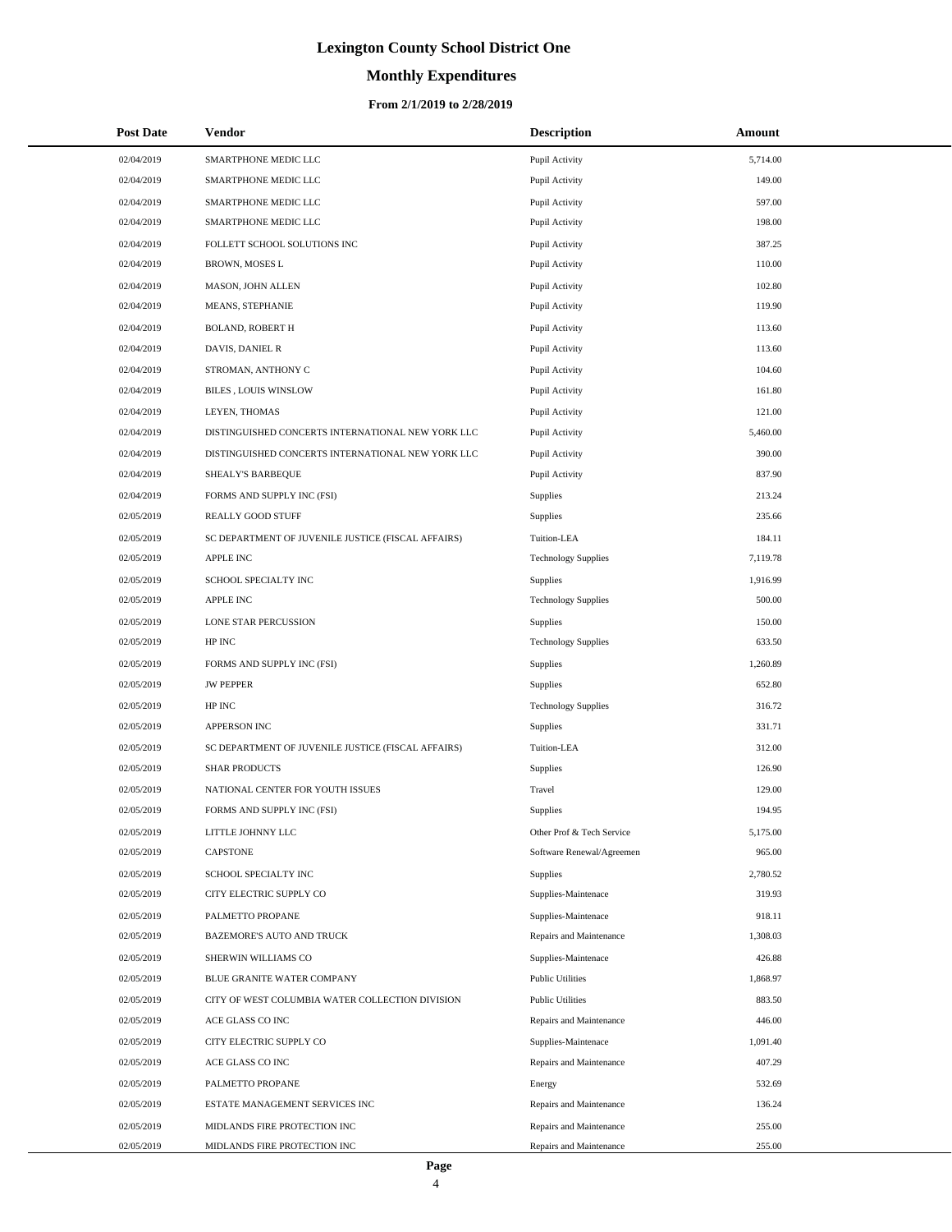# Lexington County School District One

## Monthly Expenditures

### From 2/1/2019 to 2/28/2019

| Post Date | Vendor | Description | Amount |
|---|---|---|---|
| 02/04/2019 | SMARTPHONE MEDIC LLC | Pupil Activity | 5,714.00 |
| 02/04/2019 | SMARTPHONE MEDIC LLC | Pupil Activity | 149.00 |
| 02/04/2019 | SMARTPHONE MEDIC LLC | Pupil Activity | 597.00 |
| 02/04/2019 | SMARTPHONE MEDIC LLC | Pupil Activity | 198.00 |
| 02/04/2019 | FOLLETT SCHOOL SOLUTIONS INC | Pupil Activity | 387.25 |
| 02/04/2019 | BROWN, MOSES L | Pupil Activity | 110.00 |
| 02/04/2019 | MASON, JOHN ALLEN | Pupil Activity | 102.80 |
| 02/04/2019 | MEANS, STEPHANIE | Pupil Activity | 119.90 |
| 02/04/2019 | BOLAND, ROBERT H | Pupil Activity | 113.60 |
| 02/04/2019 | DAVIS, DANIEL R | Pupil Activity | 113.60 |
| 02/04/2019 | STROMAN, ANTHONY C | Pupil Activity | 104.60 |
| 02/04/2019 | BILES , LOUIS WINSLOW | Pupil Activity | 161.80 |
| 02/04/2019 | LEYEN, THOMAS | Pupil Activity | 121.00 |
| 02/04/2019 | DISTINGUISHED CONCERTS INTERNATIONAL NEW YORK LLC | Pupil Activity | 5,460.00 |
| 02/04/2019 | DISTINGUISHED CONCERTS INTERNATIONAL NEW YORK LLC | Pupil Activity | 390.00 |
| 02/04/2019 | SHEALY'S BARBEQUE | Pupil Activity | 837.90 |
| 02/04/2019 | FORMS AND SUPPLY INC (FSI) | Supplies | 213.24 |
| 02/05/2019 | REALLY GOOD STUFF | Supplies | 235.66 |
| 02/05/2019 | SC DEPARTMENT OF JUVENILE JUSTICE (FISCAL AFFAIRS) | Tuition-LEA | 184.11 |
| 02/05/2019 | APPLE INC | Technology Supplies | 7,119.78 |
| 02/05/2019 | SCHOOL SPECIALTY INC | Supplies | 1,916.99 |
| 02/05/2019 | APPLE INC | Technology Supplies | 500.00 |
| 02/05/2019 | LONE STAR PERCUSSION | Supplies | 150.00 |
| 02/05/2019 | HP INC | Technology Supplies | 633.50 |
| 02/05/2019 | FORMS AND SUPPLY INC (FSI) | Supplies | 1,260.89 |
| 02/05/2019 | JW PEPPER | Supplies | 652.80 |
| 02/05/2019 | HP INC | Technology Supplies | 316.72 |
| 02/05/2019 | APPERSON INC | Supplies | 331.71 |
| 02/05/2019 | SC DEPARTMENT OF JUVENILE JUSTICE (FISCAL AFFAIRS) | Tuition-LEA | 312.00 |
| 02/05/2019 | SHAR PRODUCTS | Supplies | 126.90 |
| 02/05/2019 | NATIONAL CENTER FOR YOUTH ISSUES | Travel | 129.00 |
| 02/05/2019 | FORMS AND SUPPLY INC (FSI) | Supplies | 194.95 |
| 02/05/2019 | LITTLE JOHNNY LLC | Other Prof & Tech Service | 5,175.00 |
| 02/05/2019 | CAPSTONE | Software Renewal/Agreemen | 965.00 |
| 02/05/2019 | SCHOOL SPECIALTY INC | Supplies | 2,780.52 |
| 02/05/2019 | CITY ELECTRIC SUPPLY CO | Supplies-Maintenace | 319.93 |
| 02/05/2019 | PALMETTO PROPANE | Supplies-Maintenace | 918.11 |
| 02/05/2019 | BAZEMORE'S AUTO AND TRUCK | Repairs and Maintenance | 1,308.03 |
| 02/05/2019 | SHERWIN WILLIAMS CO | Supplies-Maintenace | 426.88 |
| 02/05/2019 | BLUE GRANITE WATER COMPANY | Public Utilities | 1,868.97 |
| 02/05/2019 | CITY OF WEST COLUMBIA WATER COLLECTION DIVISION | Public Utilities | 883.50 |
| 02/05/2019 | ACE GLASS CO INC | Repairs and Maintenance | 446.00 |
| 02/05/2019 | CITY ELECTRIC SUPPLY CO | Supplies-Maintenace | 1,091.40 |
| 02/05/2019 | ACE GLASS CO INC | Repairs and Maintenance | 407.29 |
| 02/05/2019 | PALMETTO PROPANE | Energy | 532.69 |
| 02/05/2019 | ESTATE MANAGEMENT SERVICES INC | Repairs and Maintenance | 136.24 |
| 02/05/2019 | MIDLANDS FIRE PROTECTION INC | Repairs and Maintenance | 255.00 |
| 02/05/2019 | MIDLANDS FIRE PROTECTION INC | Repairs and Maintenance | 255.00 |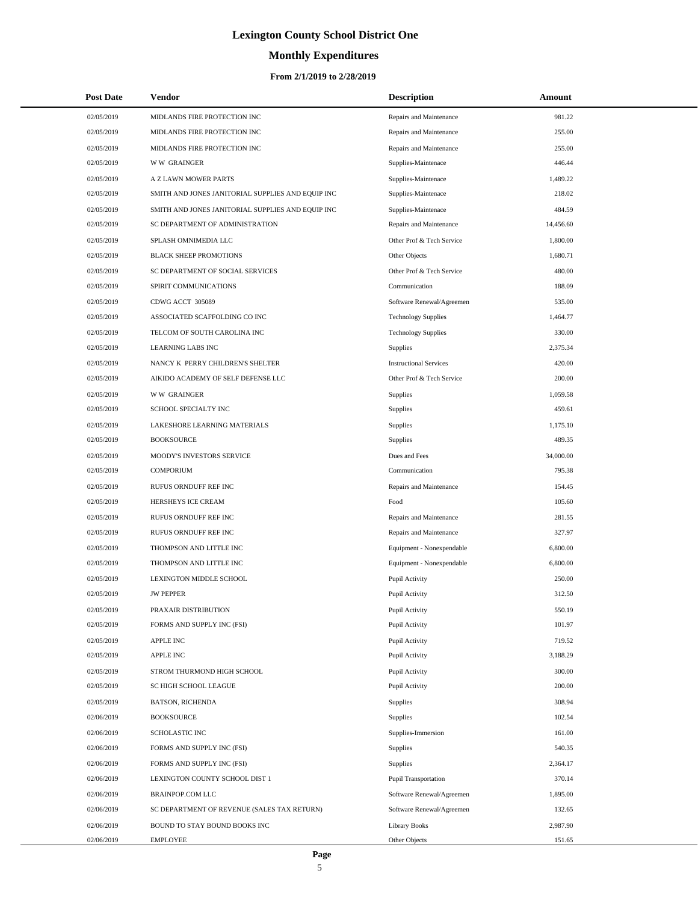# Lexington County School District One

## Monthly Expenditures

### From 2/1/2019 to 2/28/2019

| Post Date | Vendor | Description | Amount |
|---|---|---|---|
| 02/05/2019 | MIDLANDS FIRE PROTECTION INC | Repairs and Maintenance | 981.22 |
| 02/05/2019 | MIDLANDS FIRE PROTECTION INC | Repairs and Maintenance | 255.00 |
| 02/05/2019 | MIDLANDS FIRE PROTECTION INC | Repairs and Maintenance | 255.00 |
| 02/05/2019 | W W GRAINGER | Supplies-Maintenace | 446.44 |
| 02/05/2019 | A Z LAWN MOWER PARTS | Supplies-Maintenace | 1,489.22 |
| 02/05/2019 | SMITH AND JONES JANITORIAL SUPPLIES AND EQUIP INC | Supplies-Maintenace | 218.02 |
| 02/05/2019 | SMITH AND JONES JANITORIAL SUPPLIES AND EQUIP INC | Supplies-Maintenace | 484.59 |
| 02/05/2019 | SC DEPARTMENT OF ADMINISTRATION | Repairs and Maintenance | 14,456.60 |
| 02/05/2019 | SPLASH OMNIMEDIA LLC | Other Prof & Tech Service | 1,800.00 |
| 02/05/2019 | BLACK SHEEP PROMOTIONS | Other Objects | 1,680.71 |
| 02/05/2019 | SC DEPARTMENT OF SOCIAL SERVICES | Other Prof & Tech Service | 480.00 |
| 02/05/2019 | SPIRIT COMMUNICATIONS | Communication | 188.09 |
| 02/05/2019 | CDWG ACCT 305089 | Software Renewal/Agreemen | 535.00 |
| 02/05/2019 | ASSOCIATED SCAFFOLDING CO INC | Technology Supplies | 1,464.77 |
| 02/05/2019 | TELCOM OF SOUTH CAROLINA INC | Technology Supplies | 330.00 |
| 02/05/2019 | LEARNING LABS INC | Supplies | 2,375.34 |
| 02/05/2019 | NANCY K PERRY CHILDREN'S SHELTER | Instructional Services | 420.00 |
| 02/05/2019 | AIKIDO ACADEMY OF SELF DEFENSE LLC | Other Prof & Tech Service | 200.00 |
| 02/05/2019 | W W GRAINGER | Supplies | 1,059.58 |
| 02/05/2019 | SCHOOL SPECIALTY INC | Supplies | 459.61 |
| 02/05/2019 | LAKESHORE LEARNING MATERIALS | Supplies | 1,175.10 |
| 02/05/2019 | BOOKSOURCE | Supplies | 489.35 |
| 02/05/2019 | MOODY'S INVESTORS SERVICE | Dues and Fees | 34,000.00 |
| 02/05/2019 | COMPORIUM | Communication | 795.38 |
| 02/05/2019 | RUFUS ORNDUFF REF INC | Repairs and Maintenance | 154.45 |
| 02/05/2019 | HERSHEYS ICE CREAM | Food | 105.60 |
| 02/05/2019 | RUFUS ORNDUFF REF INC | Repairs and Maintenance | 281.55 |
| 02/05/2019 | RUFUS ORNDUFF REF INC | Repairs and Maintenance | 327.97 |
| 02/05/2019 | THOMPSON AND LITTLE INC | Equipment - Nonexpendable | 6,800.00 |
| 02/05/2019 | THOMPSON AND LITTLE INC | Equipment - Nonexpendable | 6,800.00 |
| 02/05/2019 | LEXINGTON MIDDLE SCHOOL | Pupil Activity | 250.00 |
| 02/05/2019 | JW PEPPER | Pupil Activity | 312.50 |
| 02/05/2019 | PRAXAIR DISTRIBUTION | Pupil Activity | 550.19 |
| 02/05/2019 | FORMS AND SUPPLY INC (FSI) | Pupil Activity | 101.97 |
| 02/05/2019 | APPLE INC | Pupil Activity | 719.52 |
| 02/05/2019 | APPLE INC | Pupil Activity | 3,188.29 |
| 02/05/2019 | STROM THURMOND HIGH SCHOOL | Pupil Activity | 300.00 |
| 02/05/2019 | SC HIGH SCHOOL LEAGUE | Pupil Activity | 200.00 |
| 02/05/2019 | BATSON, RICHENDA | Supplies | 308.94 |
| 02/06/2019 | BOOKSOURCE | Supplies | 102.54 |
| 02/06/2019 | SCHOLASTIC INC | Supplies-Immersion | 161.00 |
| 02/06/2019 | FORMS AND SUPPLY INC (FSI) | Supplies | 540.35 |
| 02/06/2019 | FORMS AND SUPPLY INC (FSI) | Supplies | 2,364.17 |
| 02/06/2019 | LEXINGTON COUNTY SCHOOL DIST 1 | Pupil Transportation | 370.14 |
| 02/06/2019 | BRAINPOP.COM LLC | Software Renewal/Agreemen | 1,895.00 |
| 02/06/2019 | SC DEPARTMENT OF REVENUE (SALES TAX RETURN) | Software Renewal/Agreemen | 132.65 |
| 02/06/2019 | BOUND TO STAY BOUND BOOKS INC | Library Books | 2,987.90 |
| 02/06/2019 | EMPLOYEE | Other Objects | 151.65 |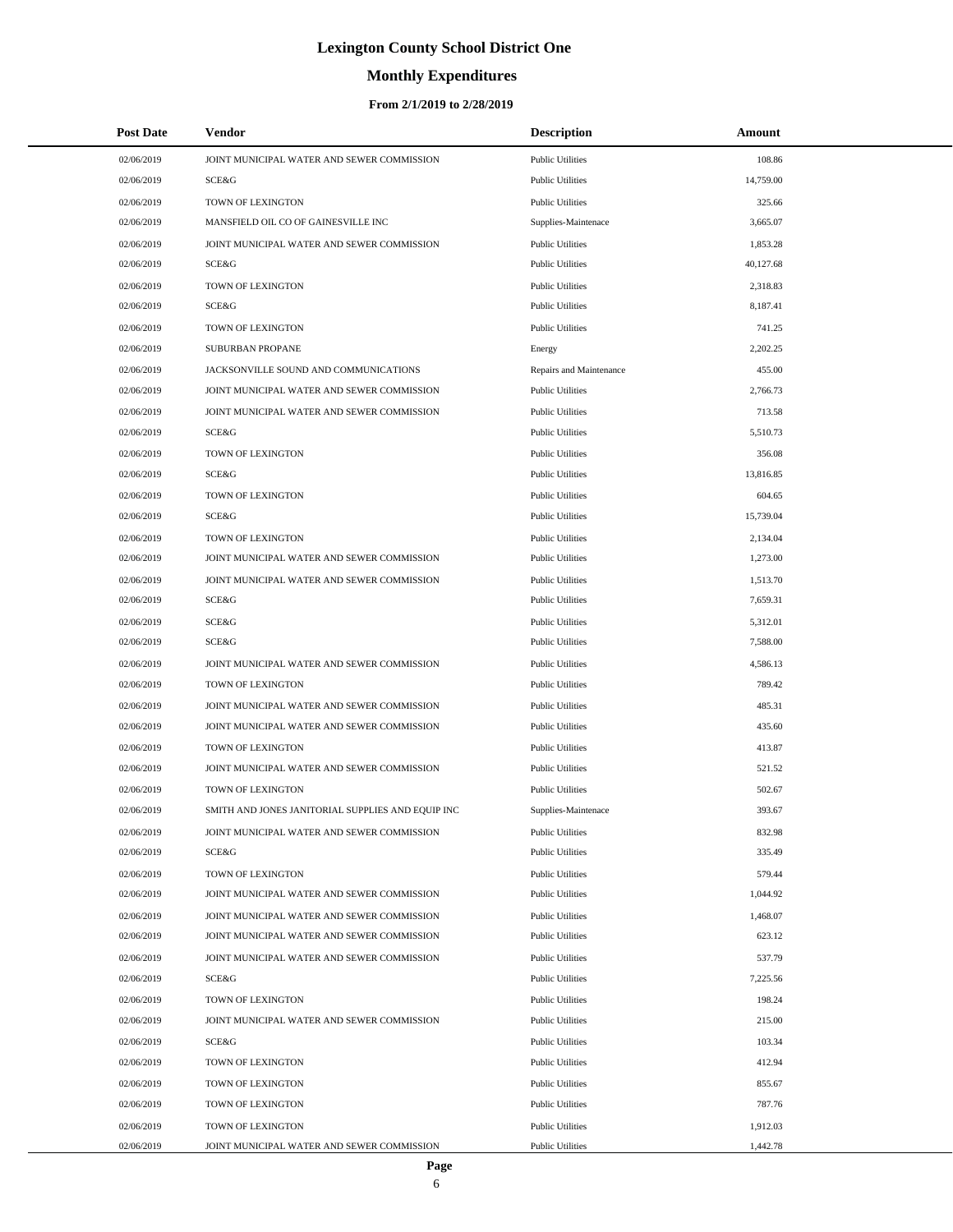# Lexington County School District One

## Monthly Expenditures

### From 2/1/2019 to 2/28/2019

| Post Date | Vendor | Description | Amount |
|---|---|---|---|
| 02/06/2019 | JOINT MUNICIPAL WATER AND SEWER COMMISSION | Public Utilities | 108.86 |
| 02/06/2019 | SCE&G | Public Utilities | 14,759.00 |
| 02/06/2019 | TOWN OF LEXINGTON | Public Utilities | 325.66 |
| 02/06/2019 | MANSFIELD OIL CO OF GAINESVILLE INC | Supplies-Maintenace | 3,665.07 |
| 02/06/2019 | JOINT MUNICIPAL WATER AND SEWER COMMISSION | Public Utilities | 1,853.28 |
| 02/06/2019 | SCE&G | Public Utilities | 40,127.68 |
| 02/06/2019 | TOWN OF LEXINGTON | Public Utilities | 2,318.83 |
| 02/06/2019 | SCE&G | Public Utilities | 8,187.41 |
| 02/06/2019 | TOWN OF LEXINGTON | Public Utilities | 741.25 |
| 02/06/2019 | SUBURBAN PROPANE | Energy | 2,202.25 |
| 02/06/2019 | JACKSONVILLE SOUND AND COMMUNICATIONS | Repairs and Maintenance | 455.00 |
| 02/06/2019 | JOINT MUNICIPAL WATER AND SEWER COMMISSION | Public Utilities | 2,766.73 |
| 02/06/2019 | JOINT MUNICIPAL WATER AND SEWER COMMISSION | Public Utilities | 713.58 |
| 02/06/2019 | SCE&G | Public Utilities | 5,510.73 |
| 02/06/2019 | TOWN OF LEXINGTON | Public Utilities | 356.08 |
| 02/06/2019 | SCE&G | Public Utilities | 13,816.85 |
| 02/06/2019 | TOWN OF LEXINGTON | Public Utilities | 604.65 |
| 02/06/2019 | SCE&G | Public Utilities | 15,739.04 |
| 02/06/2019 | TOWN OF LEXINGTON | Public Utilities | 2,134.04 |
| 02/06/2019 | JOINT MUNICIPAL WATER AND SEWER COMMISSION | Public Utilities | 1,273.00 |
| 02/06/2019 | JOINT MUNICIPAL WATER AND SEWER COMMISSION | Public Utilities | 1,513.70 |
| 02/06/2019 | SCE&G | Public Utilities | 7,659.31 |
| 02/06/2019 | SCE&G | Public Utilities | 5,312.01 |
| 02/06/2019 | SCE&G | Public Utilities | 7,588.00 |
| 02/06/2019 | JOINT MUNICIPAL WATER AND SEWER COMMISSION | Public Utilities | 4,586.13 |
| 02/06/2019 | TOWN OF LEXINGTON | Public Utilities | 789.42 |
| 02/06/2019 | JOINT MUNICIPAL WATER AND SEWER COMMISSION | Public Utilities | 485.31 |
| 02/06/2019 | JOINT MUNICIPAL WATER AND SEWER COMMISSION | Public Utilities | 435.60 |
| 02/06/2019 | TOWN OF LEXINGTON | Public Utilities | 413.87 |
| 02/06/2019 | JOINT MUNICIPAL WATER AND SEWER COMMISSION | Public Utilities | 521.52 |
| 02/06/2019 | TOWN OF LEXINGTON | Public Utilities | 502.67 |
| 02/06/2019 | SMITH AND JONES JANITORIAL SUPPLIES AND EQUIP INC | Supplies-Maintenace | 393.67 |
| 02/06/2019 | JOINT MUNICIPAL WATER AND SEWER COMMISSION | Public Utilities | 832.98 |
| 02/06/2019 | SCE&G | Public Utilities | 335.49 |
| 02/06/2019 | TOWN OF LEXINGTON | Public Utilities | 579.44 |
| 02/06/2019 | JOINT MUNICIPAL WATER AND SEWER COMMISSION | Public Utilities | 1,044.92 |
| 02/06/2019 | JOINT MUNICIPAL WATER AND SEWER COMMISSION | Public Utilities | 1,468.07 |
| 02/06/2019 | JOINT MUNICIPAL WATER AND SEWER COMMISSION | Public Utilities | 623.12 |
| 02/06/2019 | JOINT MUNICIPAL WATER AND SEWER COMMISSION | Public Utilities | 537.79 |
| 02/06/2019 | SCE&G | Public Utilities | 7,225.56 |
| 02/06/2019 | TOWN OF LEXINGTON | Public Utilities | 198.24 |
| 02/06/2019 | JOINT MUNICIPAL WATER AND SEWER COMMISSION | Public Utilities | 215.00 |
| 02/06/2019 | SCE&G | Public Utilities | 103.34 |
| 02/06/2019 | TOWN OF LEXINGTON | Public Utilities | 412.94 |
| 02/06/2019 | TOWN OF LEXINGTON | Public Utilities | 855.67 |
| 02/06/2019 | TOWN OF LEXINGTON | Public Utilities | 787.76 |
| 02/06/2019 | TOWN OF LEXINGTON | Public Utilities | 1,912.03 |
| 02/06/2019 | JOINT MUNICIPAL WATER AND SEWER COMMISSION | Public Utilities | 1,442.78 |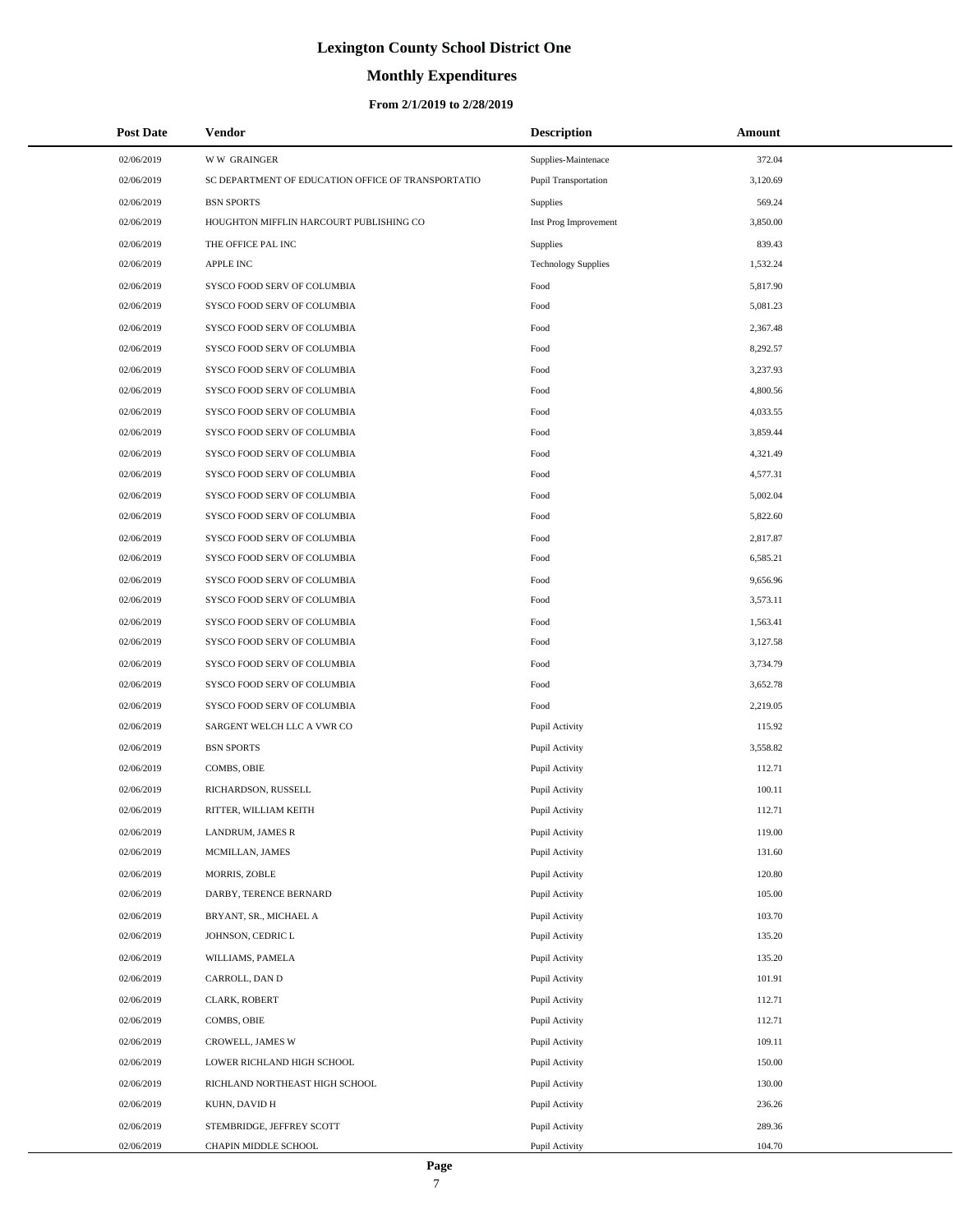# Lexington County School District One

## Monthly Expenditures

### From 2/1/2019 to 2/28/2019

| Post Date | Vendor | Description | Amount |
|---|---|---|---|
| 02/06/2019 | W W GRAINGER | Supplies-Maintenace | 372.04 |
| 02/06/2019 | SC DEPARTMENT OF EDUCATION OFFICE OF TRANSPORTATIO | Pupil Transportation | 3,120.69 |
| 02/06/2019 | BSN SPORTS | Supplies | 569.24 |
| 02/06/2019 | HOUGHTON MIFFLIN HARCOURT PUBLISHING CO | Inst Prog Improvement | 3,850.00 |
| 02/06/2019 | THE OFFICE PAL INC | Supplies | 839.43 |
| 02/06/2019 | APPLE INC | Technology Supplies | 1,532.24 |
| 02/06/2019 | SYSCO FOOD SERV OF COLUMBIA | Food | 5,817.90 |
| 02/06/2019 | SYSCO FOOD SERV OF COLUMBIA | Food | 5,081.23 |
| 02/06/2019 | SYSCO FOOD SERV OF COLUMBIA | Food | 2,367.48 |
| 02/06/2019 | SYSCO FOOD SERV OF COLUMBIA | Food | 8,292.57 |
| 02/06/2019 | SYSCO FOOD SERV OF COLUMBIA | Food | 3,237.93 |
| 02/06/2019 | SYSCO FOOD SERV OF COLUMBIA | Food | 4,800.56 |
| 02/06/2019 | SYSCO FOOD SERV OF COLUMBIA | Food | 4,033.55 |
| 02/06/2019 | SYSCO FOOD SERV OF COLUMBIA | Food | 3,859.44 |
| 02/06/2019 | SYSCO FOOD SERV OF COLUMBIA | Food | 4,321.49 |
| 02/06/2019 | SYSCO FOOD SERV OF COLUMBIA | Food | 4,577.31 |
| 02/06/2019 | SYSCO FOOD SERV OF COLUMBIA | Food | 5,002.04 |
| 02/06/2019 | SYSCO FOOD SERV OF COLUMBIA | Food | 5,822.60 |
| 02/06/2019 | SYSCO FOOD SERV OF COLUMBIA | Food | 2,817.87 |
| 02/06/2019 | SYSCO FOOD SERV OF COLUMBIA | Food | 6,585.21 |
| 02/06/2019 | SYSCO FOOD SERV OF COLUMBIA | Food | 9,656.96 |
| 02/06/2019 | SYSCO FOOD SERV OF COLUMBIA | Food | 3,573.11 |
| 02/06/2019 | SYSCO FOOD SERV OF COLUMBIA | Food | 1,563.41 |
| 02/06/2019 | SYSCO FOOD SERV OF COLUMBIA | Food | 3,127.58 |
| 02/06/2019 | SYSCO FOOD SERV OF COLUMBIA | Food | 3,734.79 |
| 02/06/2019 | SYSCO FOOD SERV OF COLUMBIA | Food | 3,652.78 |
| 02/06/2019 | SYSCO FOOD SERV OF COLUMBIA | Food | 2,219.05 |
| 02/06/2019 | SARGENT WELCH LLC A VWR CO | Pupil Activity | 115.92 |
| 02/06/2019 | BSN SPORTS | Pupil Activity | 3,558.82 |
| 02/06/2019 | COMBS, OBIE | Pupil Activity | 112.71 |
| 02/06/2019 | RICHARDSON, RUSSELL | Pupil Activity | 100.11 |
| 02/06/2019 | RITTER, WILLIAM KEITH | Pupil Activity | 112.71 |
| 02/06/2019 | LANDRUM, JAMES R | Pupil Activity | 119.00 |
| 02/06/2019 | MCMILLAN, JAMES | Pupil Activity | 131.60 |
| 02/06/2019 | MORRIS, ZOBLE | Pupil Activity | 120.80 |
| 02/06/2019 | DARBY, TERENCE BERNARD | Pupil Activity | 105.00 |
| 02/06/2019 | BRYANT, SR., MICHAEL A | Pupil Activity | 103.70 |
| 02/06/2019 | JOHNSON, CEDRIC L | Pupil Activity | 135.20 |
| 02/06/2019 | WILLIAMS, PAMELA | Pupil Activity | 135.20 |
| 02/06/2019 | CARROLL, DAN D | Pupil Activity | 101.91 |
| 02/06/2019 | CLARK, ROBERT | Pupil Activity | 112.71 |
| 02/06/2019 | COMBS, OBIE | Pupil Activity | 112.71 |
| 02/06/2019 | CROWELL, JAMES W | Pupil Activity | 109.11 |
| 02/06/2019 | LOWER RICHLAND HIGH SCHOOL | Pupil Activity | 150.00 |
| 02/06/2019 | RICHLAND NORTHEAST HIGH SCHOOL | Pupil Activity | 130.00 |
| 02/06/2019 | KUHN, DAVID H | Pupil Activity | 236.26 |
| 02/06/2019 | STEMBRIDGE, JEFFREY SCOTT | Pupil Activity | 289.36 |
| 02/06/2019 | CHAPIN MIDDLE SCHOOL | Pupil Activity | 104.70 |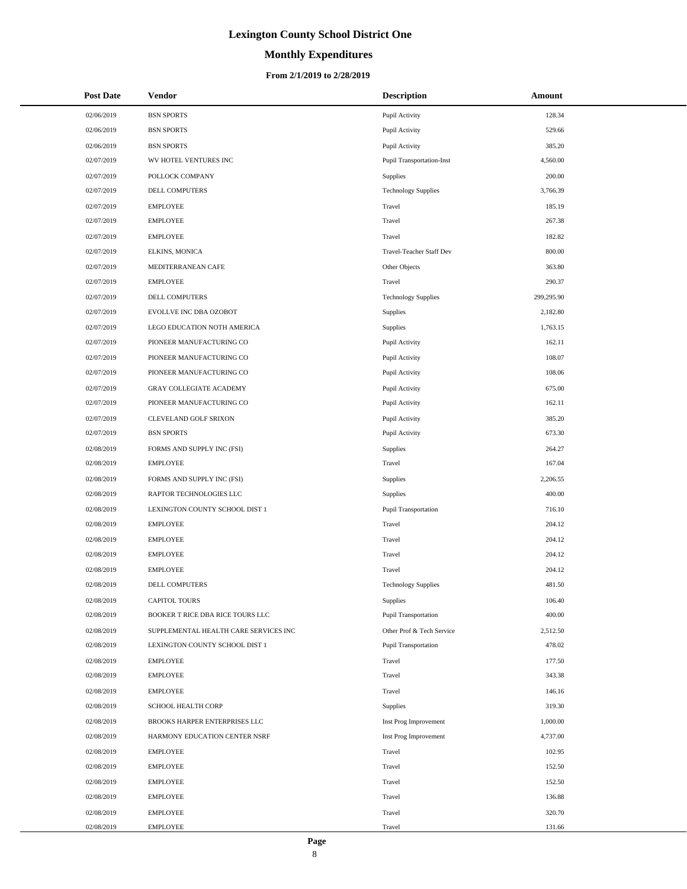# Lexington County School District One

## Monthly Expenditures

### From 2/1/2019 to 2/28/2019

| Post Date | Vendor | Description | Amount |
|---|---|---|---|
| 02/06/2019 | BSN SPORTS | Pupil Activity | 128.34 |
| 02/06/2019 | BSN SPORTS | Pupil Activity | 529.66 |
| 02/06/2019 | BSN SPORTS | Pupil Activity | 385.20 |
| 02/07/2019 | WV HOTEL VENTURES INC | Pupil Transportation-Inst | 4,560.00 |
| 02/07/2019 | POLLOCK COMPANY | Supplies | 200.00 |
| 02/07/2019 | DELL COMPUTERS | Technology Supplies | 3,766.39 |
| 02/07/2019 | EMPLOYEE | Travel | 185.19 |
| 02/07/2019 | EMPLOYEE | Travel | 267.38 |
| 02/07/2019 | EMPLOYEE | Travel | 182.82 |
| 02/07/2019 | ELKINS, MONICA | Travel-Teacher Staff Dev | 800.00 |
| 02/07/2019 | MEDITERRANEAN CAFE | Other Objects | 363.80 |
| 02/07/2019 | EMPLOYEE | Travel | 290.37 |
| 02/07/2019 | DELL COMPUTERS | Technology Supplies | 299,295.90 |
| 02/07/2019 | EVOLLVE INC DBA OZOBOT | Supplies | 2,182.80 |
| 02/07/2019 | LEGO EDUCATION NOTH AMERICA | Supplies | 1,763.15 |
| 02/07/2019 | PIONEER MANUFACTURING CO | Pupil Activity | 162.11 |
| 02/07/2019 | PIONEER MANUFACTURING CO | Pupil Activity | 108.07 |
| 02/07/2019 | PIONEER MANUFACTURING CO | Pupil Activity | 108.06 |
| 02/07/2019 | GRAY COLLEGIATE ACADEMY | Pupil Activity | 675.00 |
| 02/07/2019 | PIONEER MANUFACTURING CO | Pupil Activity | 162.11 |
| 02/07/2019 | CLEVELAND GOLF SRIXON | Pupil Activity | 385.20 |
| 02/07/2019 | BSN SPORTS | Pupil Activity | 673.30 |
| 02/08/2019 | FORMS AND SUPPLY INC (FSI) | Supplies | 264.27 |
| 02/08/2019 | EMPLOYEE | Travel | 167.04 |
| 02/08/2019 | FORMS AND SUPPLY INC (FSI) | Supplies | 2,206.55 |
| 02/08/2019 | RAPTOR TECHNOLOGIES LLC | Supplies | 400.00 |
| 02/08/2019 | LEXINGTON COUNTY SCHOOL DIST 1 | Pupil Transportation | 716.10 |
| 02/08/2019 | EMPLOYEE | Travel | 204.12 |
| 02/08/2019 | EMPLOYEE | Travel | 204.12 |
| 02/08/2019 | EMPLOYEE | Travel | 204.12 |
| 02/08/2019 | EMPLOYEE | Travel | 204.12 |
| 02/08/2019 | DELL COMPUTERS | Technology Supplies | 481.50 |
| 02/08/2019 | CAPITOL TOURS | Supplies | 106.40 |
| 02/08/2019 | BOOKER T RICE DBA RICE TOURS LLC | Pupil Transportation | 400.00 |
| 02/08/2019 | SUPPLEMENTAL HEALTH CARE SERVICES INC | Other Prof & Tech Service | 2,512.50 |
| 02/08/2019 | LEXINGTON COUNTY SCHOOL DIST 1 | Pupil Transportation | 478.02 |
| 02/08/2019 | EMPLOYEE | Travel | 177.50 |
| 02/08/2019 | EMPLOYEE | Travel | 343.38 |
| 02/08/2019 | EMPLOYEE | Travel | 146.16 |
| 02/08/2019 | SCHOOL HEALTH CORP | Supplies | 319.30 |
| 02/08/2019 | BROOKS HARPER ENTERPRISES LLC | Inst Prog Improvement | 1,000.00 |
| 02/08/2019 | HARMONY EDUCATION CENTER NSRF | Inst Prog Improvement | 4,737.00 |
| 02/08/2019 | EMPLOYEE | Travel | 102.95 |
| 02/08/2019 | EMPLOYEE | Travel | 152.50 |
| 02/08/2019 | EMPLOYEE | Travel | 152.50 |
| 02/08/2019 | EMPLOYEE | Travel | 136.88 |
| 02/08/2019 | EMPLOYEE | Travel | 320.70 |
| 02/08/2019 | EMPLOYEE | Travel | 131.66 |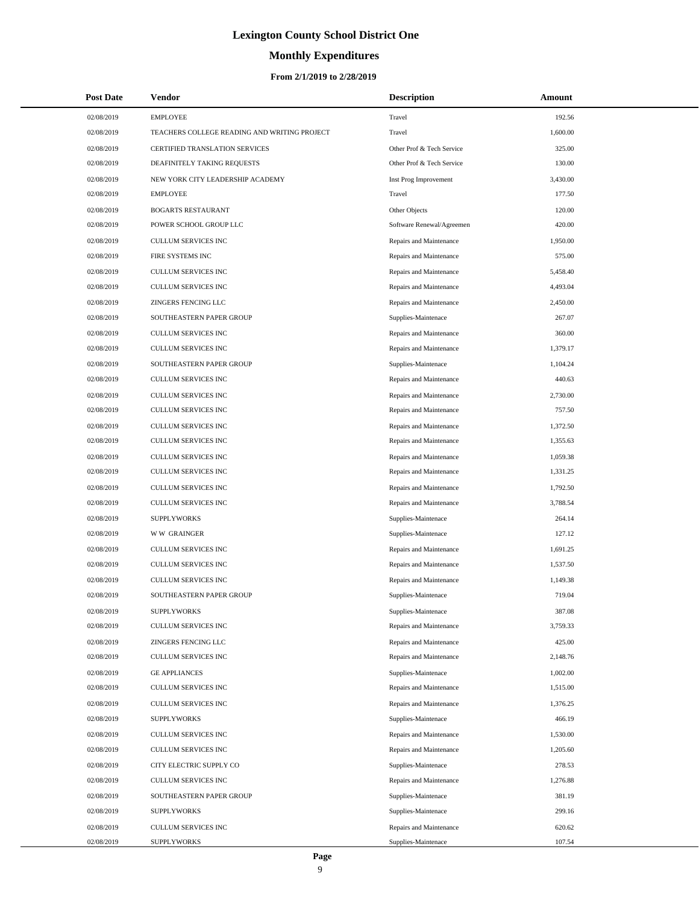# Lexington County School District One

## Monthly Expenditures

### From 2/1/2019 to 2/28/2019

| Post Date | Vendor | Description | Amount |
|---|---|---|---|
| 02/08/2019 | EMPLOYEE | Travel | 192.56 |
| 02/08/2019 | TEACHERS COLLEGE READING AND WRITING PROJECT | Travel | 1,600.00 |
| 02/08/2019 | CERTIFIED TRANSLATION SERVICES | Other Prof & Tech Service | 325.00 |
| 02/08/2019 | DEAFINITELY TAKING REQUESTS | Other Prof & Tech Service | 130.00 |
| 02/08/2019 | NEW YORK CITY LEADERSHIP ACADEMY | Inst Prog Improvement | 3,430.00 |
| 02/08/2019 | EMPLOYEE | Travel | 177.50 |
| 02/08/2019 | BOGARTS RESTAURANT | Other Objects | 120.00 |
| 02/08/2019 | POWER SCHOOL GROUP LLC | Software Renewal/Agreemen | 420.00 |
| 02/08/2019 | CULLUM SERVICES INC | Repairs and Maintenance | 1,950.00 |
| 02/08/2019 | FIRE SYSTEMS INC | Repairs and Maintenance | 575.00 |
| 02/08/2019 | CULLUM SERVICES INC | Repairs and Maintenance | 5,458.40 |
| 02/08/2019 | CULLUM SERVICES INC | Repairs and Maintenance | 4,493.04 |
| 02/08/2019 | ZINGERS FENCING LLC | Repairs and Maintenance | 2,450.00 |
| 02/08/2019 | SOUTHEASTERN PAPER GROUP | Supplies-Maintenace | 267.07 |
| 02/08/2019 | CULLUM SERVICES INC | Repairs and Maintenance | 360.00 |
| 02/08/2019 | CULLUM SERVICES INC | Repairs and Maintenance | 1,379.17 |
| 02/08/2019 | SOUTHEASTERN PAPER GROUP | Supplies-Maintenace | 1,104.24 |
| 02/08/2019 | CULLUM SERVICES INC | Repairs and Maintenance | 440.63 |
| 02/08/2019 | CULLUM SERVICES INC | Repairs and Maintenance | 2,730.00 |
| 02/08/2019 | CULLUM SERVICES INC | Repairs and Maintenance | 757.50 |
| 02/08/2019 | CULLUM SERVICES INC | Repairs and Maintenance | 1,372.50 |
| 02/08/2019 | CULLUM SERVICES INC | Repairs and Maintenance | 1,355.63 |
| 02/08/2019 | CULLUM SERVICES INC | Repairs and Maintenance | 1,059.38 |
| 02/08/2019 | CULLUM SERVICES INC | Repairs and Maintenance | 1,331.25 |
| 02/08/2019 | CULLUM SERVICES INC | Repairs and Maintenance | 1,792.50 |
| 02/08/2019 | CULLUM SERVICES INC | Repairs and Maintenance | 3,788.54 |
| 02/08/2019 | SUPPLYWORKS | Supplies-Maintenace | 264.14 |
| 02/08/2019 | W W GRAINGER | Supplies-Maintenace | 127.12 |
| 02/08/2019 | CULLUM SERVICES INC | Repairs and Maintenance | 1,691.25 |
| 02/08/2019 | CULLUM SERVICES INC | Repairs and Maintenance | 1,537.50 |
| 02/08/2019 | CULLUM SERVICES INC | Repairs and Maintenance | 1,149.38 |
| 02/08/2019 | SOUTHEASTERN PAPER GROUP | Supplies-Maintenace | 719.04 |
| 02/08/2019 | SUPPLYWORKS | Supplies-Maintenace | 387.08 |
| 02/08/2019 | CULLUM SERVICES INC | Repairs and Maintenance | 3,759.33 |
| 02/08/2019 | ZINGERS FENCING LLC | Repairs and Maintenance | 425.00 |
| 02/08/2019 | CULLUM SERVICES INC | Repairs and Maintenance | 2,148.76 |
| 02/08/2019 | GE APPLIANCES | Supplies-Maintenace | 1,002.00 |
| 02/08/2019 | CULLUM SERVICES INC | Repairs and Maintenance | 1,515.00 |
| 02/08/2019 | CULLUM SERVICES INC | Repairs and Maintenance | 1,376.25 |
| 02/08/2019 | SUPPLYWORKS | Supplies-Maintenace | 466.19 |
| 02/08/2019 | CULLUM SERVICES INC | Repairs and Maintenance | 1,530.00 |
| 02/08/2019 | CULLUM SERVICES INC | Repairs and Maintenance | 1,205.60 |
| 02/08/2019 | CITY ELECTRIC SUPPLY CO | Supplies-Maintenace | 278.53 |
| 02/08/2019 | CULLUM SERVICES INC | Repairs and Maintenance | 1,276.88 |
| 02/08/2019 | SOUTHEASTERN PAPER GROUP | Supplies-Maintenace | 381.19 |
| 02/08/2019 | SUPPLYWORKS | Supplies-Maintenace | 299.16 |
| 02/08/2019 | CULLUM SERVICES INC | Repairs and Maintenance | 620.62 |
| 02/08/2019 | SUPPLYWORKS | Supplies-Maintenace | 107.54 |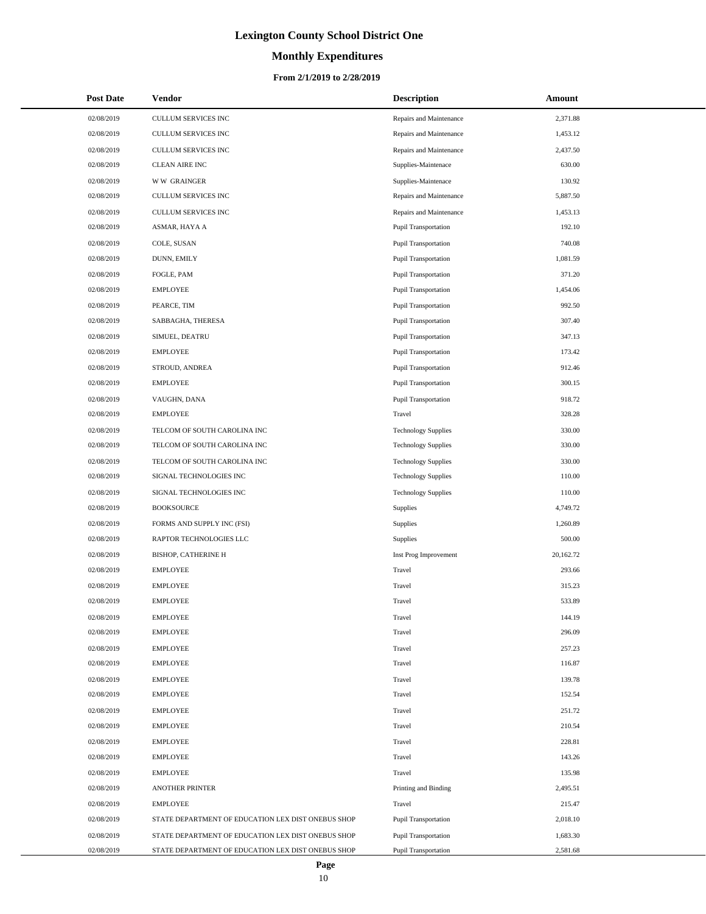# Lexington County School District One

## Monthly Expenditures

### From 2/1/2019 to 2/28/2019

| Post Date | Vendor | Description | Amount |
|---|---|---|---|
| 02/08/2019 | CULLUM SERVICES INC | Repairs and Maintenance | 2,371.88 |
| 02/08/2019 | CULLUM SERVICES INC | Repairs and Maintenance | 1,453.12 |
| 02/08/2019 | CULLUM SERVICES INC | Repairs and Maintenance | 2,437.50 |
| 02/08/2019 | CLEAN AIRE INC | Supplies-Maintenace | 630.00 |
| 02/08/2019 | W W GRAINGER | Supplies-Maintenace | 130.92 |
| 02/08/2019 | CULLUM SERVICES INC | Repairs and Maintenance | 5,887.50 |
| 02/08/2019 | CULLUM SERVICES INC | Repairs and Maintenance | 1,453.13 |
| 02/08/2019 | ASMAR, HAYA A | Pupil Transportation | 192.10 |
| 02/08/2019 | COLE, SUSAN | Pupil Transportation | 740.08 |
| 02/08/2019 | DUNN, EMILY | Pupil Transportation | 1,081.59 |
| 02/08/2019 | FOGLE, PAM | Pupil Transportation | 371.20 |
| 02/08/2019 | EMPLOYEE | Pupil Transportation | 1,454.06 |
| 02/08/2019 | PEARCE, TIM | Pupil Transportation | 992.50 |
| 02/08/2019 | SABBAGHA, THERESA | Pupil Transportation | 307.40 |
| 02/08/2019 | SIMUEL, DEATRU | Pupil Transportation | 347.13 |
| 02/08/2019 | EMPLOYEE | Pupil Transportation | 173.42 |
| 02/08/2019 | STROUD, ANDREA | Pupil Transportation | 912.46 |
| 02/08/2019 | EMPLOYEE | Pupil Transportation | 300.15 |
| 02/08/2019 | VAUGHN, DANA | Pupil Transportation | 918.72 |
| 02/08/2019 | EMPLOYEE | Travel | 328.28 |
| 02/08/2019 | TELCOM OF SOUTH CAROLINA INC | Technology Supplies | 330.00 |
| 02/08/2019 | TELCOM OF SOUTH CAROLINA INC | Technology Supplies | 330.00 |
| 02/08/2019 | TELCOM OF SOUTH CAROLINA INC | Technology Supplies | 330.00 |
| 02/08/2019 | SIGNAL TECHNOLOGIES INC | Technology Supplies | 110.00 |
| 02/08/2019 | SIGNAL TECHNOLOGIES INC | Technology Supplies | 110.00 |
| 02/08/2019 | BOOKSOURCE | Supplies | 4,749.72 |
| 02/08/2019 | FORMS AND SUPPLY INC (FSI) | Supplies | 1,260.89 |
| 02/08/2019 | RAPTOR TECHNOLOGIES LLC | Supplies | 500.00 |
| 02/08/2019 | BISHOP, CATHERINE H | Inst Prog Improvement | 20,162.72 |
| 02/08/2019 | EMPLOYEE | Travel | 293.66 |
| 02/08/2019 | EMPLOYEE | Travel | 315.23 |
| 02/08/2019 | EMPLOYEE | Travel | 533.89 |
| 02/08/2019 | EMPLOYEE | Travel | 144.19 |
| 02/08/2019 | EMPLOYEE | Travel | 296.09 |
| 02/08/2019 | EMPLOYEE | Travel | 257.23 |
| 02/08/2019 | EMPLOYEE | Travel | 116.87 |
| 02/08/2019 | EMPLOYEE | Travel | 139.78 |
| 02/08/2019 | EMPLOYEE | Travel | 152.54 |
| 02/08/2019 | EMPLOYEE | Travel | 251.72 |
| 02/08/2019 | EMPLOYEE | Travel | 210.54 |
| 02/08/2019 | EMPLOYEE | Travel | 228.81 |
| 02/08/2019 | EMPLOYEE | Travel | 143.26 |
| 02/08/2019 | EMPLOYEE | Travel | 135.98 |
| 02/08/2019 | ANOTHER PRINTER | Printing and Binding | 2,495.51 |
| 02/08/2019 | EMPLOYEE | Travel | 215.47 |
| 02/08/2019 | STATE DEPARTMENT OF EDUCATION LEX DIST ONEBUS SHOP | Pupil Transportation | 2,018.10 |
| 02/08/2019 | STATE DEPARTMENT OF EDUCATION LEX DIST ONEBUS SHOP | Pupil Transportation | 1,683.30 |
| 02/08/2019 | STATE DEPARTMENT OF EDUCATION LEX DIST ONEBUS SHOP | Pupil Transportation | 2,581.68 |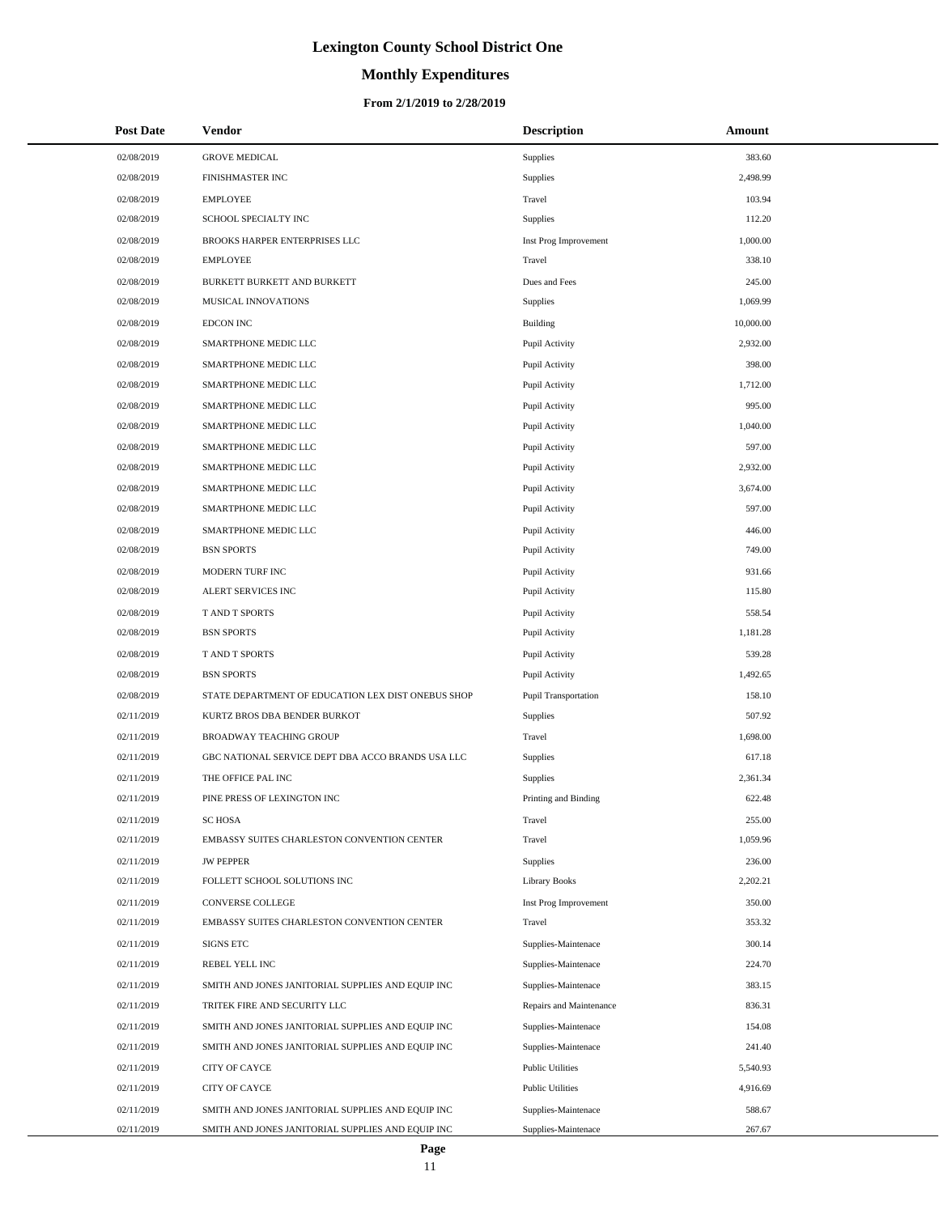# Lexington County School District One

## Monthly Expenditures

### From 2/1/2019 to 2/28/2019

| Post Date | Vendor | Description | Amount |
|---|---|---|---|
| 02/08/2019 | GROVE MEDICAL | Supplies | 383.60 |
| 02/08/2019 | FINISHMASTER INC | Supplies | 2,498.99 |
| 02/08/2019 | EMPLOYEE | Travel | 103.94 |
| 02/08/2019 | SCHOOL SPECIALTY INC | Supplies | 112.20 |
| 02/08/2019 | BROOKS HARPER ENTERPRISES LLC | Inst Prog Improvement | 1,000.00 |
| 02/08/2019 | EMPLOYEE | Travel | 338.10 |
| 02/08/2019 | BURKETT BURKETT AND BURKETT | Dues and Fees | 245.00 |
| 02/08/2019 | MUSICAL INNOVATIONS | Supplies | 1,069.99 |
| 02/08/2019 | EDCON INC | Building | 10,000.00 |
| 02/08/2019 | SMARTPHONE MEDIC LLC | Pupil Activity | 2,932.00 |
| 02/08/2019 | SMARTPHONE MEDIC LLC | Pupil Activity | 398.00 |
| 02/08/2019 | SMARTPHONE MEDIC LLC | Pupil Activity | 1,712.00 |
| 02/08/2019 | SMARTPHONE MEDIC LLC | Pupil Activity | 995.00 |
| 02/08/2019 | SMARTPHONE MEDIC LLC | Pupil Activity | 1,040.00 |
| 02/08/2019 | SMARTPHONE MEDIC LLC | Pupil Activity | 597.00 |
| 02/08/2019 | SMARTPHONE MEDIC LLC | Pupil Activity | 2,932.00 |
| 02/08/2019 | SMARTPHONE MEDIC LLC | Pupil Activity | 3,674.00 |
| 02/08/2019 | SMARTPHONE MEDIC LLC | Pupil Activity | 597.00 |
| 02/08/2019 | SMARTPHONE MEDIC LLC | Pupil Activity | 446.00 |
| 02/08/2019 | BSN SPORTS | Pupil Activity | 749.00 |
| 02/08/2019 | MODERN TURF INC | Pupil Activity | 931.66 |
| 02/08/2019 | ALERT SERVICES INC | Pupil Activity | 115.80 |
| 02/08/2019 | T AND T SPORTS | Pupil Activity | 558.54 |
| 02/08/2019 | BSN SPORTS | Pupil Activity | 1,181.28 |
| 02/08/2019 | T AND T SPORTS | Pupil Activity | 539.28 |
| 02/08/2019 | BSN SPORTS | Pupil Activity | 1,492.65 |
| 02/08/2019 | STATE DEPARTMENT OF EDUCATION LEX DIST ONEBUS SHOP | Pupil Transportation | 158.10 |
| 02/11/2019 | KURTZ BROS DBA BENDER BURKOT | Supplies | 507.92 |
| 02/11/2019 | BROADWAY TEACHING GROUP | Travel | 1,698.00 |
| 02/11/2019 | GBC NATIONAL SERVICE DEPT DBA ACCO BRANDS USA LLC | Supplies | 617.18 |
| 02/11/2019 | THE OFFICE PAL INC | Supplies | 2,361.34 |
| 02/11/2019 | PINE PRESS OF LEXINGTON INC | Printing and Binding | 622.48 |
| 02/11/2019 | SC HOSA | Travel | 255.00 |
| 02/11/2019 | EMBASSY SUITES CHARLESTON CONVENTION CENTER | Travel | 1,059.96 |
| 02/11/2019 | JW PEPPER | Supplies | 236.00 |
| 02/11/2019 | FOLLETT SCHOOL SOLUTIONS INC | Library Books | 2,202.21 |
| 02/11/2019 | CONVERSE COLLEGE | Inst Prog Improvement | 350.00 |
| 02/11/2019 | EMBASSY SUITES CHARLESTON CONVENTION CENTER | Travel | 353.32 |
| 02/11/2019 | SIGNS ETC | Supplies-Maintenace | 300.14 |
| 02/11/2019 | REBEL YELL INC | Supplies-Maintenace | 224.70 |
| 02/11/2019 | SMITH AND JONES JANITORIAL SUPPLIES AND EQUIP INC | Supplies-Maintenace | 383.15 |
| 02/11/2019 | TRITEK FIRE AND SECURITY LLC | Repairs and Maintenance | 836.31 |
| 02/11/2019 | SMITH AND JONES JANITORIAL SUPPLIES AND EQUIP INC | Supplies-Maintenace | 154.08 |
| 02/11/2019 | SMITH AND JONES JANITORIAL SUPPLIES AND EQUIP INC | Supplies-Maintenace | 241.40 |
| 02/11/2019 | CITY OF CAYCE | Public Utilities | 5,540.93 |
| 02/11/2019 | CITY OF CAYCE | Public Utilities | 4,916.69 |
| 02/11/2019 | SMITH AND JONES JANITORIAL SUPPLIES AND EQUIP INC | Supplies-Maintenace | 588.67 |
| 02/11/2019 | SMITH AND JONES JANITORIAL SUPPLIES AND EQUIP INC | Supplies-Maintenace | 267.67 |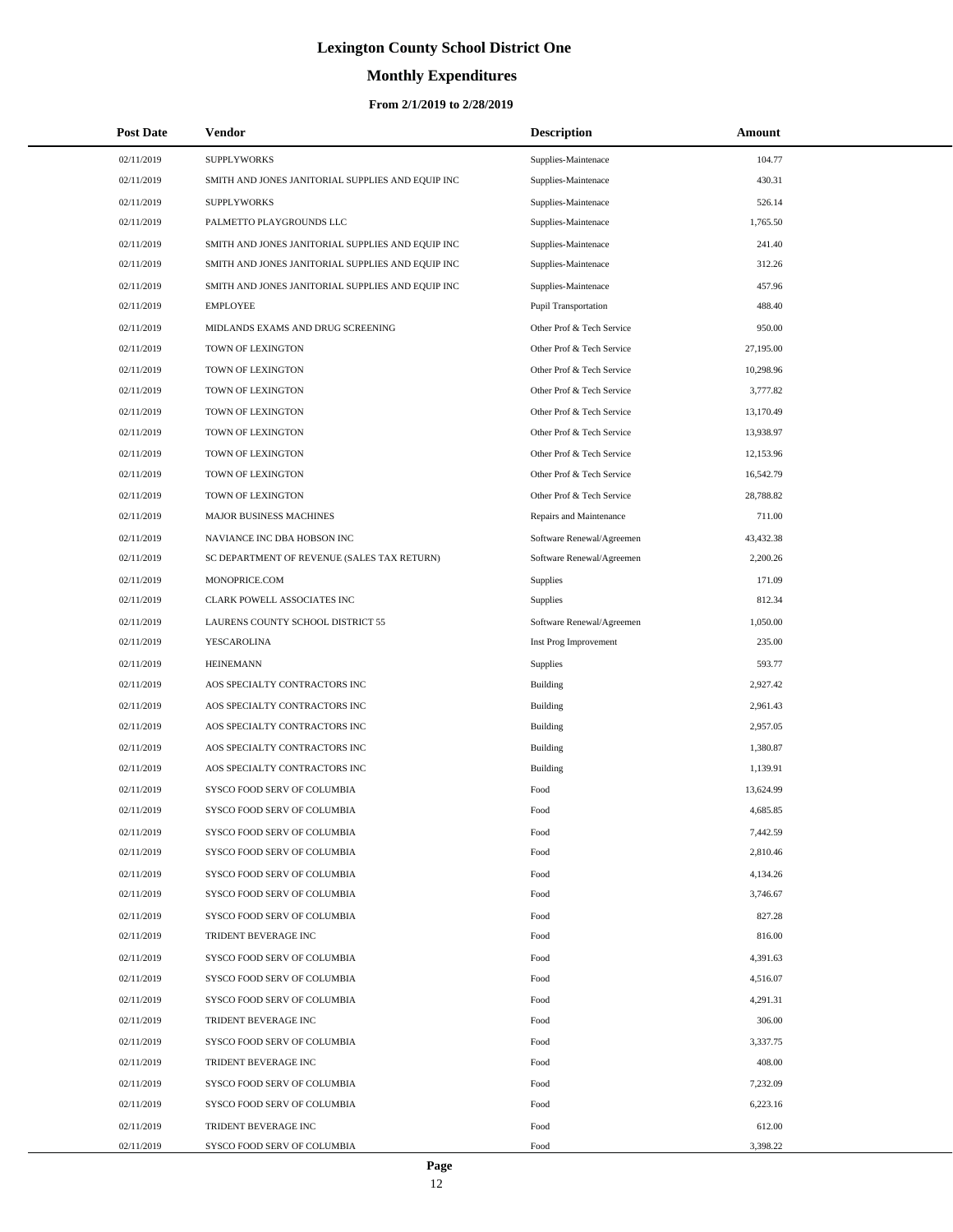# Lexington County School District One

## Monthly Expenditures

### From 2/1/2019 to 2/28/2019

| Post Date | Vendor | Description | Amount |
|---|---|---|---|
| 02/11/2019 | SUPPLYWORKS | Supplies-Maintenace | 104.77 |
| 02/11/2019 | SMITH AND JONES JANITORIAL SUPPLIES AND EQUIP INC | Supplies-Maintenace | 430.31 |
| 02/11/2019 | SUPPLYWORKS | Supplies-Maintenace | 526.14 |
| 02/11/2019 | PALMETTO PLAYGROUNDS LLC | Supplies-Maintenace | 1,765.50 |
| 02/11/2019 | SMITH AND JONES JANITORIAL SUPPLIES AND EQUIP INC | Supplies-Maintenace | 241.40 |
| 02/11/2019 | SMITH AND JONES JANITORIAL SUPPLIES AND EQUIP INC | Supplies-Maintenace | 312.26 |
| 02/11/2019 | SMITH AND JONES JANITORIAL SUPPLIES AND EQUIP INC | Supplies-Maintenace | 457.96 |
| 02/11/2019 | EMPLOYEE | Pupil Transportation | 488.40 |
| 02/11/2019 | MIDLANDS EXAMS AND DRUG SCREENING | Other Prof & Tech Service | 950.00 |
| 02/11/2019 | TOWN OF LEXINGTON | Other Prof & Tech Service | 27,195.00 |
| 02/11/2019 | TOWN OF LEXINGTON | Other Prof & Tech Service | 10,298.96 |
| 02/11/2019 | TOWN OF LEXINGTON | Other Prof & Tech Service | 3,777.82 |
| 02/11/2019 | TOWN OF LEXINGTON | Other Prof & Tech Service | 13,170.49 |
| 02/11/2019 | TOWN OF LEXINGTON | Other Prof & Tech Service | 13,938.97 |
| 02/11/2019 | TOWN OF LEXINGTON | Other Prof & Tech Service | 12,153.96 |
| 02/11/2019 | TOWN OF LEXINGTON | Other Prof & Tech Service | 16,542.79 |
| 02/11/2019 | TOWN OF LEXINGTON | Other Prof & Tech Service | 28,788.82 |
| 02/11/2019 | MAJOR BUSINESS MACHINES | Repairs and Maintenance | 711.00 |
| 02/11/2019 | NAVIANCE INC DBA HOBSON INC | Software Renewal/Agreemen | 43,432.38 |
| 02/11/2019 | SC DEPARTMENT OF REVENUE (SALES TAX RETURN) | Software Renewal/Agreemen | 2,200.26 |
| 02/11/2019 | MONOPRICE.COM | Supplies | 171.09 |
| 02/11/2019 | CLARK POWELL ASSOCIATES INC | Supplies | 812.34 |
| 02/11/2019 | LAURENS COUNTY SCHOOL DISTRICT 55 | Software Renewal/Agreemen | 1,050.00 |
| 02/11/2019 | YESCAROLINA | Inst Prog Improvement | 235.00 |
| 02/11/2019 | HEINEMANN | Supplies | 593.77 |
| 02/11/2019 | AOS SPECIALTY CONTRACTORS INC | Building | 2,927.42 |
| 02/11/2019 | AOS SPECIALTY CONTRACTORS INC | Building | 2,961.43 |
| 02/11/2019 | AOS SPECIALTY CONTRACTORS INC | Building | 2,957.05 |
| 02/11/2019 | AOS SPECIALTY CONTRACTORS INC | Building | 1,380.87 |
| 02/11/2019 | AOS SPECIALTY CONTRACTORS INC | Building | 1,139.91 |
| 02/11/2019 | SYSCO FOOD SERV OF COLUMBIA | Food | 13,624.99 |
| 02/11/2019 | SYSCO FOOD SERV OF COLUMBIA | Food | 4,685.85 |
| 02/11/2019 | SYSCO FOOD SERV OF COLUMBIA | Food | 7,442.59 |
| 02/11/2019 | SYSCO FOOD SERV OF COLUMBIA | Food | 2,810.46 |
| 02/11/2019 | SYSCO FOOD SERV OF COLUMBIA | Food | 4,134.26 |
| 02/11/2019 | SYSCO FOOD SERV OF COLUMBIA | Food | 3,746.67 |
| 02/11/2019 | SYSCO FOOD SERV OF COLUMBIA | Food | 827.28 |
| 02/11/2019 | TRIDENT BEVERAGE INC | Food | 816.00 |
| 02/11/2019 | SYSCO FOOD SERV OF COLUMBIA | Food | 4,391.63 |
| 02/11/2019 | SYSCO FOOD SERV OF COLUMBIA | Food | 4,516.07 |
| 02/11/2019 | SYSCO FOOD SERV OF COLUMBIA | Food | 4,291.31 |
| 02/11/2019 | TRIDENT BEVERAGE INC | Food | 306.00 |
| 02/11/2019 | SYSCO FOOD SERV OF COLUMBIA | Food | 3,337.75 |
| 02/11/2019 | TRIDENT BEVERAGE INC | Food | 408.00 |
| 02/11/2019 | SYSCO FOOD SERV OF COLUMBIA | Food | 7,232.09 |
| 02/11/2019 | SYSCO FOOD SERV OF COLUMBIA | Food | 6,223.16 |
| 02/11/2019 | TRIDENT BEVERAGE INC | Food | 612.00 |
| 02/11/2019 | SYSCO FOOD SERV OF COLUMBIA | Food | 3,398.22 |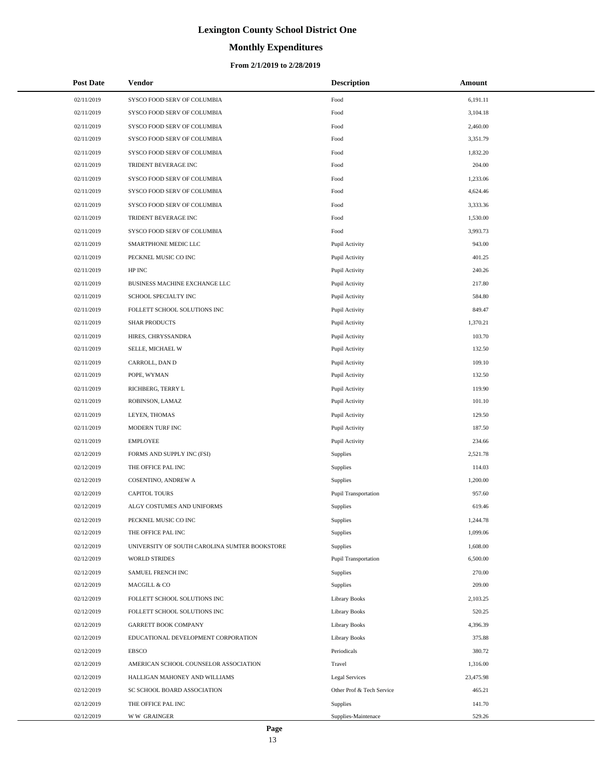# Lexington County School District One

## Monthly Expenditures

### From 2/1/2019 to 2/28/2019

| Post Date | Vendor | Description | Amount |
|---|---|---|---|
| 02/11/2019 | SYSCO FOOD SERV OF COLUMBIA | Food | 6,191.11 |
| 02/11/2019 | SYSCO FOOD SERV OF COLUMBIA | Food | 3,104.18 |
| 02/11/2019 | SYSCO FOOD SERV OF COLUMBIA | Food | 2,460.00 |
| 02/11/2019 | SYSCO FOOD SERV OF COLUMBIA | Food | 3,351.79 |
| 02/11/2019 | SYSCO FOOD SERV OF COLUMBIA | Food | 1,832.20 |
| 02/11/2019 | TRIDENT BEVERAGE INC | Food | 204.00 |
| 02/11/2019 | SYSCO FOOD SERV OF COLUMBIA | Food | 1,233.06 |
| 02/11/2019 | SYSCO FOOD SERV OF COLUMBIA | Food | 4,624.46 |
| 02/11/2019 | SYSCO FOOD SERV OF COLUMBIA | Food | 3,333.36 |
| 02/11/2019 | TRIDENT BEVERAGE INC | Food | 1,530.00 |
| 02/11/2019 | SYSCO FOOD SERV OF COLUMBIA | Food | 3,993.73 |
| 02/11/2019 | SMARTPHONE MEDIC LLC | Pupil Activity | 943.00 |
| 02/11/2019 | PECKNEL MUSIC CO INC | Pupil Activity | 401.25 |
| 02/11/2019 | HP INC | Pupil Activity | 240.26 |
| 02/11/2019 | BUSINESS MACHINE EXCHANGE LLC | Pupil Activity | 217.80 |
| 02/11/2019 | SCHOOL SPECIALTY INC | Pupil Activity | 584.80 |
| 02/11/2019 | FOLLETT SCHOOL SOLUTIONS INC | Pupil Activity | 849.47 |
| 02/11/2019 | SHAR PRODUCTS | Pupil Activity | 1,370.21 |
| 02/11/2019 | HIRES, CHRYSSANDRA | Pupil Activity | 103.70 |
| 02/11/2019 | SELLE, MICHAEL W | Pupil Activity | 132.50 |
| 02/11/2019 | CARROLL, DAN D | Pupil Activity | 109.10 |
| 02/11/2019 | POPE, WYMAN | Pupil Activity | 132.50 |
| 02/11/2019 | RICHBERG, TERRY L | Pupil Activity | 119.90 |
| 02/11/2019 | ROBINSON, LAMAZ | Pupil Activity | 101.10 |
| 02/11/2019 | LEYEN, THOMAS | Pupil Activity | 129.50 |
| 02/11/2019 | MODERN TURF INC | Pupil Activity | 187.50 |
| 02/11/2019 | EMPLOYEE | Pupil Activity | 234.66 |
| 02/12/2019 | FORMS AND SUPPLY INC (FSI) | Supplies | 2,521.78 |
| 02/12/2019 | THE OFFICE PAL INC | Supplies | 114.03 |
| 02/12/2019 | COSENTINO, ANDREW A | Supplies | 1,200.00 |
| 02/12/2019 | CAPITOL TOURS | Pupil Transportation | 957.60 |
| 02/12/2019 | ALGY COSTUMES AND UNIFORMS | Supplies | 619.46 |
| 02/12/2019 | PECKNEL MUSIC CO INC | Supplies | 1,244.78 |
| 02/12/2019 | THE OFFICE PAL INC | Supplies | 1,099.06 |
| 02/12/2019 | UNIVERSITY OF SOUTH CAROLINA SUMTER BOOKSTORE | Supplies | 1,608.00 |
| 02/12/2019 | WORLD STRIDES | Pupil Transportation | 6,500.00 |
| 02/12/2019 | SAMUEL FRENCH INC | Supplies | 270.00 |
| 02/12/2019 | MACGILL & CO | Supplies | 209.00 |
| 02/12/2019 | FOLLETT SCHOOL SOLUTIONS INC | Library Books | 2,103.25 |
| 02/12/2019 | FOLLETT SCHOOL SOLUTIONS INC | Library Books | 520.25 |
| 02/12/2019 | GARRETT BOOK COMPANY | Library Books | 4,396.39 |
| 02/12/2019 | EDUCATIONAL DEVELOPMENT CORPORATION | Library Books | 375.88 |
| 02/12/2019 | EBSCO | Periodicals | 380.72 |
| 02/12/2019 | AMERICAN SCHOOL COUNSELOR ASSOCIATION | Travel | 1,316.00 |
| 02/12/2019 | HALLIGAN MAHONEY AND WILLIAMS | Legal Services | 23,475.98 |
| 02/12/2019 | SC SCHOOL BOARD ASSOCIATION | Other Prof & Tech Service | 465.21 |
| 02/12/2019 | THE OFFICE PAL INC | Supplies | 141.70 |
| 02/12/2019 | W W GRAINGER | Supplies-Maintenace | 529.26 |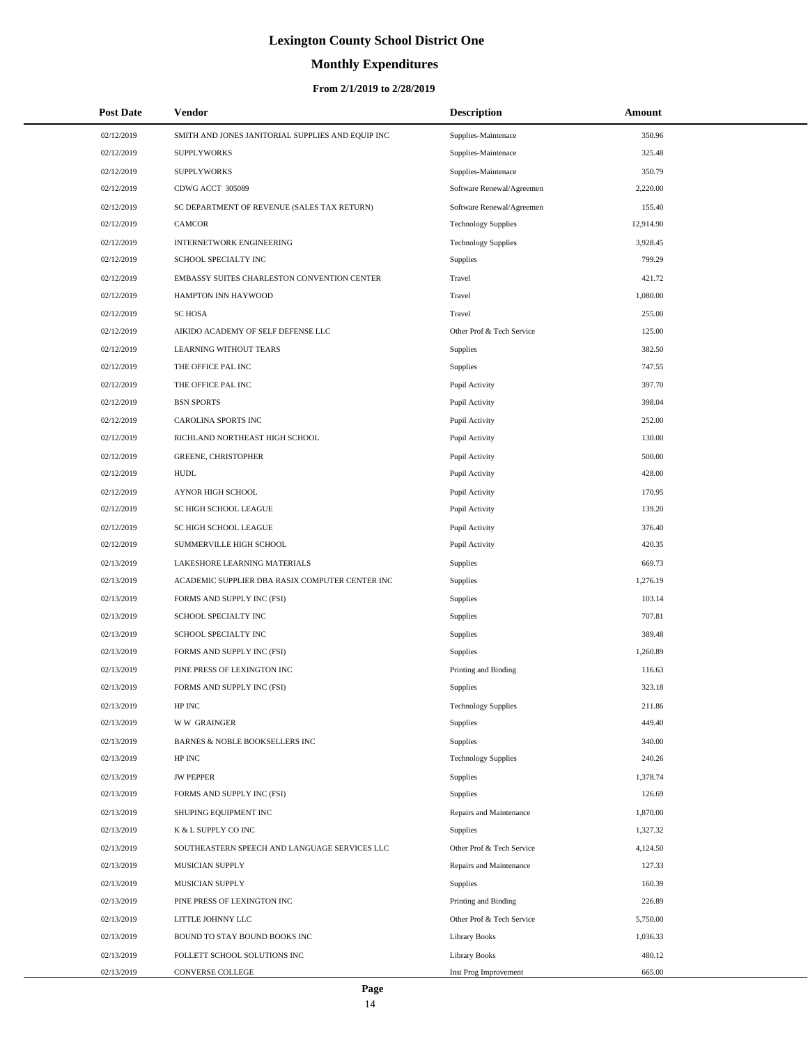# Lexington County School District One

## Monthly Expenditures

### From 2/1/2019 to 2/28/2019

| Post Date | Vendor | Description | Amount |
|---|---|---|---|
| 02/12/2019 | SMITH AND JONES JANITORIAL SUPPLIES AND EQUIP INC | Supplies-Maintenace | 350.96 |
| 02/12/2019 | SUPPLYWORKS | Supplies-Maintenace | 325.48 |
| 02/12/2019 | SUPPLYWORKS | Supplies-Maintenace | 350.79 |
| 02/12/2019 | CDWG ACCT 305089 | Software Renewal/Agreemen | 2,220.00 |
| 02/12/2019 | SC DEPARTMENT OF REVENUE (SALES TAX RETURN) | Software Renewal/Agreemen | 155.40 |
| 02/12/2019 | CAMCOR | Technology Supplies | 12,914.90 |
| 02/12/2019 | INTERNETWORK ENGINEERING | Technology Supplies | 3,928.45 |
| 02/12/2019 | SCHOOL SPECIALTY INC | Supplies | 799.29 |
| 02/12/2019 | EMBASSY SUITES CHARLESTON CONVENTION CENTER | Travel | 421.72 |
| 02/12/2019 | HAMPTON INN HAYWOOD | Travel | 1,080.00 |
| 02/12/2019 | SC HOSA | Travel | 255.00 |
| 02/12/2019 | AIKIDO ACADEMY OF SELF DEFENSE LLC | Other Prof & Tech Service | 125.00 |
| 02/12/2019 | LEARNING WITHOUT TEARS | Supplies | 382.50 |
| 02/12/2019 | THE OFFICE PAL INC | Supplies | 747.55 |
| 02/12/2019 | THE OFFICE PAL INC | Pupil Activity | 397.70 |
| 02/12/2019 | BSN SPORTS | Pupil Activity | 398.04 |
| 02/12/2019 | CAROLINA SPORTS INC | Pupil Activity | 252.00 |
| 02/12/2019 | RICHLAND NORTHEAST HIGH SCHOOL | Pupil Activity | 130.00 |
| 02/12/2019 | GREENE, CHRISTOPHER | Pupil Activity | 500.00 |
| 02/12/2019 | HUDL | Pupil Activity | 428.00 |
| 02/12/2019 | AYNOR HIGH SCHOOL | Pupil Activity | 170.95 |
| 02/12/2019 | SC HIGH SCHOOL LEAGUE | Pupil Activity | 139.20 |
| 02/12/2019 | SC HIGH SCHOOL LEAGUE | Pupil Activity | 376.40 |
| 02/12/2019 | SUMMERVILLE HIGH SCHOOL | Pupil Activity | 420.35 |
| 02/13/2019 | LAKESHORE LEARNING MATERIALS | Supplies | 669.73 |
| 02/13/2019 | ACADEMIC SUPPLIER DBA RASIX COMPUTER CENTER INC | Supplies | 1,276.19 |
| 02/13/2019 | FORMS AND SUPPLY INC (FSI) | Supplies | 103.14 |
| 02/13/2019 | SCHOOL SPECIALTY INC | Supplies | 707.81 |
| 02/13/2019 | SCHOOL SPECIALTY INC | Supplies | 389.48 |
| 02/13/2019 | FORMS AND SUPPLY INC (FSI) | Supplies | 1,260.89 |
| 02/13/2019 | PINE PRESS OF LEXINGTON INC | Printing and Binding | 116.63 |
| 02/13/2019 | FORMS AND SUPPLY INC (FSI) | Supplies | 323.18 |
| 02/13/2019 | HP INC | Technology Supplies | 211.86 |
| 02/13/2019 | W W GRAINGER | Supplies | 449.40 |
| 02/13/2019 | BARNES & NOBLE BOOKSELLERS INC | Supplies | 340.00 |
| 02/13/2019 | HP INC | Technology Supplies | 240.26 |
| 02/13/2019 | JW PEPPER | Supplies | 1,378.74 |
| 02/13/2019 | FORMS AND SUPPLY INC (FSI) | Supplies | 126.69 |
| 02/13/2019 | SHUPING EQUIPMENT INC | Repairs and Maintenance | 1,870.00 |
| 02/13/2019 | K & L SUPPLY CO INC | Supplies | 1,327.32 |
| 02/13/2019 | SOUTHEASTERN SPEECH AND LANGUAGE SERVICES LLC | Other Prof & Tech Service | 4,124.50 |
| 02/13/2019 | MUSICIAN SUPPLY | Repairs and Maintenance | 127.33 |
| 02/13/2019 | MUSICIAN SUPPLY | Supplies | 160.39 |
| 02/13/2019 | PINE PRESS OF LEXINGTON INC | Printing and Binding | 226.89 |
| 02/13/2019 | LITTLE JOHNNY LLC | Other Prof & Tech Service | 5,750.00 |
| 02/13/2019 | BOUND TO STAY BOUND BOOKS INC | Library Books | 1,036.33 |
| 02/13/2019 | FOLLETT SCHOOL SOLUTIONS INC | Library Books | 480.12 |
| 02/13/2019 | CONVERSE COLLEGE | Inst Prog Improvement | 665.00 |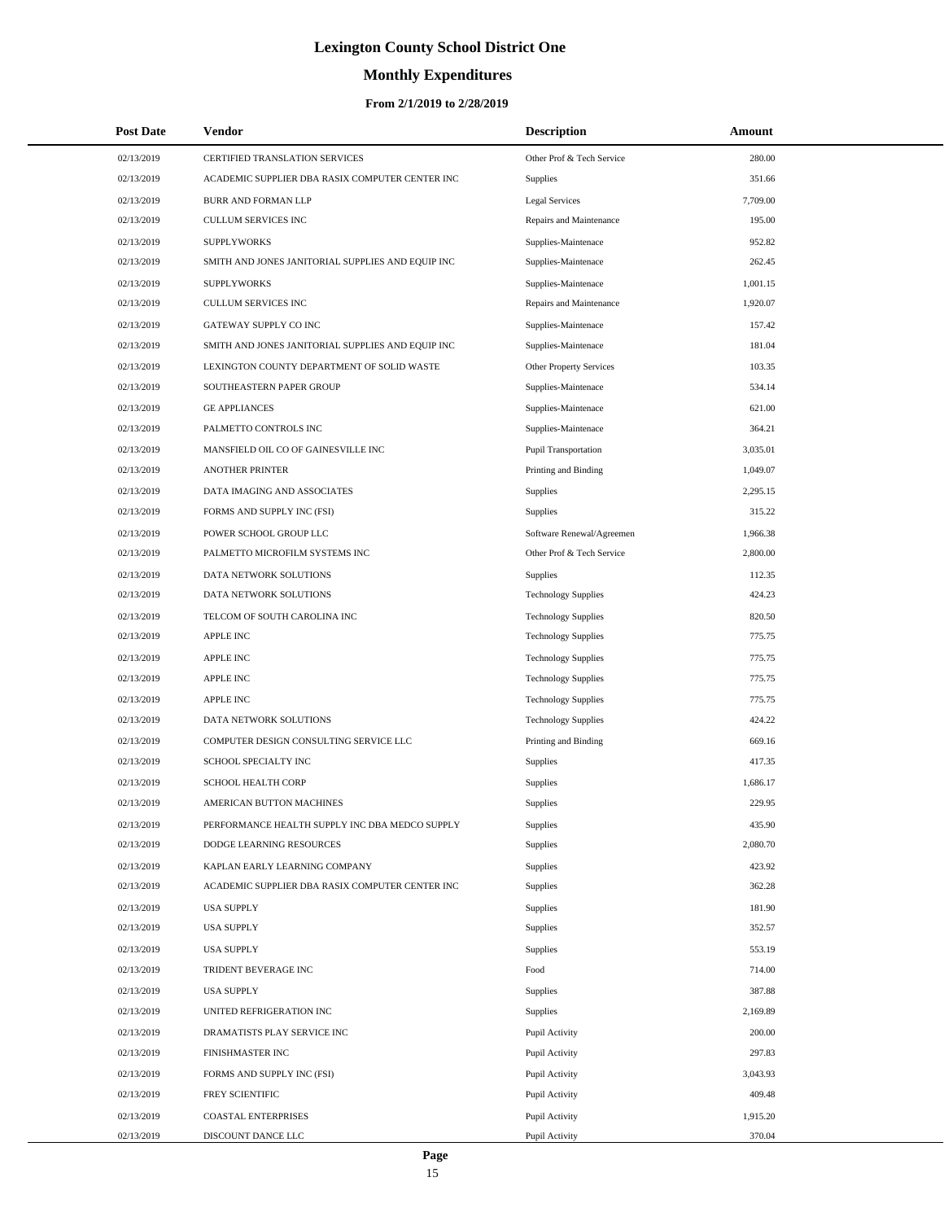# Lexington County School District One

## Monthly Expenditures

### From 2/1/2019 to 2/28/2019

| Post Date | Vendor | Description | Amount |
|---|---|---|---|
| 02/13/2019 | CERTIFIED TRANSLATION SERVICES | Other Prof & Tech Service | 280.00 |
| 02/13/2019 | ACADEMIC SUPPLIER DBA RASIX COMPUTER CENTER INC | Supplies | 351.66 |
| 02/13/2019 | BURR AND FORMAN LLP | Legal Services | 7,709.00 |
| 02/13/2019 | CULLUM SERVICES INC | Repairs and Maintenance | 195.00 |
| 02/13/2019 | SUPPLYWORKS | Supplies-Maintenace | 952.82 |
| 02/13/2019 | SMITH AND JONES JANITORIAL SUPPLIES AND EQUIP INC | Supplies-Maintenace | 262.45 |
| 02/13/2019 | SUPPLYWORKS | Supplies-Maintenace | 1,001.15 |
| 02/13/2019 | CULLUM SERVICES INC | Repairs and Maintenance | 1,920.07 |
| 02/13/2019 | GATEWAY SUPPLY CO INC | Supplies-Maintenace | 157.42 |
| 02/13/2019 | SMITH AND JONES JANITORIAL SUPPLIES AND EQUIP INC | Supplies-Maintenace | 181.04 |
| 02/13/2019 | LEXINGTON COUNTY DEPARTMENT OF SOLID WASTE | Other Property Services | 103.35 |
| 02/13/2019 | SOUTHEASTERN PAPER GROUP | Supplies-Maintenace | 534.14 |
| 02/13/2019 | GE APPLIANCES | Supplies-Maintenace | 621.00 |
| 02/13/2019 | PALMETTO CONTROLS INC | Supplies-Maintenace | 364.21 |
| 02/13/2019 | MANSFIELD OIL CO OF GAINESVILLE INC | Pupil Transportation | 3,035.01 |
| 02/13/2019 | ANOTHER PRINTER | Printing and Binding | 1,049.07 |
| 02/13/2019 | DATA IMAGING AND ASSOCIATES | Supplies | 2,295.15 |
| 02/13/2019 | FORMS AND SUPPLY INC (FSI) | Supplies | 315.22 |
| 02/13/2019 | POWER SCHOOL GROUP LLC | Software Renewal/Agreemen | 1,966.38 |
| 02/13/2019 | PALMETTO MICROFILM SYSTEMS INC | Other Prof & Tech Service | 2,800.00 |
| 02/13/2019 | DATA NETWORK SOLUTIONS | Supplies | 112.35 |
| 02/13/2019 | DATA NETWORK SOLUTIONS | Technology Supplies | 424.23 |
| 02/13/2019 | TELCOM OF SOUTH CAROLINA INC | Technology Supplies | 820.50 |
| 02/13/2019 | APPLE INC | Technology Supplies | 775.75 |
| 02/13/2019 | APPLE INC | Technology Supplies | 775.75 |
| 02/13/2019 | APPLE INC | Technology Supplies | 775.75 |
| 02/13/2019 | APPLE INC | Technology Supplies | 775.75 |
| 02/13/2019 | DATA NETWORK SOLUTIONS | Technology Supplies | 424.22 |
| 02/13/2019 | COMPUTER DESIGN CONSULTING SERVICE LLC | Printing and Binding | 669.16 |
| 02/13/2019 | SCHOOL SPECIALTY INC | Supplies | 417.35 |
| 02/13/2019 | SCHOOL HEALTH CORP | Supplies | 1,686.17 |
| 02/13/2019 | AMERICAN BUTTON MACHINES | Supplies | 229.95 |
| 02/13/2019 | PERFORMANCE HEALTH SUPPLY INC DBA MEDCO SUPPLY | Supplies | 435.90 |
| 02/13/2019 | DODGE LEARNING RESOURCES | Supplies | 2,080.70 |
| 02/13/2019 | KAPLAN EARLY LEARNING COMPANY | Supplies | 423.92 |
| 02/13/2019 | ACADEMIC SUPPLIER DBA RASIX COMPUTER CENTER INC | Supplies | 362.28 |
| 02/13/2019 | USA SUPPLY | Supplies | 181.90 |
| 02/13/2019 | USA SUPPLY | Supplies | 352.57 |
| 02/13/2019 | USA SUPPLY | Supplies | 553.19 |
| 02/13/2019 | TRIDENT BEVERAGE INC | Food | 714.00 |
| 02/13/2019 | USA SUPPLY | Supplies | 387.88 |
| 02/13/2019 | UNITED REFRIGERATION INC | Supplies | 2,169.89 |
| 02/13/2019 | DRAMATISTS PLAY SERVICE INC | Pupil Activity | 200.00 |
| 02/13/2019 | FINISHMASTER INC | Pupil Activity | 297.83 |
| 02/13/2019 | FORMS AND SUPPLY INC (FSI) | Pupil Activity | 3,043.93 |
| 02/13/2019 | FREY SCIENTIFIC | Pupil Activity | 409.48 |
| 02/13/2019 | COASTAL ENTERPRISES | Pupil Activity | 1,915.20 |
| 02/13/2019 | DISCOUNT DANCE LLC | Pupil Activity | 370.04 |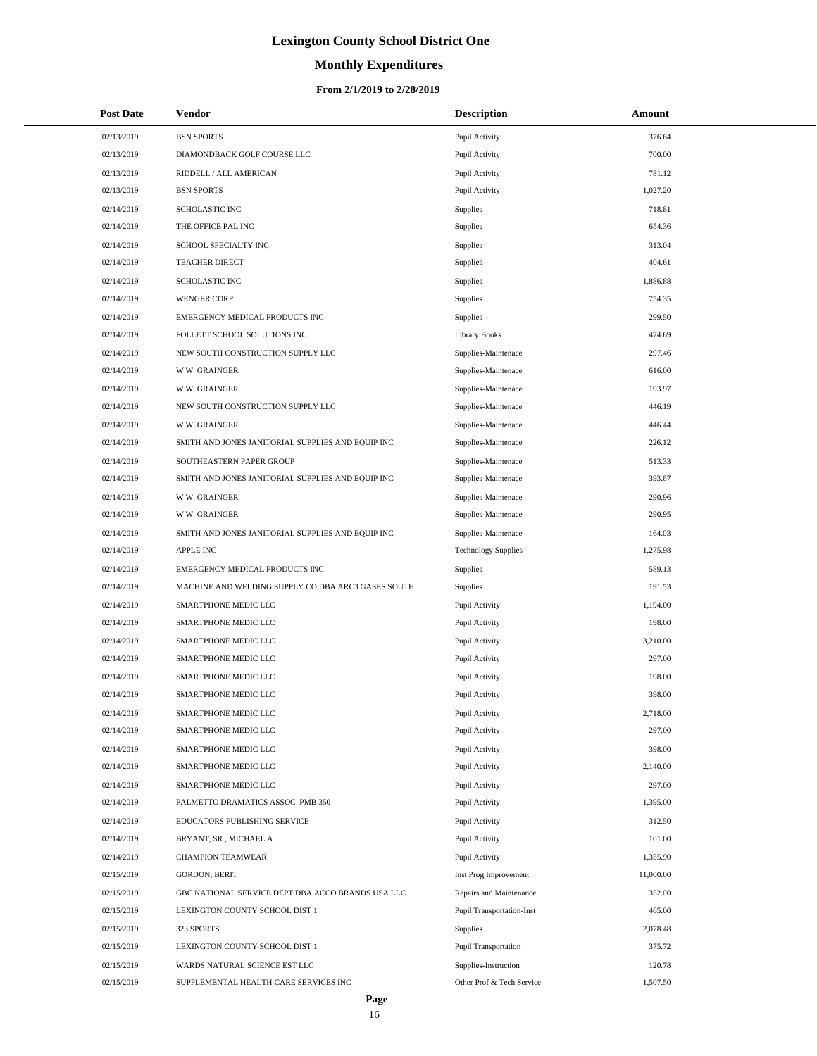# Lexington County School District One

## Monthly Expenditures

### From 2/1/2019 to 2/28/2019

| Post Date | Vendor | Description | Amount |
|---|---|---|---|
| 02/13/2019 | BSN SPORTS | Pupil Activity | 376.64 |
| 02/13/2019 | DIAMONDBACK GOLF COURSE LLC | Pupil Activity | 700.00 |
| 02/13/2019 | RIDDELL / ALL AMERICAN | Pupil Activity | 781.12 |
| 02/13/2019 | BSN SPORTS | Pupil Activity | 1,027.20 |
| 02/14/2019 | SCHOLASTIC INC | Supplies | 718.81 |
| 02/14/2019 | THE OFFICE PAL INC | Supplies | 654.36 |
| 02/14/2019 | SCHOOL SPECIALTY INC | Supplies | 313.04 |
| 02/14/2019 | TEACHER DIRECT | Supplies | 404.61 |
| 02/14/2019 | SCHOLASTIC INC | Supplies | 1,886.88 |
| 02/14/2019 | WENGER CORP | Supplies | 754.35 |
| 02/14/2019 | EMERGENCY MEDICAL PRODUCTS INC | Supplies | 299.50 |
| 02/14/2019 | FOLLETT SCHOOL SOLUTIONS INC | Library Books | 474.69 |
| 02/14/2019 | NEW SOUTH CONSTRUCTION SUPPLY LLC | Supplies-Maintenace | 297.46 |
| 02/14/2019 | W W GRAINGER | Supplies-Maintenace | 616.00 |
| 02/14/2019 | W W GRAINGER | Supplies-Maintenace | 193.97 |
| 02/14/2019 | NEW SOUTH CONSTRUCTION SUPPLY LLC | Supplies-Maintenace | 446.19 |
| 02/14/2019 | W W GRAINGER | Supplies-Maintenace | 446.44 |
| 02/14/2019 | SMITH AND JONES JANITORIAL SUPPLIES AND EQUIP INC | Supplies-Maintenace | 226.12 |
| 02/14/2019 | SOUTHEASTERN PAPER GROUP | Supplies-Maintenace | 513.33 |
| 02/14/2019 | SMITH AND JONES JANITORIAL SUPPLIES AND EQUIP INC | Supplies-Maintenace | 393.67 |
| 02/14/2019 | W W GRAINGER | Supplies-Maintenace | 290.96 |
| 02/14/2019 | W W GRAINGER | Supplies-Maintenace | 290.95 |
| 02/14/2019 | SMITH AND JONES JANITORIAL SUPPLIES AND EQUIP INC | Supplies-Maintenace | 164.03 |
| 02/14/2019 | APPLE INC | Technology Supplies | 1,275.98 |
| 02/14/2019 | EMERGENCY MEDICAL PRODUCTS INC | Supplies | 589.13 |
| 02/14/2019 | MACHINE AND WELDING SUPPLY CO DBA ARC3 GASES SOUTH | Supplies | 191.53 |
| 02/14/2019 | SMARTPHONE MEDIC LLC | Pupil Activity | 1,194.00 |
| 02/14/2019 | SMARTPHONE MEDIC LLC | Pupil Activity | 198.00 |
| 02/14/2019 | SMARTPHONE MEDIC LLC | Pupil Activity | 3,210.00 |
| 02/14/2019 | SMARTPHONE MEDIC LLC | Pupil Activity | 297.00 |
| 02/14/2019 | SMARTPHONE MEDIC LLC | Pupil Activity | 198.00 |
| 02/14/2019 | SMARTPHONE MEDIC LLC | Pupil Activity | 398.00 |
| 02/14/2019 | SMARTPHONE MEDIC LLC | Pupil Activity | 2,718.00 |
| 02/14/2019 | SMARTPHONE MEDIC LLC | Pupil Activity | 297.00 |
| 02/14/2019 | SMARTPHONE MEDIC LLC | Pupil Activity | 398.00 |
| 02/14/2019 | SMARTPHONE MEDIC LLC | Pupil Activity | 2,140.00 |
| 02/14/2019 | SMARTPHONE MEDIC LLC | Pupil Activity | 297.00 |
| 02/14/2019 | PALMETTO DRAMATICS ASSOC PMB 350 | Pupil Activity | 1,395.00 |
| 02/14/2019 | EDUCATORS PUBLISHING SERVICE | Pupil Activity | 312.50 |
| 02/14/2019 | BRYANT, SR., MICHAEL A | Pupil Activity | 101.00 |
| 02/14/2019 | CHAMPION TEAMWEAR | Pupil Activity | 1,355.90 |
| 02/15/2019 | GORDON, BERIT | Inst Prog Improvement | 11,000.00 |
| 02/15/2019 | GBC NATIONAL SERVICE DEPT DBA ACCO BRANDS USA LLC | Repairs and Maintenance | 352.00 |
| 02/15/2019 | LEXINGTON COUNTY SCHOOL DIST 1 | Pupil Transportation-Inst | 465.00 |
| 02/15/2019 | 323 SPORTS | Supplies | 2,078.48 |
| 02/15/2019 | LEXINGTON COUNTY SCHOOL DIST 1 | Pupil Transportation | 375.72 |
| 02/15/2019 | WARDS NATURAL SCIENCE EST LLC | Supplies-Instruction | 120.78 |
| 02/15/2019 | SUPPLEMENTAL HEALTH CARE SERVICES INC | Other Prof & Tech Service | 1,507.50 |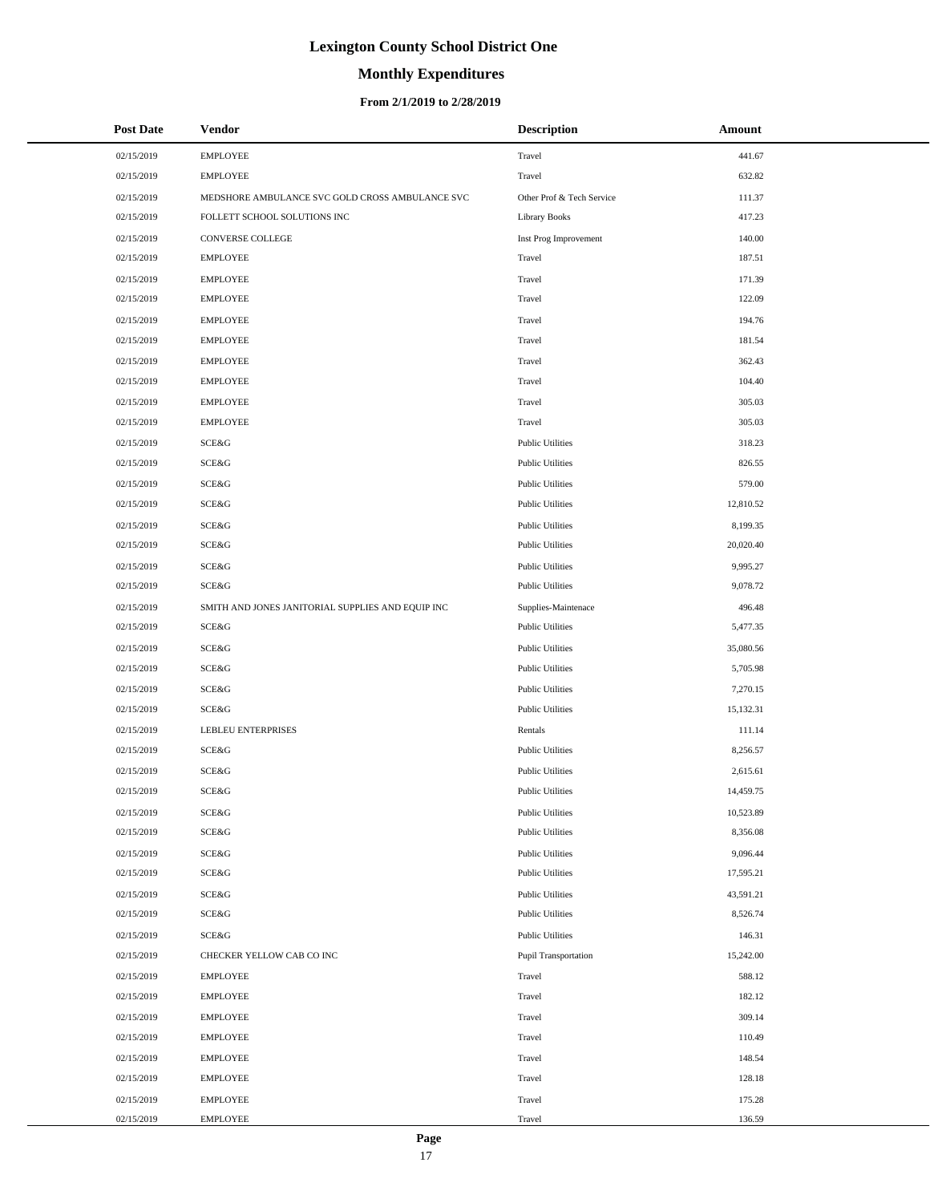# Lexington County School District One

## Monthly Expenditures

### From 2/1/2019 to 2/28/2019

| Post Date | Vendor | Description | Amount |
|---|---|---|---|
| 02/15/2019 | EMPLOYEE | Travel | 441.67 |
| 02/15/2019 | EMPLOYEE | Travel | 632.82 |
| 02/15/2019 | MEDSHORE AMBULANCE SVC GOLD CROSS AMBULANCE SVC | Other Prof & Tech Service | 111.37 |
| 02/15/2019 | FOLLETT SCHOOL SOLUTIONS INC | Library Books | 417.23 |
| 02/15/2019 | CONVERSE COLLEGE | Inst Prog Improvement | 140.00 |
| 02/15/2019 | EMPLOYEE | Travel | 187.51 |
| 02/15/2019 | EMPLOYEE | Travel | 171.39 |
| 02/15/2019 | EMPLOYEE | Travel | 122.09 |
| 02/15/2019 | EMPLOYEE | Travel | 194.76 |
| 02/15/2019 | EMPLOYEE | Travel | 181.54 |
| 02/15/2019 | EMPLOYEE | Travel | 362.43 |
| 02/15/2019 | EMPLOYEE | Travel | 104.40 |
| 02/15/2019 | EMPLOYEE | Travel | 305.03 |
| 02/15/2019 | EMPLOYEE | Travel | 305.03 |
| 02/15/2019 | SCE&G | Public Utilities | 318.23 |
| 02/15/2019 | SCE&G | Public Utilities | 826.55 |
| 02/15/2019 | SCE&G | Public Utilities | 579.00 |
| 02/15/2019 | SCE&G | Public Utilities | 12,810.52 |
| 02/15/2019 | SCE&G | Public Utilities | 8,199.35 |
| 02/15/2019 | SCE&G | Public Utilities | 20,020.40 |
| 02/15/2019 | SCE&G | Public Utilities | 9,995.27 |
| 02/15/2019 | SCE&G | Public Utilities | 9,078.72 |
| 02/15/2019 | SMITH AND JONES JANITORIAL SUPPLIES AND EQUIP INC | Supplies-Maintenace | 496.48 |
| 02/15/2019 | SCE&G | Public Utilities | 5,477.35 |
| 02/15/2019 | SCE&G | Public Utilities | 35,080.56 |
| 02/15/2019 | SCE&G | Public Utilities | 5,705.98 |
| 02/15/2019 | SCE&G | Public Utilities | 7,270.15 |
| 02/15/2019 | SCE&G | Public Utilities | 15,132.31 |
| 02/15/2019 | LEBLEU ENTERPRISES | Rentals | 111.14 |
| 02/15/2019 | SCE&G | Public Utilities | 8,256.57 |
| 02/15/2019 | SCE&G | Public Utilities | 2,615.61 |
| 02/15/2019 | SCE&G | Public Utilities | 14,459.75 |
| 02/15/2019 | SCE&G | Public Utilities | 10,523.89 |
| 02/15/2019 | SCE&G | Public Utilities | 8,356.08 |
| 02/15/2019 | SCE&G | Public Utilities | 9,096.44 |
| 02/15/2019 | SCE&G | Public Utilities | 17,595.21 |
| 02/15/2019 | SCE&G | Public Utilities | 43,591.21 |
| 02/15/2019 | SCE&G | Public Utilities | 8,526.74 |
| 02/15/2019 | SCE&G | Public Utilities | 146.31 |
| 02/15/2019 | CHECKER YELLOW CAB CO INC | Pupil Transportation | 15,242.00 |
| 02/15/2019 | EMPLOYEE | Travel | 588.12 |
| 02/15/2019 | EMPLOYEE | Travel | 182.12 |
| 02/15/2019 | EMPLOYEE | Travel | 309.14 |
| 02/15/2019 | EMPLOYEE | Travel | 110.49 |
| 02/15/2019 | EMPLOYEE | Travel | 148.54 |
| 02/15/2019 | EMPLOYEE | Travel | 128.18 |
| 02/15/2019 | EMPLOYEE | Travel | 175.28 |
| 02/15/2019 | EMPLOYEE | Travel | 136.59 |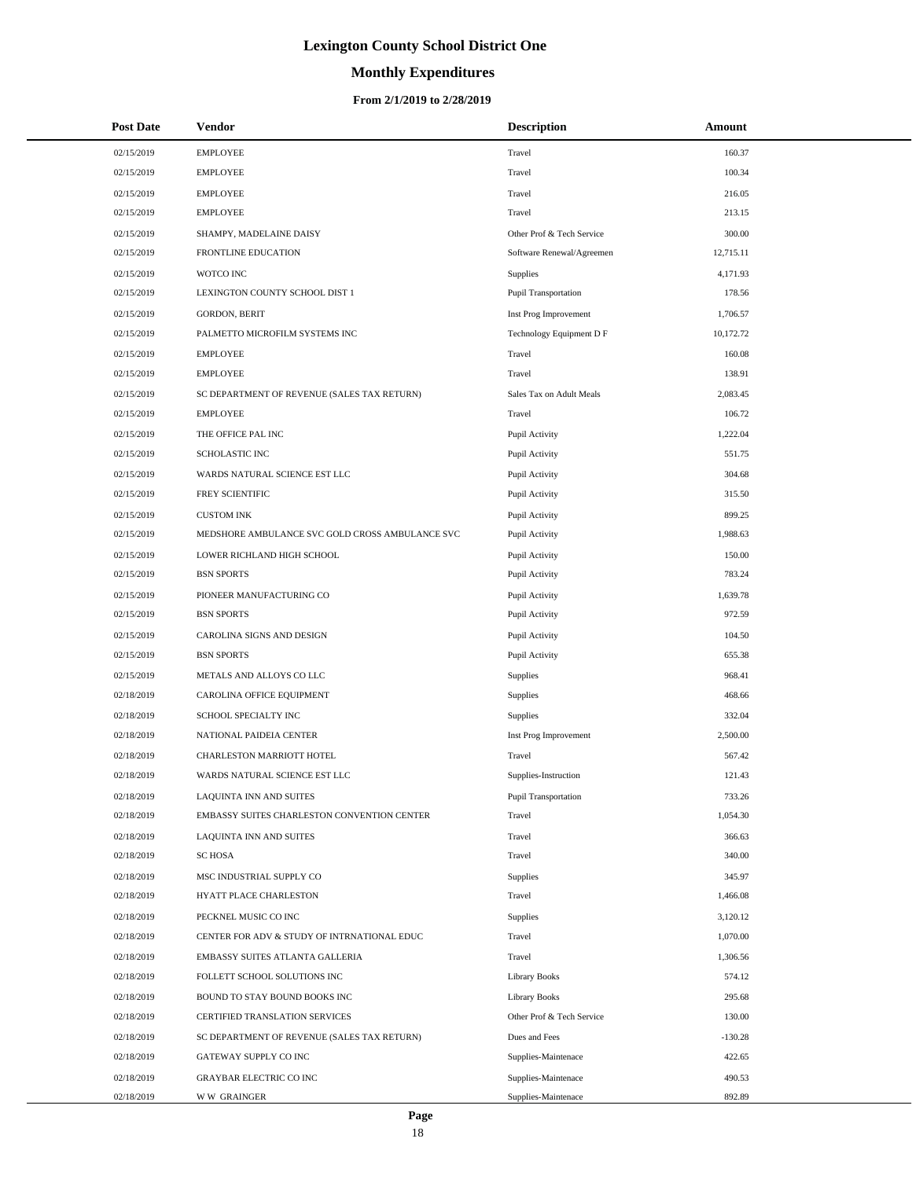# Lexington County School District One

## Monthly Expenditures

### From 2/1/2019 to 2/28/2019

| Post Date | Vendor | Description | Amount |
|---|---|---|---|
| 02/15/2019 | EMPLOYEE | Travel | 160.37 |
| 02/15/2019 | EMPLOYEE | Travel | 100.34 |
| 02/15/2019 | EMPLOYEE | Travel | 216.05 |
| 02/15/2019 | EMPLOYEE | Travel | 213.15 |
| 02/15/2019 | SHAMPY, MADELAINE DAISY | Other Prof & Tech Service | 300.00 |
| 02/15/2019 | FRONTLINE EDUCATION | Software Renewal/Agreemen | 12,715.11 |
| 02/15/2019 | WOTCO INC | Supplies | 4,171.93 |
| 02/15/2019 | LEXINGTON COUNTY SCHOOL DIST 1 | Pupil Transportation | 178.56 |
| 02/15/2019 | GORDON, BERIT | Inst Prog Improvement | 1,706.57 |
| 02/15/2019 | PALMETTO MICROFILM SYSTEMS INC | Technology Equipment D F | 10,172.72 |
| 02/15/2019 | EMPLOYEE | Travel | 160.08 |
| 02/15/2019 | EMPLOYEE | Travel | 138.91 |
| 02/15/2019 | SC DEPARTMENT OF REVENUE (SALES TAX RETURN) | Sales Tax on Adult Meals | 2,083.45 |
| 02/15/2019 | EMPLOYEE | Travel | 106.72 |
| 02/15/2019 | THE OFFICE PAL INC | Pupil Activity | 1,222.04 |
| 02/15/2019 | SCHOLASTIC INC | Pupil Activity | 551.75 |
| 02/15/2019 | WARDS NATURAL SCIENCE EST LLC | Pupil Activity | 304.68 |
| 02/15/2019 | FREY SCIENTIFIC | Pupil Activity | 315.50 |
| 02/15/2019 | CUSTOM INK | Pupil Activity | 899.25 |
| 02/15/2019 | MEDSHORE AMBULANCE SVC GOLD CROSS AMBULANCE SVC | Pupil Activity | 1,988.63 |
| 02/15/2019 | LOWER RICHLAND HIGH SCHOOL | Pupil Activity | 150.00 |
| 02/15/2019 | BSN SPORTS | Pupil Activity | 783.24 |
| 02/15/2019 | PIONEER MANUFACTURING CO | Pupil Activity | 1,639.78 |
| 02/15/2019 | BSN SPORTS | Pupil Activity | 972.59 |
| 02/15/2019 | CAROLINA SIGNS AND DESIGN | Pupil Activity | 104.50 |
| 02/15/2019 | BSN SPORTS | Pupil Activity | 655.38 |
| 02/15/2019 | METALS AND ALLOYS CO LLC | Supplies | 968.41 |
| 02/18/2019 | CAROLINA OFFICE EQUIPMENT | Supplies | 468.66 |
| 02/18/2019 | SCHOOL SPECIALTY INC | Supplies | 332.04 |
| 02/18/2019 | NATIONAL PAIDEIA CENTER | Inst Prog Improvement | 2,500.00 |
| 02/18/2019 | CHARLESTON MARRIOTT HOTEL | Travel | 567.42 |
| 02/18/2019 | WARDS NATURAL SCIENCE EST LLC | Supplies-Instruction | 121.43 |
| 02/18/2019 | LAQUINTA INN AND SUITES | Pupil Transportation | 733.26 |
| 02/18/2019 | EMBASSY SUITES CHARLESTON CONVENTION CENTER | Travel | 1,054.30 |
| 02/18/2019 | LAQUINTA INN AND SUITES | Travel | 366.63 |
| 02/18/2019 | SC HOSA | Travel | 340.00 |
| 02/18/2019 | MSC INDUSTRIAL SUPPLY CO | Supplies | 345.97 |
| 02/18/2019 | HYATT PLACE CHARLESTON | Travel | 1,466.08 |
| 02/18/2019 | PECKNEL MUSIC CO INC | Supplies | 3,120.12 |
| 02/18/2019 | CENTER FOR ADV & STUDY OF INTRNATIONAL EDUC | Travel | 1,070.00 |
| 02/18/2019 | EMBASSY SUITES ATLANTA GALLERIA | Travel | 1,306.56 |
| 02/18/2019 | FOLLETT SCHOOL SOLUTIONS INC | Library Books | 574.12 |
| 02/18/2019 | BOUND TO STAY BOUND BOOKS INC | Library Books | 295.68 |
| 02/18/2019 | CERTIFIED TRANSLATION SERVICES | Other Prof & Tech Service | 130.00 |
| 02/18/2019 | SC DEPARTMENT OF REVENUE (SALES TAX RETURN) | Dues and Fees | -130.28 |
| 02/18/2019 | GATEWAY SUPPLY CO INC | Supplies-Maintenace | 422.65 |
| 02/18/2019 | GRAYBAR ELECTRIC CO INC | Supplies-Maintenace | 490.53 |
| 02/18/2019 | W W GRAINGER | Supplies-Maintenace | 892.89 |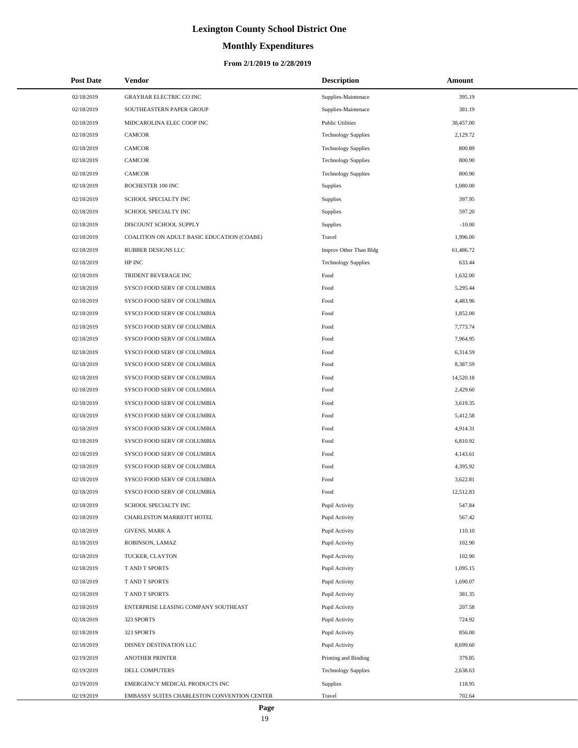# Lexington County School District One

## Monthly Expenditures

### From 2/1/2019 to 2/28/2019

| Post Date | Vendor | Description | Amount |
| --- | --- | --- | --- |
| 02/18/2019 | GRAYBAR ELECTRIC CO INC | Supplies-Maintenace | 395.19 |
| 02/18/2019 | SOUTHEASTERN PAPER GROUP | Supplies-Maintenace | 381.19 |
| 02/18/2019 | MIDCAROLINA ELEC COOP INC | Public Utilities | 38,457.00 |
| 02/18/2019 | CAMCOR | Technology Supplies | 2,129.72 |
| 02/18/2019 | CAMCOR | Technology Supplies | 800.89 |
| 02/18/2019 | CAMCOR | Technology Supplies | 800.90 |
| 02/18/2019 | CAMCOR | Technology Supplies | 800.90 |
| 02/18/2019 | ROCHESTER 100 INC | Supplies | 1,080.00 |
| 02/18/2019 | SCHOOL SPECIALTY INC | Supplies | 397.95 |
| 02/18/2019 | SCHOOL SPECIALTY INC | Supplies | 597.20 |
| 02/18/2019 | DISCOUNT SCHOOL SUPPLY | Supplies | -10.00 |
| 02/18/2019 | COALITION ON ADULT BASIC EDUCATION (COABE) | Travel | 1,996.00 |
| 02/18/2019 | RUBBER DESIGNS LLC | Improv Other Than Bldg | 61,486.72 |
| 02/18/2019 | HP INC | Technology Supplies | 633.44 |
| 02/18/2019 | TRIDENT BEVERAGE INC | Food | 1,632.00 |
| 02/18/2019 | SYSCO FOOD SERV OF COLUMBIA | Food | 5,295.44 |
| 02/18/2019 | SYSCO FOOD SERV OF COLUMBIA | Food | 4,483.96 |
| 02/18/2019 | SYSCO FOOD SERV OF COLUMBIA | Food | 1,852.00 |
| 02/18/2019 | SYSCO FOOD SERV OF COLUMBIA | Food | 7,773.74 |
| 02/18/2019 | SYSCO FOOD SERV OF COLUMBIA | Food | 7,964.95 |
| 02/18/2019 | SYSCO FOOD SERV OF COLUMBIA | Food | 6,314.59 |
| 02/18/2019 | SYSCO FOOD SERV OF COLUMBIA | Food | 8,387.59 |
| 02/18/2019 | SYSCO FOOD SERV OF COLUMBIA | Food | 14,520.18 |
| 02/18/2019 | SYSCO FOOD SERV OF COLUMBIA | Food | 2,429.60 |
| 02/18/2019 | SYSCO FOOD SERV OF COLUMBIA | Food | 3,619.35 |
| 02/18/2019 | SYSCO FOOD SERV OF COLUMBIA | Food | 5,412.58 |
| 02/18/2019 | SYSCO FOOD SERV OF COLUMBIA | Food | 4,914.31 |
| 02/18/2019 | SYSCO FOOD SERV OF COLUMBIA | Food | 6,810.92 |
| 02/18/2019 | SYSCO FOOD SERV OF COLUMBIA | Food | 4,143.61 |
| 02/18/2019 | SYSCO FOOD SERV OF COLUMBIA | Food | 4,395.92 |
| 02/18/2019 | SYSCO FOOD SERV OF COLUMBIA | Food | 3,622.81 |
| 02/18/2019 | SYSCO FOOD SERV OF COLUMBIA | Food | 12,512.83 |
| 02/18/2019 | SCHOOL SPECIALTY INC | Pupil Activity | 547.84 |
| 02/18/2019 | CHARLESTON MARRIOTT HOTEL | Pupil Activity | 567.42 |
| 02/18/2019 | GIVENS, MARK A | Pupil Activity | 110.10 |
| 02/18/2019 | ROBINSON, LAMAZ | Pupil Activity | 102.90 |
| 02/18/2019 | TUCKER, CLAYTON | Pupil Activity | 102.90 |
| 02/18/2019 | T AND T SPORTS | Pupil Activity | 1,095.15 |
| 02/18/2019 | T AND T SPORTS | Pupil Activity | 1,690.07 |
| 02/18/2019 | T AND T SPORTS | Pupil Activity | 381.35 |
| 02/18/2019 | ENTERPRISE LEASING COMPANY SOUTHEAST | Pupil Activity | 207.58 |
| 02/18/2019 | 323 SPORTS | Pupil Activity | 724.92 |
| 02/18/2019 | 323 SPORTS | Pupil Activity | 856.00 |
| 02/18/2019 | DISNEY DESTINATION LLC | Pupil Activity | 8,699.60 |
| 02/19/2019 | ANOTHER PRINTER | Printing and Binding | 379.85 |
| 02/19/2019 | DELL COMPUTERS | Technology Supplies | 2,638.63 |
| 02/19/2019 | EMERGENCY MEDICAL PRODUCTS INC | Supplies | 118.95 |
| 02/19/2019 | EMBASSY SUITES CHARLESTON CONVENTION CENTER | Travel | 702.64 |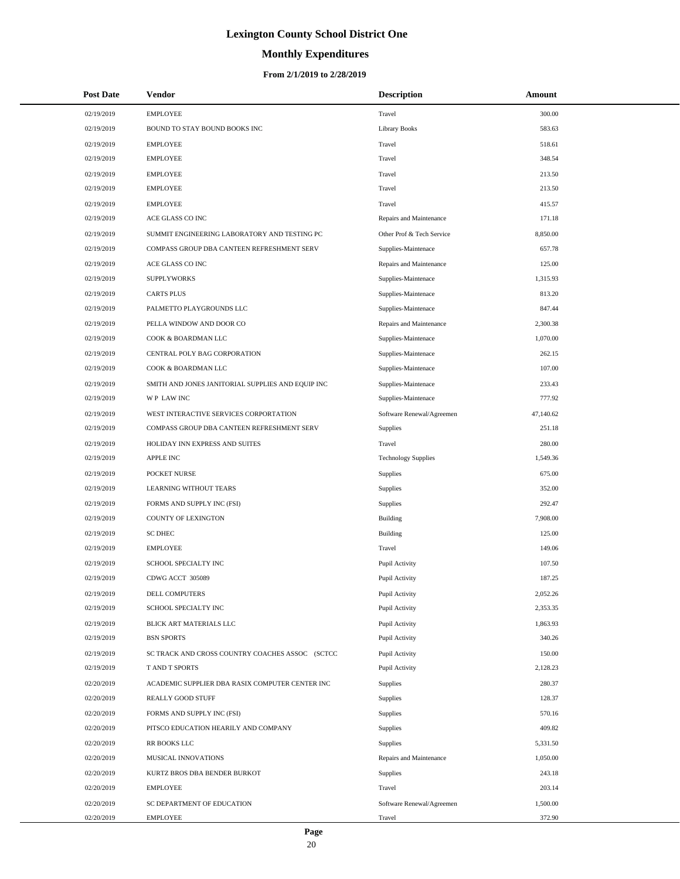# Lexington County School District One

## Monthly Expenditures

### From 2/1/2019 to 2/28/2019

| Post Date | Vendor | Description | Amount |
|---|---|---|---|
| 02/19/2019 | EMPLOYEE | Travel | 300.00 |
| 02/19/2019 | BOUND TO STAY BOUND BOOKS INC | Library Books | 583.63 |
| 02/19/2019 | EMPLOYEE | Travel | 518.61 |
| 02/19/2019 | EMPLOYEE | Travel | 348.54 |
| 02/19/2019 | EMPLOYEE | Travel | 213.50 |
| 02/19/2019 | EMPLOYEE | Travel | 213.50 |
| 02/19/2019 | EMPLOYEE | Travel | 415.57 |
| 02/19/2019 | ACE GLASS CO INC | Repairs and Maintenance | 171.18 |
| 02/19/2019 | SUMMIT ENGINEERING LABORATORY AND TESTING PC | Other Prof & Tech Service | 8,850.00 |
| 02/19/2019 | COMPASS GROUP DBA CANTEEN REFRESHMENT SERV | Supplies-Maintenace | 657.78 |
| 02/19/2019 | ACE GLASS CO INC | Repairs and Maintenance | 125.00 |
| 02/19/2019 | SUPPLYWORKS | Supplies-Maintenace | 1,315.93 |
| 02/19/2019 | CARTS PLUS | Supplies-Maintenace | 813.20 |
| 02/19/2019 | PALMETTO PLAYGROUNDS LLC | Supplies-Maintenace | 847.44 |
| 02/19/2019 | PELLA WINDOW AND DOOR CO | Repairs and Maintenance | 2,300.38 |
| 02/19/2019 | COOK & BOARDMAN LLC | Supplies-Maintenace | 1,070.00 |
| 02/19/2019 | CENTRAL POLY BAG CORPORATION | Supplies-Maintenace | 262.15 |
| 02/19/2019 | COOK & BOARDMAN LLC | Supplies-Maintenace | 107.00 |
| 02/19/2019 | SMITH AND JONES JANITORIAL SUPPLIES AND EQUIP INC | Supplies-Maintenace | 233.43 |
| 02/19/2019 | W P LAW INC | Supplies-Maintenace | 777.92 |
| 02/19/2019 | WEST INTERACTIVE SERVICES CORPORTATION | Software Renewal/Agreemen | 47,140.62 |
| 02/19/2019 | COMPASS GROUP DBA CANTEEN REFRESHMENT SERV | Supplies | 251.18 |
| 02/19/2019 | HOLIDAY INN EXPRESS AND SUITES | Travel | 280.00 |
| 02/19/2019 | APPLE INC | Technology Supplies | 1,549.36 |
| 02/19/2019 | POCKET NURSE | Supplies | 675.00 |
| 02/19/2019 | LEARNING WITHOUT TEARS | Supplies | 352.00 |
| 02/19/2019 | FORMS AND SUPPLY INC (FSI) | Supplies | 292.47 |
| 02/19/2019 | COUNTY OF LEXINGTON | Building | 7,908.00 |
| 02/19/2019 | SC DHEC | Building | 125.00 |
| 02/19/2019 | EMPLOYEE | Travel | 149.06 |
| 02/19/2019 | SCHOOL SPECIALTY INC | Pupil Activity | 107.50 |
| 02/19/2019 | CDWG ACCT 305089 | Pupil Activity | 187.25 |
| 02/19/2019 | DELL COMPUTERS | Pupil Activity | 2,052.26 |
| 02/19/2019 | SCHOOL SPECIALTY INC | Pupil Activity | 2,353.35 |
| 02/19/2019 | BLICK ART MATERIALS LLC | Pupil Activity | 1,863.93 |
| 02/19/2019 | BSN SPORTS | Pupil Activity | 340.26 |
| 02/19/2019 | SC TRACK AND CROSS COUNTRY COACHES ASSOC (SCTCC | Pupil Activity | 150.00 |
| 02/19/2019 | T AND T SPORTS | Pupil Activity | 2,128.23 |
| 02/20/2019 | ACADEMIC SUPPLIER DBA RASIX COMPUTER CENTER INC | Supplies | 280.37 |
| 02/20/2019 | REALLY GOOD STUFF | Supplies | 128.37 |
| 02/20/2019 | FORMS AND SUPPLY INC (FSI) | Supplies | 570.16 |
| 02/20/2019 | PITSCO EDUCATION HEARILY AND COMPANY | Supplies | 409.82 |
| 02/20/2019 | RR BOOKS LLC | Supplies | 5,331.50 |
| 02/20/2019 | MUSICAL INNOVATIONS | Repairs and Maintenance | 1,050.00 |
| 02/20/2019 | KURTZ BROS DBA BENDER BURKOT | Supplies | 243.18 |
| 02/20/2019 | EMPLOYEE | Travel | 203.14 |
| 02/20/2019 | SC DEPARTMENT OF EDUCATION | Software Renewal/Agreemen | 1,500.00 |
| 02/20/2019 | EMPLOYEE | Travel | 372.90 |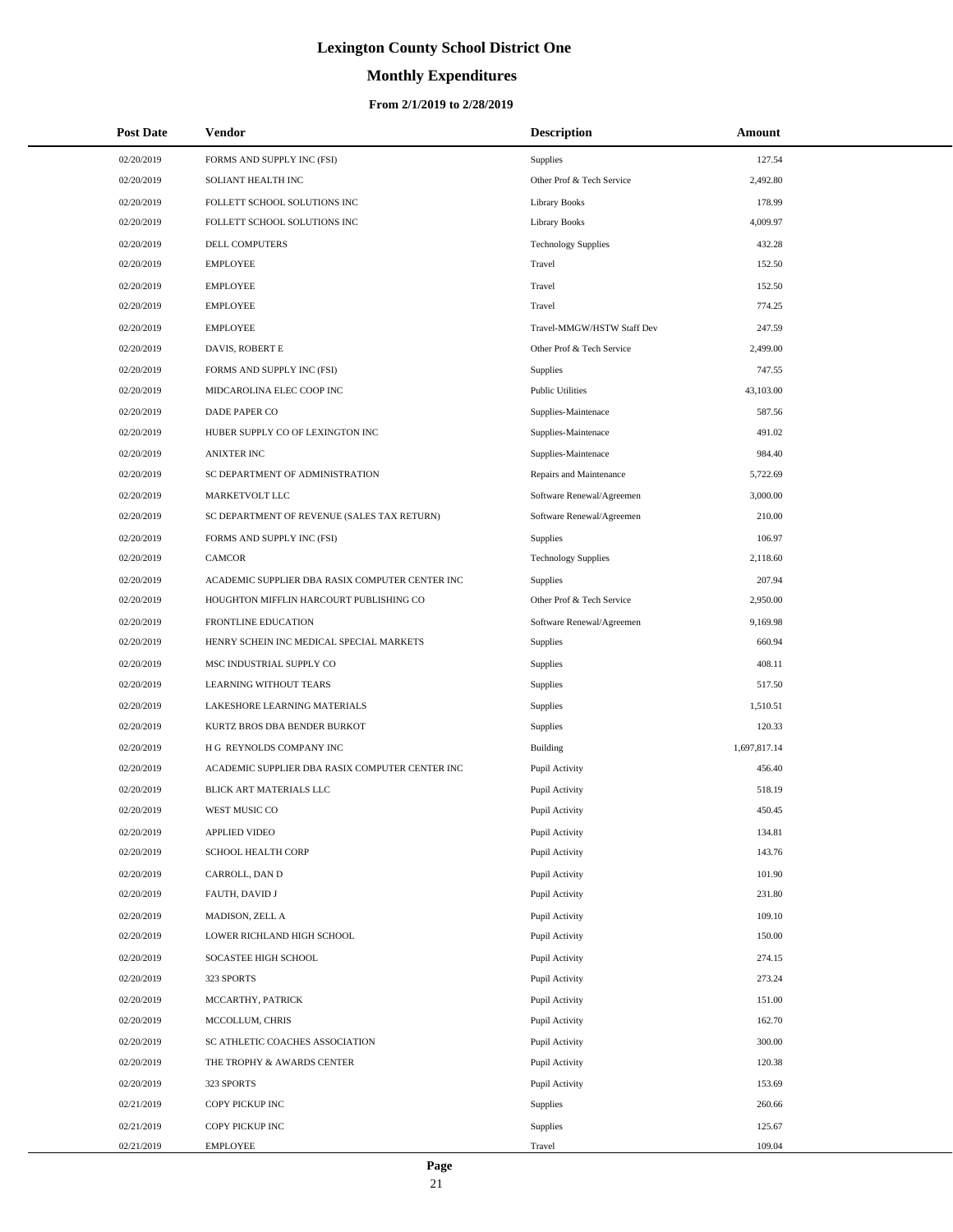# Lexington County School District One

## Monthly Expenditures

### From 2/1/2019 to 2/28/2019

| Post Date | Vendor | Description | Amount |
|---|---|---|---|
| 02/20/2019 | FORMS AND SUPPLY INC (FSI) | Supplies | 127.54 |
| 02/20/2019 | SOLIANT HEALTH INC | Other Prof & Tech Service | 2,492.80 |
| 02/20/2019 | FOLLETT SCHOOL SOLUTIONS INC | Library Books | 178.99 |
| 02/20/2019 | FOLLETT SCHOOL SOLUTIONS INC | Library Books | 4,009.97 |
| 02/20/2019 | DELL COMPUTERS | Technology Supplies | 432.28 |
| 02/20/2019 | EMPLOYEE | Travel | 152.50 |
| 02/20/2019 | EMPLOYEE | Travel | 152.50 |
| 02/20/2019 | EMPLOYEE | Travel | 774.25 |
| 02/20/2019 | EMPLOYEE | Travel-MMGW/HSTW Staff Dev | 247.59 |
| 02/20/2019 | DAVIS, ROBERT E | Other Prof & Tech Service | 2,499.00 |
| 02/20/2019 | FORMS AND SUPPLY INC (FSI) | Supplies | 747.55 |
| 02/20/2019 | MIDCAROLINA ELEC COOP INC | Public Utilities | 43,103.00 |
| 02/20/2019 | DADE PAPER CO | Supplies-Maintenace | 587.56 |
| 02/20/2019 | HUBER SUPPLY CO OF LEXINGTON INC | Supplies-Maintenace | 491.02 |
| 02/20/2019 | ANIXTER INC | Supplies-Maintenace | 984.40 |
| 02/20/2019 | SC DEPARTMENT OF ADMINISTRATION | Repairs and Maintenance | 5,722.69 |
| 02/20/2019 | MARKETVOLT LLC | Software Renewal/Agreemen | 3,000.00 |
| 02/20/2019 | SC DEPARTMENT OF REVENUE (SALES TAX RETURN) | Software Renewal/Agreemen | 210.00 |
| 02/20/2019 | FORMS AND SUPPLY INC (FSI) | Supplies | 106.97 |
| 02/20/2019 | CAMCOR | Technology Supplies | 2,118.60 |
| 02/20/2019 | ACADEMIC SUPPLIER DBA RASIX COMPUTER CENTER INC | Supplies | 207.94 |
| 02/20/2019 | HOUGHTON MIFFLIN HARCOURT PUBLISHING CO | Other Prof & Tech Service | 2,950.00 |
| 02/20/2019 | FRONTLINE EDUCATION | Software Renewal/Agreemen | 9,169.98 |
| 02/20/2019 | HENRY SCHEIN INC MEDICAL SPECIAL MARKETS | Supplies | 660.94 |
| 02/20/2019 | MSC INDUSTRIAL SUPPLY CO | Supplies | 408.11 |
| 02/20/2019 | LEARNING WITHOUT TEARS | Supplies | 517.50 |
| 02/20/2019 | LAKESHORE LEARNING MATERIALS | Supplies | 1,510.51 |
| 02/20/2019 | KURTZ BROS DBA BENDER BURKOT | Supplies | 120.33 |
| 02/20/2019 | H G REYNOLDS COMPANY INC | Building | 1,697,817.14 |
| 02/20/2019 | ACADEMIC SUPPLIER DBA RASIX COMPUTER CENTER INC | Pupil Activity | 456.40 |
| 02/20/2019 | BLICK ART MATERIALS LLC | Pupil Activity | 518.19 |
| 02/20/2019 | WEST MUSIC CO | Pupil Activity | 450.45 |
| 02/20/2019 | APPLIED VIDEO | Pupil Activity | 134.81 |
| 02/20/2019 | SCHOOL HEALTH CORP | Pupil Activity | 143.76 |
| 02/20/2019 | CARROLL, DAN D | Pupil Activity | 101.90 |
| 02/20/2019 | FAUTH, DAVID J | Pupil Activity | 231.80 |
| 02/20/2019 | MADISON, ZELL A | Pupil Activity | 109.10 |
| 02/20/2019 | LOWER RICHLAND HIGH SCHOOL | Pupil Activity | 150.00 |
| 02/20/2019 | SOCASTEE HIGH SCHOOL | Pupil Activity | 274.15 |
| 02/20/2019 | 323 SPORTS | Pupil Activity | 273.24 |
| 02/20/2019 | MCCARTHY, PATRICK | Pupil Activity | 151.00 |
| 02/20/2019 | MCCOLLUM, CHRIS | Pupil Activity | 162.70 |
| 02/20/2019 | SC ATHLETIC COACHES ASSOCIATION | Pupil Activity | 300.00 |
| 02/20/2019 | THE TROPHY & AWARDS CENTER | Pupil Activity | 120.38 |
| 02/20/2019 | 323 SPORTS | Pupil Activity | 153.69 |
| 02/21/2019 | COPY PICKUP INC | Supplies | 260.66 |
| 02/21/2019 | COPY PICKUP INC | Supplies | 125.67 |
| 02/21/2019 | EMPLOYEE | Travel | 109.04 |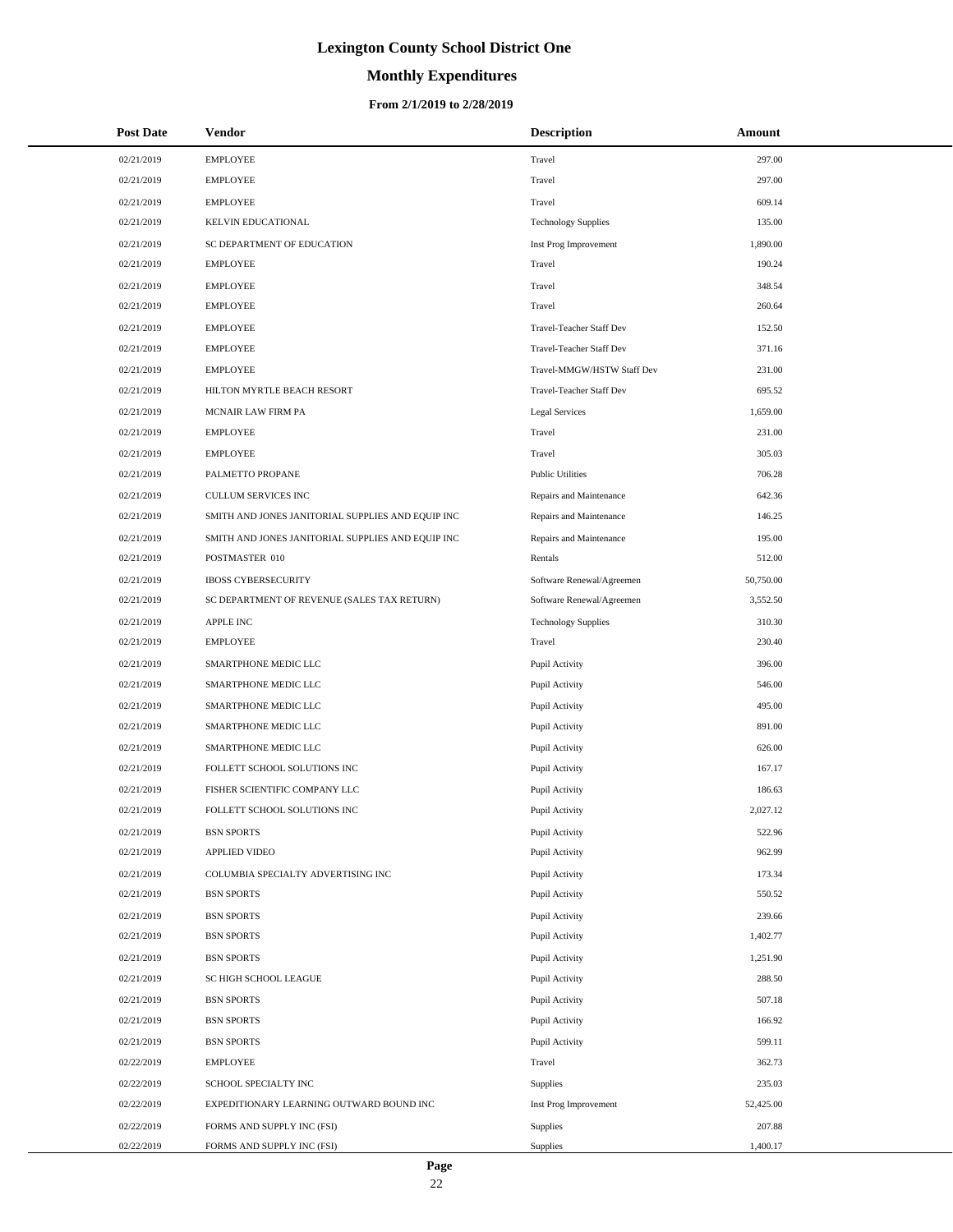# Lexington County School District One

## Monthly Expenditures

### From 2/1/2019 to 2/28/2019

| Post Date | Vendor | Description | Amount |
|---|---|---|---|
| 02/21/2019 | EMPLOYEE | Travel | 297.00 |
| 02/21/2019 | EMPLOYEE | Travel | 297.00 |
| 02/21/2019 | EMPLOYEE | Travel | 609.14 |
| 02/21/2019 | KELVIN EDUCATIONAL | Technology Supplies | 135.00 |
| 02/21/2019 | SC DEPARTMENT OF EDUCATION | Inst Prog Improvement | 1,890.00 |
| 02/21/2019 | EMPLOYEE | Travel | 190.24 |
| 02/21/2019 | EMPLOYEE | Travel | 348.54 |
| 02/21/2019 | EMPLOYEE | Travel | 260.64 |
| 02/21/2019 | EMPLOYEE | Travel-Teacher Staff Dev | 152.50 |
| 02/21/2019 | EMPLOYEE | Travel-Teacher Staff Dev | 371.16 |
| 02/21/2019 | EMPLOYEE | Travel-MMGW/HSTW Staff Dev | 231.00 |
| 02/21/2019 | HILTON MYRTLE BEACH RESORT | Travel-Teacher Staff Dev | 695.52 |
| 02/21/2019 | MCNAIR LAW FIRM PA | Legal Services | 1,659.00 |
| 02/21/2019 | EMPLOYEE | Travel | 231.00 |
| 02/21/2019 | EMPLOYEE | Travel | 305.03 |
| 02/21/2019 | PALMETTO PROPANE | Public Utilities | 706.28 |
| 02/21/2019 | CULLUM SERVICES INC | Repairs and Maintenance | 642.36 |
| 02/21/2019 | SMITH AND JONES JANITORIAL SUPPLIES AND EQUIP INC | Repairs and Maintenance | 146.25 |
| 02/21/2019 | SMITH AND JONES JANITORIAL SUPPLIES AND EQUIP INC | Repairs and Maintenance | 195.00 |
| 02/21/2019 | POSTMASTER 010 | Rentals | 512.00 |
| 02/21/2019 | IBOSS CYBERSECURITY | Software Renewal/Agreemen | 50,750.00 |
| 02/21/2019 | SC DEPARTMENT OF REVENUE (SALES TAX RETURN) | Software Renewal/Agreemen | 3,552.50 |
| 02/21/2019 | APPLE INC | Technology Supplies | 310.30 |
| 02/21/2019 | EMPLOYEE | Travel | 230.40 |
| 02/21/2019 | SMARTPHONE MEDIC LLC | Pupil Activity | 396.00 |
| 02/21/2019 | SMARTPHONE MEDIC LLC | Pupil Activity | 546.00 |
| 02/21/2019 | SMARTPHONE MEDIC LLC | Pupil Activity | 495.00 |
| 02/21/2019 | SMARTPHONE MEDIC LLC | Pupil Activity | 891.00 |
| 02/21/2019 | SMARTPHONE MEDIC LLC | Pupil Activity | 626.00 |
| 02/21/2019 | FOLLETT SCHOOL SOLUTIONS INC | Pupil Activity | 167.17 |
| 02/21/2019 | FISHER SCIENTIFIC COMPANY LLC | Pupil Activity | 186.63 |
| 02/21/2019 | FOLLETT SCHOOL SOLUTIONS INC | Pupil Activity | 2,027.12 |
| 02/21/2019 | BSN SPORTS | Pupil Activity | 522.96 |
| 02/21/2019 | APPLIED VIDEO | Pupil Activity | 962.99 |
| 02/21/2019 | COLUMBIA SPECIALTY ADVERTISING INC | Pupil Activity | 173.34 |
| 02/21/2019 | BSN SPORTS | Pupil Activity | 550.52 |
| 02/21/2019 | BSN SPORTS | Pupil Activity | 239.66 |
| 02/21/2019 | BSN SPORTS | Pupil Activity | 1,402.77 |
| 02/21/2019 | BSN SPORTS | Pupil Activity | 1,251.90 |
| 02/21/2019 | SC HIGH SCHOOL LEAGUE | Pupil Activity | 288.50 |
| 02/21/2019 | BSN SPORTS | Pupil Activity | 507.18 |
| 02/21/2019 | BSN SPORTS | Pupil Activity | 166.92 |
| 02/21/2019 | BSN SPORTS | Pupil Activity | 599.11 |
| 02/22/2019 | EMPLOYEE | Travel | 362.73 |
| 02/22/2019 | SCHOOL SPECIALTY INC | Supplies | 235.03 |
| 02/22/2019 | EXPEDITIONARY LEARNING OUTWARD BOUND INC | Inst Prog Improvement | 52,425.00 |
| 02/22/2019 | FORMS AND SUPPLY INC (FSI) | Supplies | 207.88 |
| 02/22/2019 | FORMS AND SUPPLY INC (FSI) | Supplies | 1,400.17 |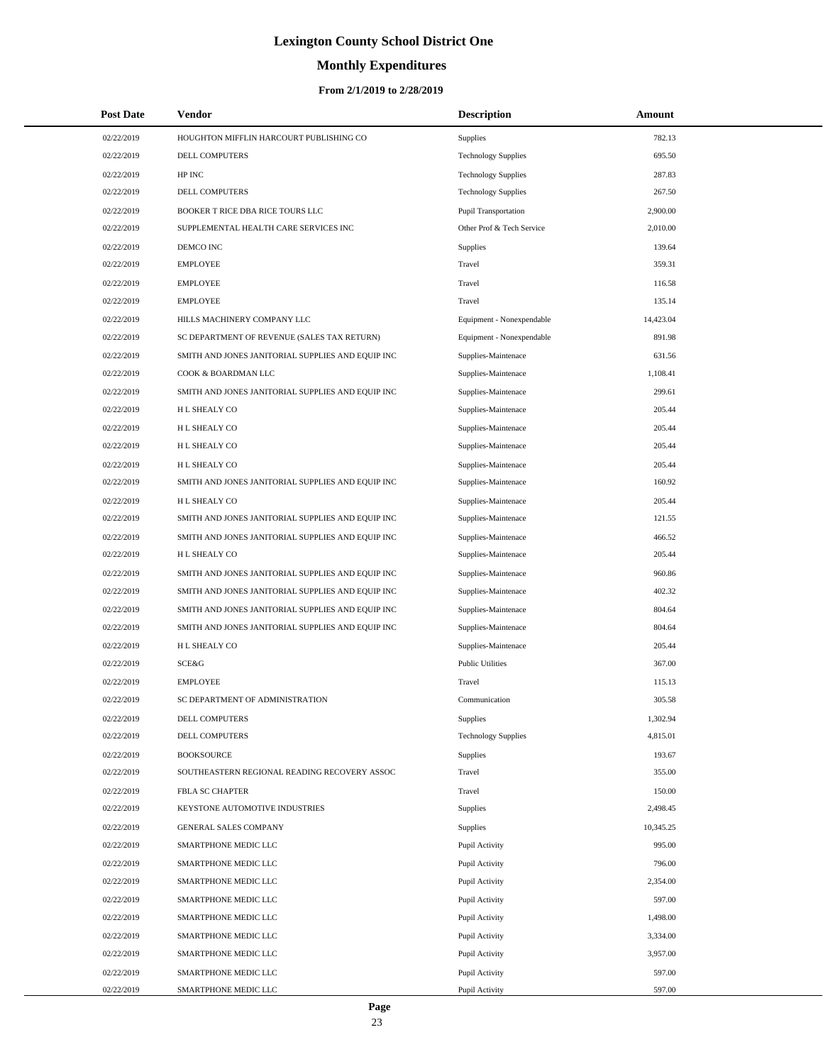# Lexington County School District One

## Monthly Expenditures

### From 2/1/2019 to 2/28/2019

| Post Date | Vendor | Description | Amount |
|---|---|---|---|
| 02/22/2019 | HOUGHTON MIFFLIN HARCOURT PUBLISHING CO | Supplies | 782.13 |
| 02/22/2019 | DELL COMPUTERS | Technology Supplies | 695.50 |
| 02/22/2019 | HP INC | Technology Supplies | 287.83 |
| 02/22/2019 | DELL COMPUTERS | Technology Supplies | 267.50 |
| 02/22/2019 | BOOKER T RICE DBA RICE TOURS LLC | Pupil Transportation | 2,900.00 |
| 02/22/2019 | SUPPLEMENTAL HEALTH CARE SERVICES INC | Other Prof & Tech Service | 2,010.00 |
| 02/22/2019 | DEMCO INC | Supplies | 139.64 |
| 02/22/2019 | EMPLOYEE | Travel | 359.31 |
| 02/22/2019 | EMPLOYEE | Travel | 116.58 |
| 02/22/2019 | EMPLOYEE | Travel | 135.14 |
| 02/22/2019 | HILLS MACHINERY COMPANY LLC | Equipment - Nonexpendable | 14,423.04 |
| 02/22/2019 | SC DEPARTMENT OF REVENUE (SALES TAX RETURN) | Equipment - Nonexpendable | 891.98 |
| 02/22/2019 | SMITH AND JONES JANITORIAL SUPPLIES AND EQUIP INC | Supplies-Maintenace | 631.56 |
| 02/22/2019 | COOK & BOARDMAN LLC | Supplies-Maintenace | 1,108.41 |
| 02/22/2019 | SMITH AND JONES JANITORIAL SUPPLIES AND EQUIP INC | Supplies-Maintenace | 299.61 |
| 02/22/2019 | H L SHEALY CO | Supplies-Maintenace | 205.44 |
| 02/22/2019 | H L SHEALY CO | Supplies-Maintenace | 205.44 |
| 02/22/2019 | H L SHEALY CO | Supplies-Maintenace | 205.44 |
| 02/22/2019 | H L SHEALY CO | Supplies-Maintenace | 205.44 |
| 02/22/2019 | SMITH AND JONES JANITORIAL SUPPLIES AND EQUIP INC | Supplies-Maintenace | 160.92 |
| 02/22/2019 | H L SHEALY CO | Supplies-Maintenace | 205.44 |
| 02/22/2019 | SMITH AND JONES JANITORIAL SUPPLIES AND EQUIP INC | Supplies-Maintenace | 121.55 |
| 02/22/2019 | SMITH AND JONES JANITORIAL SUPPLIES AND EQUIP INC | Supplies-Maintenace | 466.52 |
| 02/22/2019 | H L SHEALY CO | Supplies-Maintenace | 205.44 |
| 02/22/2019 | SMITH AND JONES JANITORIAL SUPPLIES AND EQUIP INC | Supplies-Maintenace | 960.86 |
| 02/22/2019 | SMITH AND JONES JANITORIAL SUPPLIES AND EQUIP INC | Supplies-Maintenace | 402.32 |
| 02/22/2019 | SMITH AND JONES JANITORIAL SUPPLIES AND EQUIP INC | Supplies-Maintenace | 804.64 |
| 02/22/2019 | SMITH AND JONES JANITORIAL SUPPLIES AND EQUIP INC | Supplies-Maintenace | 804.64 |
| 02/22/2019 | H L SHEALY CO | Supplies-Maintenace | 205.44 |
| 02/22/2019 | SCE&G | Public Utilities | 367.00 |
| 02/22/2019 | EMPLOYEE | Travel | 115.13 |
| 02/22/2019 | SC DEPARTMENT OF ADMINISTRATION | Communication | 305.58 |
| 02/22/2019 | DELL COMPUTERS | Supplies | 1,302.94 |
| 02/22/2019 | DELL COMPUTERS | Technology Supplies | 4,815.01 |
| 02/22/2019 | BOOKSOURCE | Supplies | 193.67 |
| 02/22/2019 | SOUTHEASTERN REGIONAL READING RECOVERY ASSOC | Travel | 355.00 |
| 02/22/2019 | FBLA SC CHAPTER | Travel | 150.00 |
| 02/22/2019 | KEYSTONE AUTOMOTIVE INDUSTRIES | Supplies | 2,498.45 |
| 02/22/2019 | GENERAL SALES COMPANY | Supplies | 10,345.25 |
| 02/22/2019 | SMARTPHONE MEDIC LLC | Pupil Activity | 995.00 |
| 02/22/2019 | SMARTPHONE MEDIC LLC | Pupil Activity | 796.00 |
| 02/22/2019 | SMARTPHONE MEDIC LLC | Pupil Activity | 2,354.00 |
| 02/22/2019 | SMARTPHONE MEDIC LLC | Pupil Activity | 597.00 |
| 02/22/2019 | SMARTPHONE MEDIC LLC | Pupil Activity | 1,498.00 |
| 02/22/2019 | SMARTPHONE MEDIC LLC | Pupil Activity | 3,334.00 |
| 02/22/2019 | SMARTPHONE MEDIC LLC | Pupil Activity | 3,957.00 |
| 02/22/2019 | SMARTPHONE MEDIC LLC | Pupil Activity | 597.00 |
| 02/22/2019 | SMARTPHONE MEDIC LLC | Pupil Activity | 597.00 |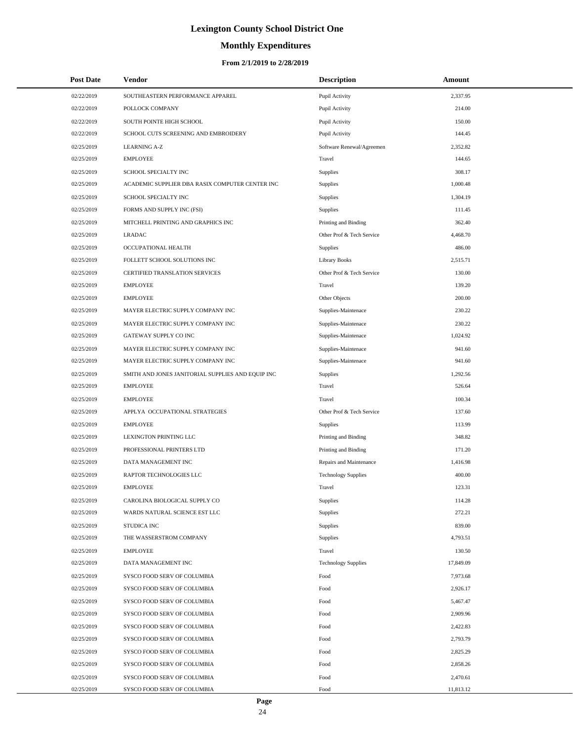# Lexington County School District One

## Monthly Expenditures

### From 2/1/2019 to 2/28/2019

| Post Date | Vendor | Description | Amount |
|---|---|---|---|
| 02/22/2019 | SOUTHEASTERN PERFORMANCE APPAREL | Pupil Activity | 2,337.95 |
| 02/22/2019 | POLLOCK COMPANY | Pupil Activity | 214.00 |
| 02/22/2019 | SOUTH POINTE HIGH SCHOOL | Pupil Activity | 150.00 |
| 02/22/2019 | SCHOOL CUTS SCREENING AND EMBROIDERY | Pupil Activity | 144.45 |
| 02/25/2019 | LEARNING A-Z | Software Renewal/Agreemen | 2,352.82 |
| 02/25/2019 | EMPLOYEE | Travel | 144.65 |
| 02/25/2019 | SCHOOL SPECIALTY INC | Supplies | 308.17 |
| 02/25/2019 | ACADEMIC SUPPLIER DBA RASIX COMPUTER CENTER INC | Supplies | 1,000.48 |
| 02/25/2019 | SCHOOL SPECIALTY INC | Supplies | 1,304.19 |
| 02/25/2019 | FORMS AND SUPPLY INC (FSI) | Supplies | 111.45 |
| 02/25/2019 | MITCHELL PRINTING AND GRAPHICS INC | Printing and Binding | 362.40 |
| 02/25/2019 | LRADAC | Other Prof & Tech Service | 4,468.70 |
| 02/25/2019 | OCCUPATIONAL HEALTH | Supplies | 486.00 |
| 02/25/2019 | FOLLETT SCHOOL SOLUTIONS INC | Library Books | 2,515.71 |
| 02/25/2019 | CERTIFIED TRANSLATION SERVICES | Other Prof & Tech Service | 130.00 |
| 02/25/2019 | EMPLOYEE | Travel | 139.20 |
| 02/25/2019 | EMPLOYEE | Other Objects | 200.00 |
| 02/25/2019 | MAYER ELECTRIC SUPPLY COMPANY INC | Supplies-Maintenace | 230.22 |
| 02/25/2019 | MAYER ELECTRIC SUPPLY COMPANY INC | Supplies-Maintenace | 230.22 |
| 02/25/2019 | GATEWAY SUPPLY CO INC | Supplies-Maintenace | 1,024.92 |
| 02/25/2019 | MAYER ELECTRIC SUPPLY COMPANY INC | Supplies-Maintenace | 941.60 |
| 02/25/2019 | MAYER ELECTRIC SUPPLY COMPANY INC | Supplies-Maintenace | 941.60 |
| 02/25/2019 | SMITH AND JONES JANITORIAL SUPPLIES AND EQUIP INC | Supplies | 1,292.56 |
| 02/25/2019 | EMPLOYEE | Travel | 526.64 |
| 02/25/2019 | EMPLOYEE | Travel | 100.34 |
| 02/25/2019 | APPLYA OCCUPATIONAL STRATEGIES | Other Prof & Tech Service | 137.60 |
| 02/25/2019 | EMPLOYEE | Supplies | 113.99 |
| 02/25/2019 | LEXINGTON PRINTING LLC | Printing and Binding | 348.82 |
| 02/25/2019 | PROFESSIONAL PRINTERS LTD | Printing and Binding | 171.20 |
| 02/25/2019 | DATA MANAGEMENT INC | Repairs and Maintenance | 1,416.98 |
| 02/25/2019 | RAPTOR TECHNOLOGIES LLC | Technology Supplies | 400.00 |
| 02/25/2019 | EMPLOYEE | Travel | 123.31 |
| 02/25/2019 | CAROLINA BIOLOGICAL SUPPLY CO | Supplies | 114.28 |
| 02/25/2019 | WARDS NATURAL SCIENCE EST LLC | Supplies | 272.21 |
| 02/25/2019 | STUDICA INC | Supplies | 839.00 |
| 02/25/2019 | THE WASSERSTROM COMPANY | Supplies | 4,793.51 |
| 02/25/2019 | EMPLOYEE | Travel | 130.50 |
| 02/25/2019 | DATA MANAGEMENT INC | Technology Supplies | 17,849.09 |
| 02/25/2019 | SYSCO FOOD SERV OF COLUMBIA | Food | 7,973.68 |
| 02/25/2019 | SYSCO FOOD SERV OF COLUMBIA | Food | 2,926.17 |
| 02/25/2019 | SYSCO FOOD SERV OF COLUMBIA | Food | 5,467.47 |
| 02/25/2019 | SYSCO FOOD SERV OF COLUMBIA | Food | 2,909.96 |
| 02/25/2019 | SYSCO FOOD SERV OF COLUMBIA | Food | 2,422.83 |
| 02/25/2019 | SYSCO FOOD SERV OF COLUMBIA | Food | 2,793.79 |
| 02/25/2019 | SYSCO FOOD SERV OF COLUMBIA | Food | 2,825.29 |
| 02/25/2019 | SYSCO FOOD SERV OF COLUMBIA | Food | 2,858.26 |
| 02/25/2019 | SYSCO FOOD SERV OF COLUMBIA | Food | 2,470.61 |
| 02/25/2019 | SYSCO FOOD SERV OF COLUMBIA | Food | 11,813.12 |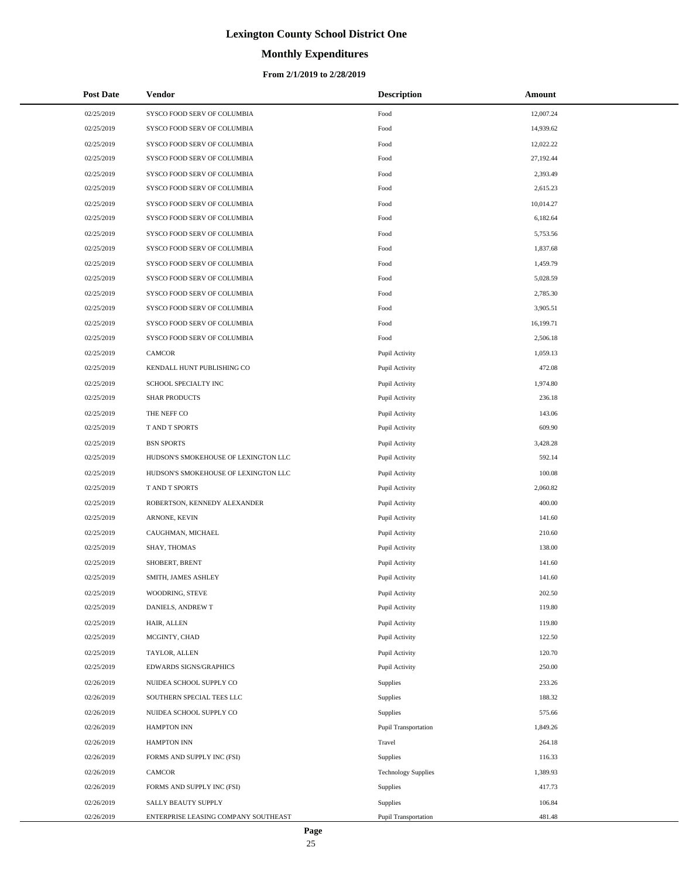# Lexington County School District One

## Monthly Expenditures

### From 2/1/2019 to 2/28/2019

| Post Date | Vendor | Description | Amount |
|---|---|---|---|
| 02/25/2019 | SYSCO FOOD SERV OF COLUMBIA | Food | 12,007.24 |
| 02/25/2019 | SYSCO FOOD SERV OF COLUMBIA | Food | 14,939.62 |
| 02/25/2019 | SYSCO FOOD SERV OF COLUMBIA | Food | 12,022.22 |
| 02/25/2019 | SYSCO FOOD SERV OF COLUMBIA | Food | 27,192.44 |
| 02/25/2019 | SYSCO FOOD SERV OF COLUMBIA | Food | 2,393.49 |
| 02/25/2019 | SYSCO FOOD SERV OF COLUMBIA | Food | 2,615.23 |
| 02/25/2019 | SYSCO FOOD SERV OF COLUMBIA | Food | 10,014.27 |
| 02/25/2019 | SYSCO FOOD SERV OF COLUMBIA | Food | 6,182.64 |
| 02/25/2019 | SYSCO FOOD SERV OF COLUMBIA | Food | 5,753.56 |
| 02/25/2019 | SYSCO FOOD SERV OF COLUMBIA | Food | 1,837.68 |
| 02/25/2019 | SYSCO FOOD SERV OF COLUMBIA | Food | 1,459.79 |
| 02/25/2019 | SYSCO FOOD SERV OF COLUMBIA | Food | 5,028.59 |
| 02/25/2019 | SYSCO FOOD SERV OF COLUMBIA | Food | 2,785.30 |
| 02/25/2019 | SYSCO FOOD SERV OF COLUMBIA | Food | 3,905.51 |
| 02/25/2019 | SYSCO FOOD SERV OF COLUMBIA | Food | 16,199.71 |
| 02/25/2019 | SYSCO FOOD SERV OF COLUMBIA | Food | 2,506.18 |
| 02/25/2019 | CAMCOR | Pupil Activity | 1,059.13 |
| 02/25/2019 | KENDALL HUNT PUBLISHING CO | Pupil Activity | 472.08 |
| 02/25/2019 | SCHOOL SPECIALTY INC | Pupil Activity | 1,974.80 |
| 02/25/2019 | SHAR PRODUCTS | Pupil Activity | 236.18 |
| 02/25/2019 | THE NEFF CO | Pupil Activity | 143.06 |
| 02/25/2019 | T AND T SPORTS | Pupil Activity | 609.90 |
| 02/25/2019 | BSN SPORTS | Pupil Activity | 3,428.28 |
| 02/25/2019 | HUDSON'S SMOKEHOUSE OF LEXINGTON LLC | Pupil Activity | 592.14 |
| 02/25/2019 | HUDSON'S SMOKEHOUSE OF LEXINGTON LLC | Pupil Activity | 100.08 |
| 02/25/2019 | T AND T SPORTS | Pupil Activity | 2,060.82 |
| 02/25/2019 | ROBERTSON, KENNEDY ALEXANDER | Pupil Activity | 400.00 |
| 02/25/2019 | ARNONE, KEVIN | Pupil Activity | 141.60 |
| 02/25/2019 | CAUGHMAN, MICHAEL | Pupil Activity | 210.60 |
| 02/25/2019 | SHAY, THOMAS | Pupil Activity | 138.00 |
| 02/25/2019 | SHOBERT, BRENT | Pupil Activity | 141.60 |
| 02/25/2019 | SMITH, JAMES ASHLEY | Pupil Activity | 141.60 |
| 02/25/2019 | WOODRING, STEVE | Pupil Activity | 202.50 |
| 02/25/2019 | DANIELS, ANDREW T | Pupil Activity | 119.80 |
| 02/25/2019 | HAIR, ALLEN | Pupil Activity | 119.80 |
| 02/25/2019 | MCGINTY, CHAD | Pupil Activity | 122.50 |
| 02/25/2019 | TAYLOR, ALLEN | Pupil Activity | 120.70 |
| 02/25/2019 | EDWARDS SIGNS/GRAPHICS | Pupil Activity | 250.00 |
| 02/26/2019 | NUIDEA SCHOOL SUPPLY CO | Supplies | 233.26 |
| 02/26/2019 | SOUTHERN SPECIAL TEES LLC | Supplies | 188.32 |
| 02/26/2019 | NUIDEA SCHOOL SUPPLY CO | Supplies | 575.66 |
| 02/26/2019 | HAMPTON INN | Pupil Transportation | 1,849.26 |
| 02/26/2019 | HAMPTON INN | Travel | 264.18 |
| 02/26/2019 | FORMS AND SUPPLY INC (FSI) | Supplies | 116.33 |
| 02/26/2019 | CAMCOR | Technology Supplies | 1,389.93 |
| 02/26/2019 | FORMS AND SUPPLY INC (FSI) | Supplies | 417.73 |
| 02/26/2019 | SALLY BEAUTY SUPPLY | Supplies | 106.84 |
| 02/26/2019 | ENTERPRISE LEASING COMPANY SOUTHEAST | Pupil Transportation | 481.48 |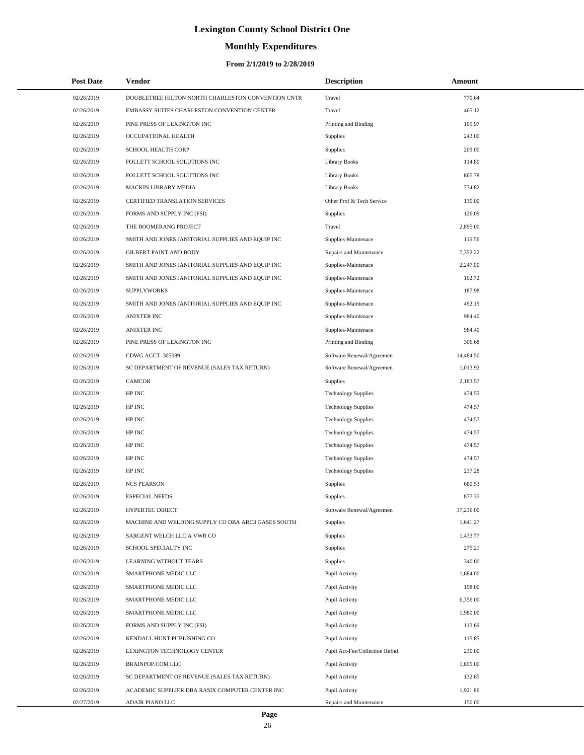# Lexington County School District One

## Monthly Expenditures

### From 2/1/2019 to 2/28/2019

| Post Date | Vendor | Description | Amount |
|---|---|---|---|
| 02/26/2019 | DOUBLETREE HILTON NORTH CHARLESTON CONVENTION CNTR | Travel | 770.64 |
| 02/26/2019 | EMBASSY SUITES CHARLESTON CONVENTION CENTER | Travel | 465.12 |
| 02/26/2019 | PINE PRESS OF LEXINGTON INC | Printing and Binding | 105.97 |
| 02/26/2019 | OCCUPATIONAL HEALTH | Supplies | 243.00 |
| 02/26/2019 | SCHOOL HEALTH CORP | Supplies | 209.00 |
| 02/26/2019 | FOLLETT SCHOOL SOLUTIONS INC | Library Books | 114.80 |
| 02/26/2019 | FOLLETT SCHOOL SOLUTIONS INC | Library Books | 865.78 |
| 02/26/2019 | MACKIN LIBRARY MEDIA | Library Books | 774.82 |
| 02/26/2019 | CERTIFIED TRANSLATION SERVICES | Other Prof & Tech Service | 130.00 |
| 02/26/2019 | FORMS AND SUPPLY INC (FSI) | Supplies | 126.09 |
| 02/26/2019 | THE BOOMERANG PROJECT | Travel | 2,895.00 |
| 02/26/2019 | SMITH AND JONES JANITORIAL SUPPLIES AND EQUIP INC | Supplies-Maintenace | 115.56 |
| 02/26/2019 | GILBERT PAINT AND BODY | Repairs and Maintenance | 7,352.22 |
| 02/26/2019 | SMITH AND JONES JANITORIAL SUPPLIES AND EQUIP INC | Supplies-Maintenace | 2,247.00 |
| 02/26/2019 | SMITH AND JONES JANITORIAL SUPPLIES AND EQUIP INC | Supplies-Maintenace | 102.72 |
| 02/26/2019 | SUPPLYWORKS | Supplies-Maintenace | 187.98 |
| 02/26/2019 | SMITH AND JONES JANITORIAL SUPPLIES AND EQUIP INC | Supplies-Maintenace | 492.19 |
| 02/26/2019 | ANIXTER INC | Supplies-Maintenace | 984.40 |
| 02/26/2019 | ANIXTER INC | Supplies-Maintenace | 984.40 |
| 02/26/2019 | PINE PRESS OF LEXINGTON INC | Printing and Binding | 306.68 |
| 02/26/2019 | CDWG ACCT 305089 | Software Renewal/Agreemen | 14,484.50 |
| 02/26/2019 | SC DEPARTMENT OF REVENUE (SALES TAX RETURN) | Software Renewal/Agreemen | 1,013.92 |
| 02/26/2019 | CAMCOR | Supplies | 2,183.57 |
| 02/26/2019 | HP INC | Technology Supplies | 474.55 |
| 02/26/2019 | HP INC | Technology Supplies | 474.57 |
| 02/26/2019 | HP INC | Technology Supplies | 474.57 |
| 02/26/2019 | HP INC | Technology Supplies | 474.57 |
| 02/26/2019 | HP INC | Technology Supplies | 474.57 |
| 02/26/2019 | HP INC | Technology Supplies | 474.57 |
| 02/26/2019 | HP INC | Technology Supplies | 237.28 |
| 02/26/2019 | NCS PEARSON | Supplies | 680.53 |
| 02/26/2019 | ESPECIAL NEEDS | Supplies | 877.35 |
| 02/26/2019 | HYPERTEC DIRECT | Software Renewal/Agreemen | 37,236.00 |
| 02/26/2019 | MACHINE AND WELDING SUPPLY CO DBA ARC3 GASES SOUTH | Supplies | 1,641.27 |
| 02/26/2019 | SARGENT WELCH LLC A VWR CO | Supplies | 1,433.77 |
| 02/26/2019 | SCHOOL SPECIALTY INC | Supplies | 275.21 |
| 02/26/2019 | LEARNING WITHOUT TEARS | Supplies | 340.00 |
| 02/26/2019 | SMARTPHONE MEDIC LLC | Pupil Activity | 1,684.00 |
| 02/26/2019 | SMARTPHONE MEDIC LLC | Pupil Activity | 198.00 |
| 02/26/2019 | SMARTPHONE MEDIC LLC | Pupil Activity | 6,356.00 |
| 02/26/2019 | SMARTPHONE MEDIC LLC | Pupil Activity | 1,980.00 |
| 02/26/2019 | FORMS AND SUPPLY INC (FSI) | Pupil Activity | 113.69 |
| 02/26/2019 | KENDALL HUNT PUBLISHING CO | Pupil Activity | 115.85 |
| 02/26/2019 | LEXINGTON TECHNOLOGY CENTER | Pupil Act-Fee/Collection Refnd | 230.00 |
| 02/26/2019 | BRAINPOP.COM LLC | Pupil Activity | 1,895.00 |
| 02/26/2019 | SC DEPARTMENT OF REVENUE (SALES TAX RETURN) | Pupil Activity | 132.65 |
| 02/26/2019 | ACADEMIC SUPPLIER DBA RASIX COMPUTER CENTER INC | Pupil Activity | 1,921.86 |
| 02/27/2019 | ADAIR PIANO LLC | Repairs and Maintenance | 150.00 |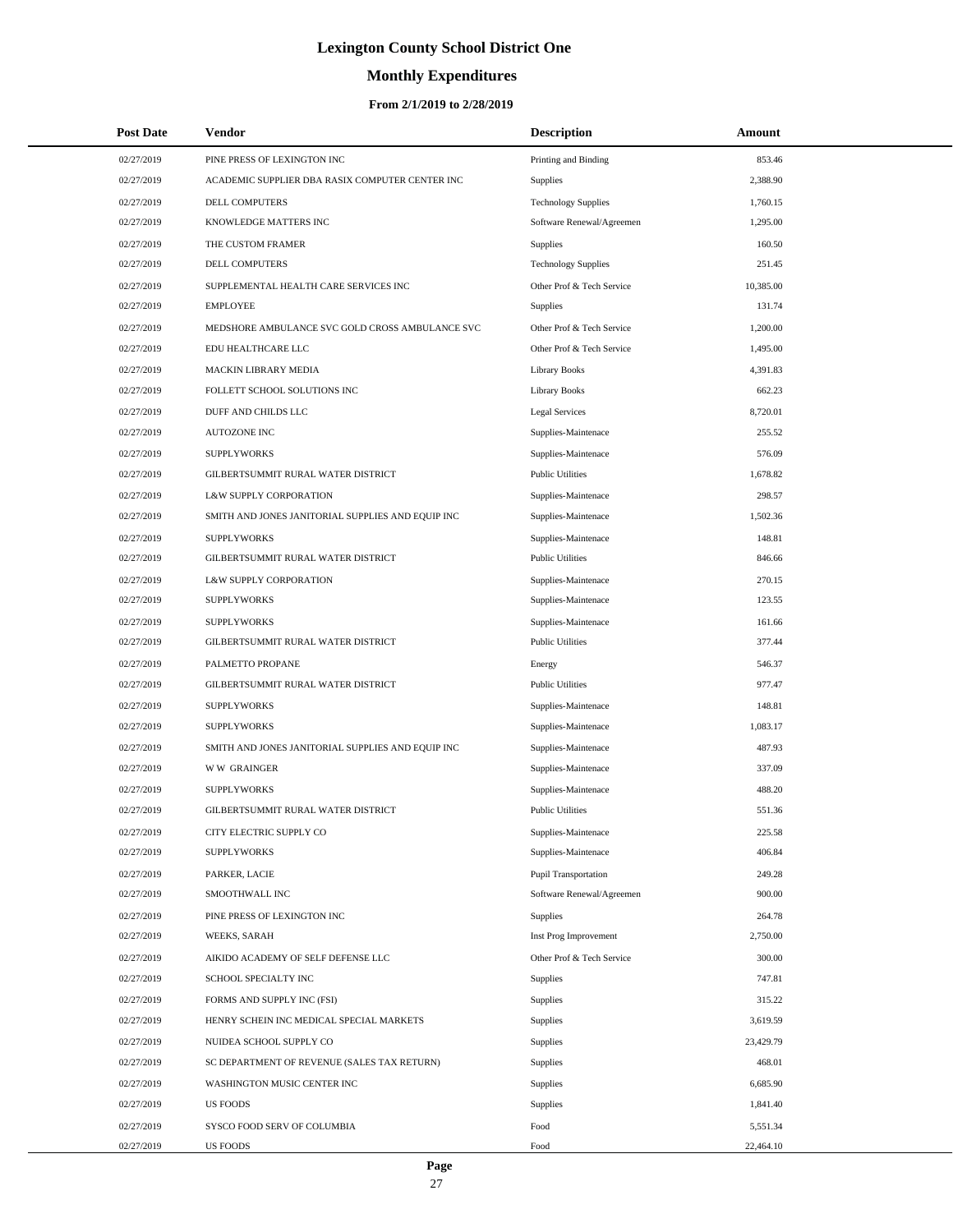# Lexington County School District One

## Monthly Expenditures

### From 2/1/2019 to 2/28/2019

| Post Date | Vendor | Description | Amount |
|---|---|---|---|
| 02/27/2019 | PINE PRESS OF LEXINGTON INC | Printing and Binding | 853.46 |
| 02/27/2019 | ACADEMIC SUPPLIER DBA RASIX COMPUTER CENTER INC | Supplies | 2,388.90 |
| 02/27/2019 | DELL COMPUTERS | Technology Supplies | 1,760.15 |
| 02/27/2019 | KNOWLEDGE MATTERS INC | Software Renewal/Agreemen | 1,295.00 |
| 02/27/2019 | THE CUSTOM FRAMER | Supplies | 160.50 |
| 02/27/2019 | DELL COMPUTERS | Technology Supplies | 251.45 |
| 02/27/2019 | SUPPLEMENTAL HEALTH CARE SERVICES INC | Other Prof & Tech Service | 10,385.00 |
| 02/27/2019 | EMPLOYEE | Supplies | 131.74 |
| 02/27/2019 | MEDSHORE AMBULANCE SVC GOLD CROSS AMBULANCE SVC | Other Prof & Tech Service | 1,200.00 |
| 02/27/2019 | EDU HEALTHCARE LLC | Other Prof & Tech Service | 1,495.00 |
| 02/27/2019 | MACKIN LIBRARY MEDIA | Library Books | 4,391.83 |
| 02/27/2019 | FOLLETT SCHOOL SOLUTIONS INC | Library Books | 662.23 |
| 02/27/2019 | DUFF AND CHILDS LLC | Legal Services | 8,720.01 |
| 02/27/2019 | AUTOZONE INC | Supplies-Maintenace | 255.52 |
| 02/27/2019 | SUPPLYWORKS | Supplies-Maintenace | 576.09 |
| 02/27/2019 | GILBERTSUMMIT RURAL WATER DISTRICT | Public Utilities | 1,678.82 |
| 02/27/2019 | L&W SUPPLY CORPORATION | Supplies-Maintenace | 298.57 |
| 02/27/2019 | SMITH AND JONES JANITORIAL SUPPLIES AND EQUIP INC | Supplies-Maintenace | 1,502.36 |
| 02/27/2019 | SUPPLYWORKS | Supplies-Maintenace | 148.81 |
| 02/27/2019 | GILBERTSUMMIT RURAL WATER DISTRICT | Public Utilities | 846.66 |
| 02/27/2019 | L&W SUPPLY CORPORATION | Supplies-Maintenace | 270.15 |
| 02/27/2019 | SUPPLYWORKS | Supplies-Maintenace | 123.55 |
| 02/27/2019 | SUPPLYWORKS | Supplies-Maintenace | 161.66 |
| 02/27/2019 | GILBERTSUMMIT RURAL WATER DISTRICT | Public Utilities | 377.44 |
| 02/27/2019 | PALMETTO PROPANE | Energy | 546.37 |
| 02/27/2019 | GILBERTSUMMIT RURAL WATER DISTRICT | Public Utilities | 977.47 |
| 02/27/2019 | SUPPLYWORKS | Supplies-Maintenace | 148.81 |
| 02/27/2019 | SUPPLYWORKS | Supplies-Maintenace | 1,083.17 |
| 02/27/2019 | SMITH AND JONES JANITORIAL SUPPLIES AND EQUIP INC | Supplies-Maintenace | 487.93 |
| 02/27/2019 | W W GRAINGER | Supplies-Maintenace | 337.09 |
| 02/27/2019 | SUPPLYWORKS | Supplies-Maintenace | 488.20 |
| 02/27/2019 | GILBERTSUMMIT RURAL WATER DISTRICT | Public Utilities | 551.36 |
| 02/27/2019 | CITY ELECTRIC SUPPLY CO | Supplies-Maintenace | 225.58 |
| 02/27/2019 | SUPPLYWORKS | Supplies-Maintenace | 406.84 |
| 02/27/2019 | PARKER, LACIE | Pupil Transportation | 249.28 |
| 02/27/2019 | SMOOTHWALL INC | Software Renewal/Agreemen | 900.00 |
| 02/27/2019 | PINE PRESS OF LEXINGTON INC | Supplies | 264.78 |
| 02/27/2019 | WEEKS, SARAH | Inst Prog Improvement | 2,750.00 |
| 02/27/2019 | AIKIDO ACADEMY OF SELF DEFENSE LLC | Other Prof & Tech Service | 300.00 |
| 02/27/2019 | SCHOOL SPECIALTY INC | Supplies | 747.81 |
| 02/27/2019 | FORMS AND SUPPLY INC (FSI) | Supplies | 315.22 |
| 02/27/2019 | HENRY SCHEIN INC MEDICAL SPECIAL MARKETS | Supplies | 3,619.59 |
| 02/27/2019 | NUIDEA SCHOOL SUPPLY CO | Supplies | 23,429.79 |
| 02/27/2019 | SC DEPARTMENT OF REVENUE (SALES TAX RETURN) | Supplies | 468.01 |
| 02/27/2019 | WASHINGTON MUSIC CENTER INC | Supplies | 6,685.90 |
| 02/27/2019 | US FOODS | Supplies | 1,841.40 |
| 02/27/2019 | SYSCO FOOD SERV OF COLUMBIA | Food | 5,551.34 |
| 02/27/2019 | US FOODS | Food | 22,464.10 |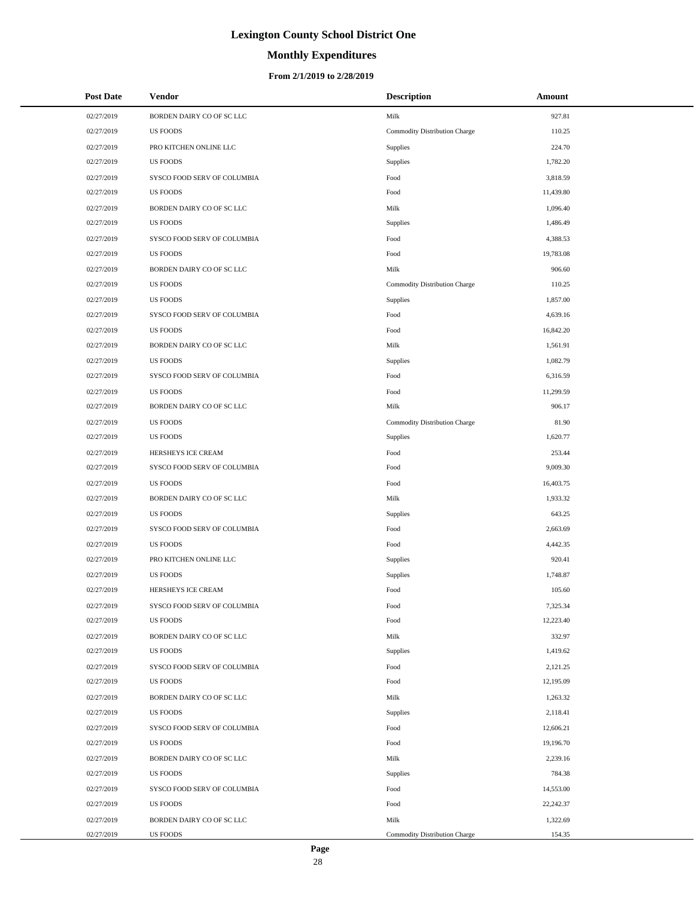# Lexington County School District One

## Monthly Expenditures

### From 2/1/2019 to 2/28/2019

| Post Date | Vendor | Description | Amount |
|---|---|---|---|
| 02/27/2019 | BORDEN DAIRY CO OF SC LLC | Milk | 927.81 |
| 02/27/2019 | US FOODS | Commodity Distribution Charge | 110.25 |
| 02/27/2019 | PRO KITCHEN ONLINE LLC | Supplies | 224.70 |
| 02/27/2019 | US FOODS | Supplies | 1,782.20 |
| 02/27/2019 | SYSCO FOOD SERV OF COLUMBIA | Food | 3,818.59 |
| 02/27/2019 | US FOODS | Food | 11,439.80 |
| 02/27/2019 | BORDEN DAIRY CO OF SC LLC | Milk | 1,096.40 |
| 02/27/2019 | US FOODS | Supplies | 1,486.49 |
| 02/27/2019 | SYSCO FOOD SERV OF COLUMBIA | Food | 4,388.53 |
| 02/27/2019 | US FOODS | Food | 19,783.08 |
| 02/27/2019 | BORDEN DAIRY CO OF SC LLC | Milk | 906.60 |
| 02/27/2019 | US FOODS | Commodity Distribution Charge | 110.25 |
| 02/27/2019 | US FOODS | Supplies | 1,857.00 |
| 02/27/2019 | SYSCO FOOD SERV OF COLUMBIA | Food | 4,639.16 |
| 02/27/2019 | US FOODS | Food | 16,842.20 |
| 02/27/2019 | BORDEN DAIRY CO OF SC LLC | Milk | 1,561.91 |
| 02/27/2019 | US FOODS | Supplies | 1,082.79 |
| 02/27/2019 | SYSCO FOOD SERV OF COLUMBIA | Food | 6,316.59 |
| 02/27/2019 | US FOODS | Food | 11,299.59 |
| 02/27/2019 | BORDEN DAIRY CO OF SC LLC | Milk | 906.17 |
| 02/27/2019 | US FOODS | Commodity Distribution Charge | 81.90 |
| 02/27/2019 | US FOODS | Supplies | 1,620.77 |
| 02/27/2019 | HERSHEYS ICE CREAM | Food | 253.44 |
| 02/27/2019 | SYSCO FOOD SERV OF COLUMBIA | Food | 9,009.30 |
| 02/27/2019 | US FOODS | Food | 16,403.75 |
| 02/27/2019 | BORDEN DAIRY CO OF SC LLC | Milk | 1,933.32 |
| 02/27/2019 | US FOODS | Supplies | 643.25 |
| 02/27/2019 | SYSCO FOOD SERV OF COLUMBIA | Food | 2,663.69 |
| 02/27/2019 | US FOODS | Food | 4,442.35 |
| 02/27/2019 | PRO KITCHEN ONLINE LLC | Supplies | 920.41 |
| 02/27/2019 | US FOODS | Supplies | 1,748.87 |
| 02/27/2019 | HERSHEYS ICE CREAM | Food | 105.60 |
| 02/27/2019 | SYSCO FOOD SERV OF COLUMBIA | Food | 7,325.34 |
| 02/27/2019 | US FOODS | Food | 12,223.40 |
| 02/27/2019 | BORDEN DAIRY CO OF SC LLC | Milk | 332.97 |
| 02/27/2019 | US FOODS | Supplies | 1,419.62 |
| 02/27/2019 | SYSCO FOOD SERV OF COLUMBIA | Food | 2,121.25 |
| 02/27/2019 | US FOODS | Food | 12,195.09 |
| 02/27/2019 | BORDEN DAIRY CO OF SC LLC | Milk | 1,263.32 |
| 02/27/2019 | US FOODS | Supplies | 2,118.41 |
| 02/27/2019 | SYSCO FOOD SERV OF COLUMBIA | Food | 12,606.21 |
| 02/27/2019 | US FOODS | Food | 19,196.70 |
| 02/27/2019 | BORDEN DAIRY CO OF SC LLC | Milk | 2,239.16 |
| 02/27/2019 | US FOODS | Supplies | 784.38 |
| 02/27/2019 | SYSCO FOOD SERV OF COLUMBIA | Food | 14,553.00 |
| 02/27/2019 | US FOODS | Food | 22,242.37 |
| 02/27/2019 | BORDEN DAIRY CO OF SC LLC | Milk | 1,322.69 |
| 02/27/2019 | US FOODS | Commodity Distribution Charge | 154.35 |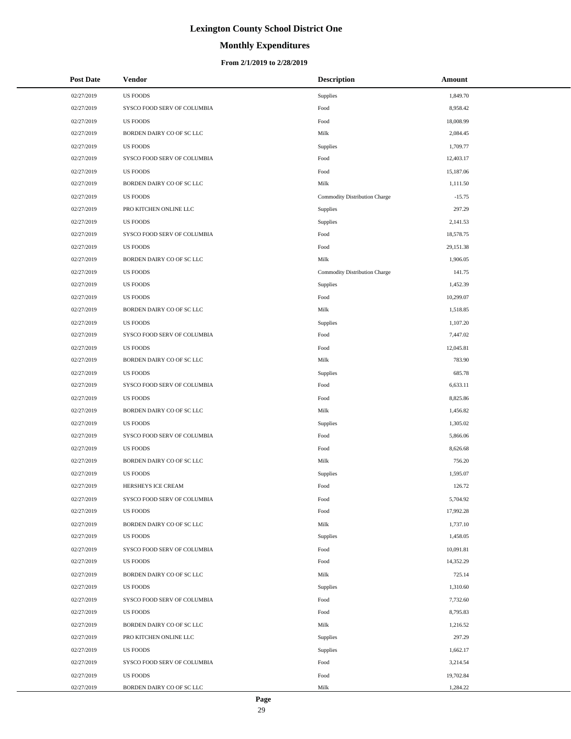# Lexington County School District One

## Monthly Expenditures

### From 2/1/2019 to 2/28/2019

| Post Date | Vendor | Description | Amount |
| --- | --- | --- | --- |
| 02/27/2019 | US FOODS | Supplies | 1,849.70 |
| 02/27/2019 | SYSCO FOOD SERV OF COLUMBIA | Food | 8,958.42 |
| 02/27/2019 | US FOODS | Food | 18,008.99 |
| 02/27/2019 | BORDEN DAIRY CO OF SC LLC | Milk | 2,084.45 |
| 02/27/2019 | US FOODS | Supplies | 1,709.77 |
| 02/27/2019 | SYSCO FOOD SERV OF COLUMBIA | Food | 12,403.17 |
| 02/27/2019 | US FOODS | Food | 15,187.06 |
| 02/27/2019 | BORDEN DAIRY CO OF SC LLC | Milk | 1,111.50 |
| 02/27/2019 | US FOODS | Commodity Distribution Charge | -15.75 |
| 02/27/2019 | PRO KITCHEN ONLINE LLC | Supplies | 297.29 |
| 02/27/2019 | US FOODS | Supplies | 2,141.53 |
| 02/27/2019 | SYSCO FOOD SERV OF COLUMBIA | Food | 18,578.75 |
| 02/27/2019 | US FOODS | Food | 29,151.38 |
| 02/27/2019 | BORDEN DAIRY CO OF SC LLC | Milk | 1,906.05 |
| 02/27/2019 | US FOODS | Commodity Distribution Charge | 141.75 |
| 02/27/2019 | US FOODS | Supplies | 1,452.39 |
| 02/27/2019 | US FOODS | Food | 10,299.07 |
| 02/27/2019 | BORDEN DAIRY CO OF SC LLC | Milk | 1,518.85 |
| 02/27/2019 | US FOODS | Supplies | 1,107.20 |
| 02/27/2019 | SYSCO FOOD SERV OF COLUMBIA | Food | 7,447.02 |
| 02/27/2019 | US FOODS | Food | 12,045.81 |
| 02/27/2019 | BORDEN DAIRY CO OF SC LLC | Milk | 783.90 |
| 02/27/2019 | US FOODS | Supplies | 685.78 |
| 02/27/2019 | SYSCO FOOD SERV OF COLUMBIA | Food | 6,633.11 |
| 02/27/2019 | US FOODS | Food | 8,825.86 |
| 02/27/2019 | BORDEN DAIRY CO OF SC LLC | Milk | 1,456.82 |
| 02/27/2019 | US FOODS | Supplies | 1,305.02 |
| 02/27/2019 | SYSCO FOOD SERV OF COLUMBIA | Food | 5,866.06 |
| 02/27/2019 | US FOODS | Food | 8,626.68 |
| 02/27/2019 | BORDEN DAIRY CO OF SC LLC | Milk | 756.20 |
| 02/27/2019 | US FOODS | Supplies | 1,595.07 |
| 02/27/2019 | HERSHEYS ICE CREAM | Food | 126.72 |
| 02/27/2019 | SYSCO FOOD SERV OF COLUMBIA | Food | 5,704.92 |
| 02/27/2019 | US FOODS | Food | 17,992.28 |
| 02/27/2019 | BORDEN DAIRY CO OF SC LLC | Milk | 1,737.10 |
| 02/27/2019 | US FOODS | Supplies | 1,458.05 |
| 02/27/2019 | SYSCO FOOD SERV OF COLUMBIA | Food | 10,091.81 |
| 02/27/2019 | US FOODS | Food | 14,352.29 |
| 02/27/2019 | BORDEN DAIRY CO OF SC LLC | Milk | 725.14 |
| 02/27/2019 | US FOODS | Supplies | 1,310.60 |
| 02/27/2019 | SYSCO FOOD SERV OF COLUMBIA | Food | 7,732.60 |
| 02/27/2019 | US FOODS | Food | 8,795.83 |
| 02/27/2019 | BORDEN DAIRY CO OF SC LLC | Milk | 1,216.52 |
| 02/27/2019 | PRO KITCHEN ONLINE LLC | Supplies | 297.29 |
| 02/27/2019 | US FOODS | Supplies | 1,662.17 |
| 02/27/2019 | SYSCO FOOD SERV OF COLUMBIA | Food | 3,214.54 |
| 02/27/2019 | US FOODS | Food | 19,702.84 |
| 02/27/2019 | BORDEN DAIRY CO OF SC LLC | Milk | 1,284.22 |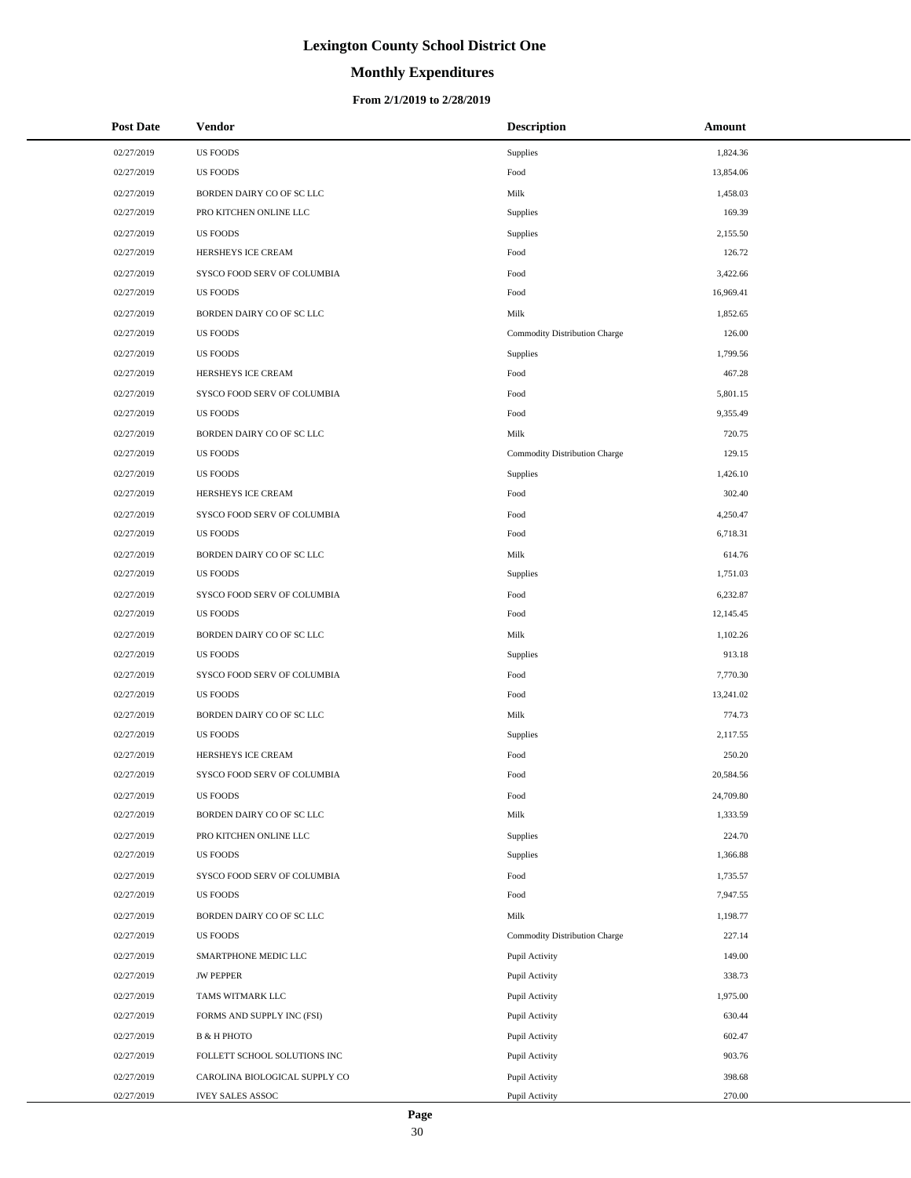# Lexington County School District One

## Monthly Expenditures

### From 2/1/2019 to 2/28/2019

| Post Date | Vendor | Description | Amount |
|---|---|---|---|
| 02/27/2019 | US FOODS | Supplies | 1,824.36 |
| 02/27/2019 | US FOODS | Food | 13,854.06 |
| 02/27/2019 | BORDEN DAIRY CO OF SC LLC | Milk | 1,458.03 |
| 02/27/2019 | PRO KITCHEN ONLINE LLC | Supplies | 169.39 |
| 02/27/2019 | US FOODS | Supplies | 2,155.50 |
| 02/27/2019 | HERSHEYS ICE CREAM | Food | 126.72 |
| 02/27/2019 | SYSCO FOOD SERV OF COLUMBIA | Food | 3,422.66 |
| 02/27/2019 | US FOODS | Food | 16,969.41 |
| 02/27/2019 | BORDEN DAIRY CO OF SC LLC | Milk | 1,852.65 |
| 02/27/2019 | US FOODS | Commodity Distribution Charge | 126.00 |
| 02/27/2019 | US FOODS | Supplies | 1,799.56 |
| 02/27/2019 | HERSHEYS ICE CREAM | Food | 467.28 |
| 02/27/2019 | SYSCO FOOD SERV OF COLUMBIA | Food | 5,801.15 |
| 02/27/2019 | US FOODS | Food | 9,355.49 |
| 02/27/2019 | BORDEN DAIRY CO OF SC LLC | Milk | 720.75 |
| 02/27/2019 | US FOODS | Commodity Distribution Charge | 129.15 |
| 02/27/2019 | US FOODS | Supplies | 1,426.10 |
| 02/27/2019 | HERSHEYS ICE CREAM | Food | 302.40 |
| 02/27/2019 | SYSCO FOOD SERV OF COLUMBIA | Food | 4,250.47 |
| 02/27/2019 | US FOODS | Food | 6,718.31 |
| 02/27/2019 | BORDEN DAIRY CO OF SC LLC | Milk | 614.76 |
| 02/27/2019 | US FOODS | Supplies | 1,751.03 |
| 02/27/2019 | SYSCO FOOD SERV OF COLUMBIA | Food | 6,232.87 |
| 02/27/2019 | US FOODS | Food | 12,145.45 |
| 02/27/2019 | BORDEN DAIRY CO OF SC LLC | Milk | 1,102.26 |
| 02/27/2019 | US FOODS | Supplies | 913.18 |
| 02/27/2019 | SYSCO FOOD SERV OF COLUMBIA | Food | 7,770.30 |
| 02/27/2019 | US FOODS | Food | 13,241.02 |
| 02/27/2019 | BORDEN DAIRY CO OF SC LLC | Milk | 774.73 |
| 02/27/2019 | US FOODS | Supplies | 2,117.55 |
| 02/27/2019 | HERSHEYS ICE CREAM | Food | 250.20 |
| 02/27/2019 | SYSCO FOOD SERV OF COLUMBIA | Food | 20,584.56 |
| 02/27/2019 | US FOODS | Food | 24,709.80 |
| 02/27/2019 | BORDEN DAIRY CO OF SC LLC | Milk | 1,333.59 |
| 02/27/2019 | PRO KITCHEN ONLINE LLC | Supplies | 224.70 |
| 02/27/2019 | US FOODS | Supplies | 1,366.88 |
| 02/27/2019 | SYSCO FOOD SERV OF COLUMBIA | Food | 1,735.57 |
| 02/27/2019 | US FOODS | Food | 7,947.55 |
| 02/27/2019 | BORDEN DAIRY CO OF SC LLC | Milk | 1,198.77 |
| 02/27/2019 | US FOODS | Commodity Distribution Charge | 227.14 |
| 02/27/2019 | SMARTPHONE MEDIC LLC | Pupil Activity | 149.00 |
| 02/27/2019 | JW PEPPER | Pupil Activity | 338.73 |
| 02/27/2019 | TAMS WITMARK LLC | Pupil Activity | 1,975.00 |
| 02/27/2019 | FORMS AND SUPPLY INC (FSI) | Pupil Activity | 630.44 |
| 02/27/2019 | B & H PHOTO | Pupil Activity | 602.47 |
| 02/27/2019 | FOLLETT SCHOOL SOLUTIONS INC | Pupil Activity | 903.76 |
| 02/27/2019 | CAROLINA BIOLOGICAL SUPPLY CO | Pupil Activity | 398.68 |
| 02/27/2019 | IVEY SALES ASSOC | Pupil Activity | 270.00 |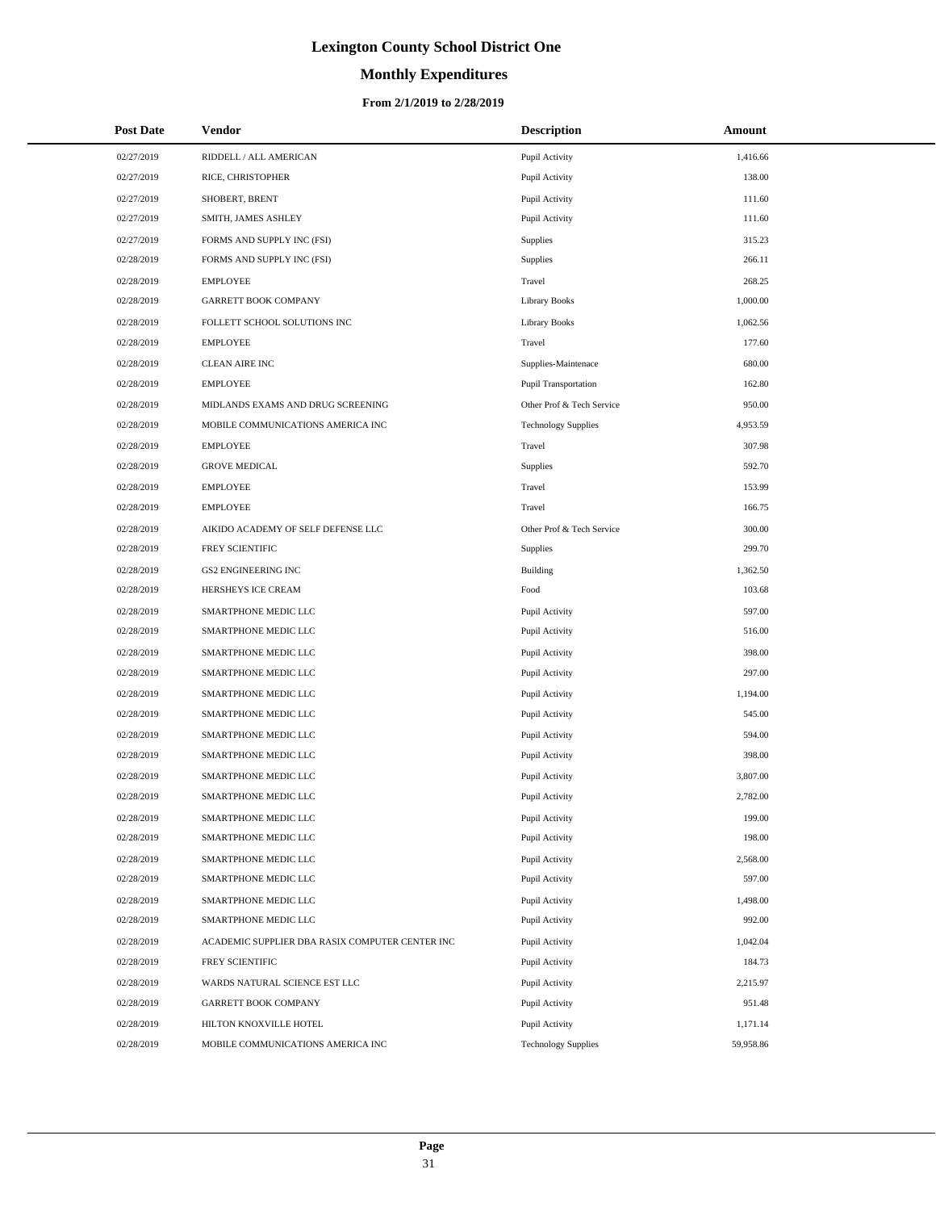# Lexington County School District One

## Monthly Expenditures

### From 2/1/2019 to 2/28/2019

| Post Date | Vendor | Description | Amount |
|---|---|---|---|
| 02/27/2019 | RIDDELL / ALL AMERICAN | Pupil Activity | 1,416.66 |
| 02/27/2019 | RICE, CHRISTOPHER | Pupil Activity | 138.00 |
| 02/27/2019 | SHOBERT, BRENT | Pupil Activity | 111.60 |
| 02/27/2019 | SMITH, JAMES ASHLEY | Pupil Activity | 111.60 |
| 02/27/2019 | FORMS AND SUPPLY INC (FSI) | Supplies | 315.23 |
| 02/28/2019 | FORMS AND SUPPLY INC (FSI) | Supplies | 266.11 |
| 02/28/2019 | EMPLOYEE | Travel | 268.25 |
| 02/28/2019 | GARRETT BOOK COMPANY | Library Books | 1,000.00 |
| 02/28/2019 | FOLLETT SCHOOL SOLUTIONS INC | Library Books | 1,062.56 |
| 02/28/2019 | EMPLOYEE | Travel | 177.60 |
| 02/28/2019 | CLEAN AIRE INC | Supplies-Maintenace | 680.00 |
| 02/28/2019 | EMPLOYEE | Pupil Transportation | 162.80 |
| 02/28/2019 | MIDLANDS EXAMS AND DRUG SCREENING | Other Prof & Tech Service | 950.00 |
| 02/28/2019 | MOBILE COMMUNICATIONS AMERICA INC | Technology Supplies | 4,953.59 |
| 02/28/2019 | EMPLOYEE | Travel | 307.98 |
| 02/28/2019 | GROVE MEDICAL | Supplies | 592.70 |
| 02/28/2019 | EMPLOYEE | Travel | 153.99 |
| 02/28/2019 | EMPLOYEE | Travel | 166.75 |
| 02/28/2019 | AIKIDO ACADEMY OF SELF DEFENSE LLC | Other Prof & Tech Service | 300.00 |
| 02/28/2019 | FREY SCIENTIFIC | Supplies | 299.70 |
| 02/28/2019 | GS2 ENGINEERING INC | Building | 1,362.50 |
| 02/28/2019 | HERSHEYS ICE CREAM | Food | 103.68 |
| 02/28/2019 | SMARTPHONE MEDIC LLC | Pupil Activity | 597.00 |
| 02/28/2019 | SMARTPHONE MEDIC LLC | Pupil Activity | 516.00 |
| 02/28/2019 | SMARTPHONE MEDIC LLC | Pupil Activity | 398.00 |
| 02/28/2019 | SMARTPHONE MEDIC LLC | Pupil Activity | 297.00 |
| 02/28/2019 | SMARTPHONE MEDIC LLC | Pupil Activity | 1,194.00 |
| 02/28/2019 | SMARTPHONE MEDIC LLC | Pupil Activity | 545.00 |
| 02/28/2019 | SMARTPHONE MEDIC LLC | Pupil Activity | 594.00 |
| 02/28/2019 | SMARTPHONE MEDIC LLC | Pupil Activity | 398.00 |
| 02/28/2019 | SMARTPHONE MEDIC LLC | Pupil Activity | 3,807.00 |
| 02/28/2019 | SMARTPHONE MEDIC LLC | Pupil Activity | 2,782.00 |
| 02/28/2019 | SMARTPHONE MEDIC LLC | Pupil Activity | 199.00 |
| 02/28/2019 | SMARTPHONE MEDIC LLC | Pupil Activity | 198.00 |
| 02/28/2019 | SMARTPHONE MEDIC LLC | Pupil Activity | 2,568.00 |
| 02/28/2019 | SMARTPHONE MEDIC LLC | Pupil Activity | 597.00 |
| 02/28/2019 | SMARTPHONE MEDIC LLC | Pupil Activity | 1,498.00 |
| 02/28/2019 | SMARTPHONE MEDIC LLC | Pupil Activity | 992.00 |
| 02/28/2019 | ACADEMIC SUPPLIER DBA RASIX COMPUTER CENTER INC | Pupil Activity | 1,042.04 |
| 02/28/2019 | FREY SCIENTIFIC | Pupil Activity | 184.73 |
| 02/28/2019 | WARDS NATURAL SCIENCE EST LLC | Pupil Activity | 2,215.97 |
| 02/28/2019 | GARRETT BOOK COMPANY | Pupil Activity | 951.48 |
| 02/28/2019 | HILTON KNOXVILLE HOTEL | Pupil Activity | 1,171.14 |
| 02/28/2019 | MOBILE COMMUNICATIONS AMERICA INC | Technology Supplies | 59,958.86 |